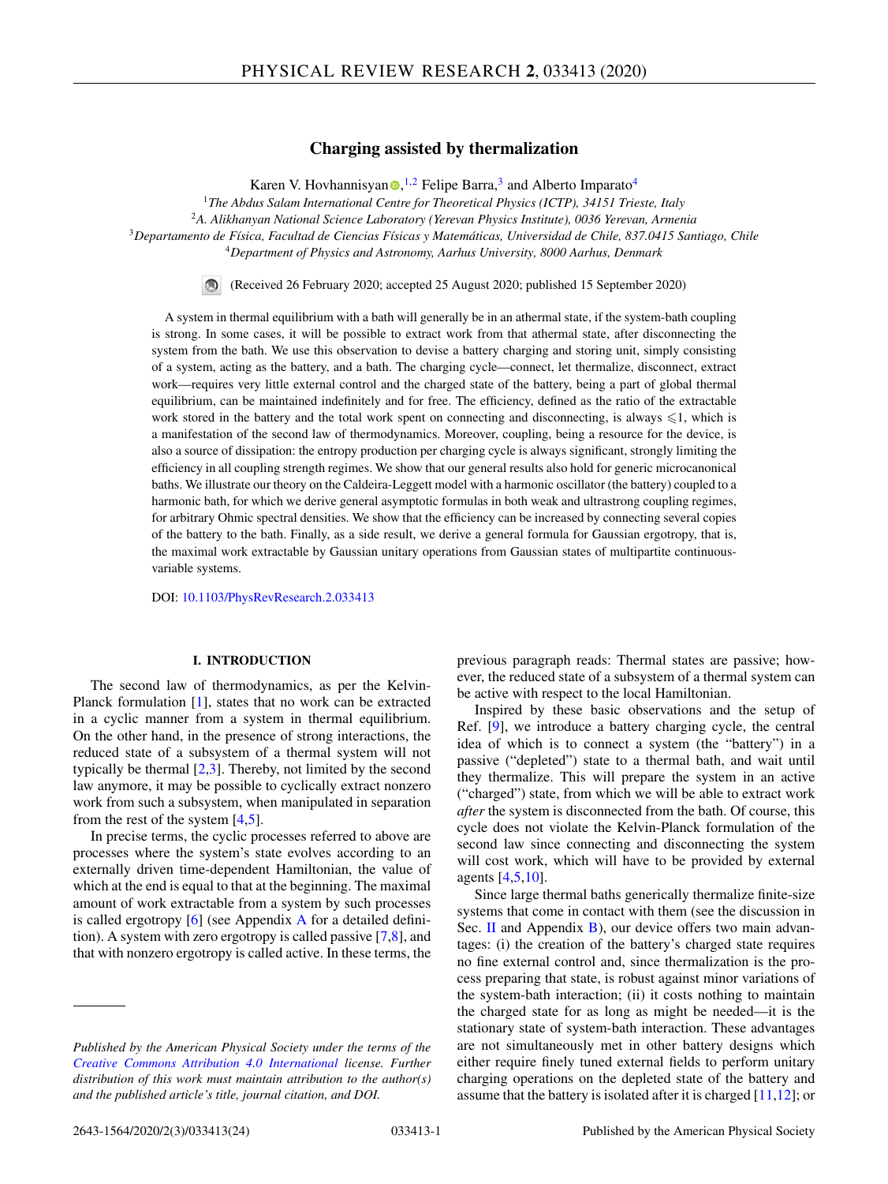# Charging assisted by thermalization

Karen V. Hovhannisyan [1,2] Felipe Barra,[3] and Alberto Imparato[4]

[1]The Abdus Salam International Centre for Theoretical Physics (ICTP), 34151 Trieste, Italy
[2]A. Alikhanyan National Science Laboratory (Yerevan Physics Institute), 0036 Yerevan, Armenia
[3]Departamento de Física, Facultad de Ciencias Físicas y Matemáticas, Universidad de Chile, 837.0415 Santiago, Chile
[4]Department of Physics and Astronomy, Aarhus University, 8000 Aarhus, Denmark

(Received 26 February 2020; accepted 25 August 2020; published 15 September 2020)

A system in thermal equilibrium with a bath will generally be in an athermal state, if the system-bath coupling is strong. In some cases, it will be possible to extract work from that athermal state, after disconnecting the system from the bath. We use this observation to devise a battery charging and storing unit, simply consisting of a system, acting as the battery, and a bath. The charging cycle—connect, let thermalize, disconnect, extract work—requires very little external control and the charged state of the battery, being a part of global thermal equilibrium, can be maintained indefinitely and for free. The efficiency, defined as the ratio of the extractable work stored in the battery and the total work spent on connecting and disconnecting, is always $\leqslant 1$, which is a manifestation of the second law of thermodynamics. Moreover, coupling, being a resource for the device, is also a source of dissipation: the entropy production per charging cycle is always significant, strongly limiting the efficiency in all coupling strength regimes. We show that our general results also hold for generic microcanonical baths. We illustrate our theory on the Caldeira-Leggett model with a harmonic oscillator (the battery) coupled to a harmonic bath, for which we derive general asymptotic formulas in both weak and ultrastrong coupling regimes, for arbitrary Ohmic spectral densities. We show that the efficiency can be increased by connecting several copies of the battery to the bath. Finally, as a side result, we derive a general formula for Gaussian ergotropy, that is, the maximal work extractable by Gaussian unitary operations from Gaussian states of multipartite continuous-variable systems.

DOI: 10.1103/PhysRevResearch.2.033413

## I. INTRODUCTION

The second law of thermodynamics, as per the Kelvin-Planck formulation [1], states that no work can be extracted in a cyclic manner from a system in thermal equilibrium. On the other hand, in the presence of strong interactions, the reduced state of a subsystem of a thermal system will not typically be thermal [2,3]. Thereby, not limited by the second law anymore, it may be possible to cyclically extract nonzero work from such a subsystem, when manipulated in separation from the rest of the system [4,5].

In precise terms, the cyclic processes referred to above are processes where the system's state evolves according to an externally driven time-dependent Hamiltonian, the value of which at the end is equal to that at the beginning. The maximal amount of work extractable from a system by such processes is called ergotropy [6] (see Appendix A for a detailed definition). A system with zero ergotropy is called passive [7,8], and that with nonzero ergotropy is called active. In these terms, the previous paragraph reads: Thermal states are passive; however, the reduced state of a subsystem of a thermal system can be active with respect to the local Hamiltonian.

Inspired by these basic observations and the setup of Ref. [9], we introduce a battery charging cycle, the central idea of which is to connect a system (the "battery") in a passive ("depleted") state to a thermal bath, and wait until they thermalize. This will prepare the system in an active ("charged") state, from which we will be able to extract work *after* the system is disconnected from the bath. Of course, this cycle does not violate the Kelvin-Planck formulation of the second law since connecting and disconnecting the system will cost work, which will have to be provided by external agents [4,5,10].

Since large thermal baths generically thermalize finite-size systems that come in contact with them (see the discussion in Sec. II and Appendix B), our device offers two main advantages: (i) the creation of the battery's charged state requires no fine external control and, since thermalization is the process preparing that state, is robust against minor variations of the system-bath interaction; (ii) it costs nothing to maintain the charged state for as long as might be needed—it is the stationary state of system-bath interaction. These advantages are not simultaneously met in other battery designs which either require finely tuned external fields to perform unitary charging operations on the depleted state of the battery and assume that the battery is isolated after it is charged [11,12]; or

*Published by the American Physical Society under the terms of the Creative Commons Attribution 4.0 International license. Further distribution of this work must maintain attribution to the author(s) and the published article's title, journal citation, and DOI.*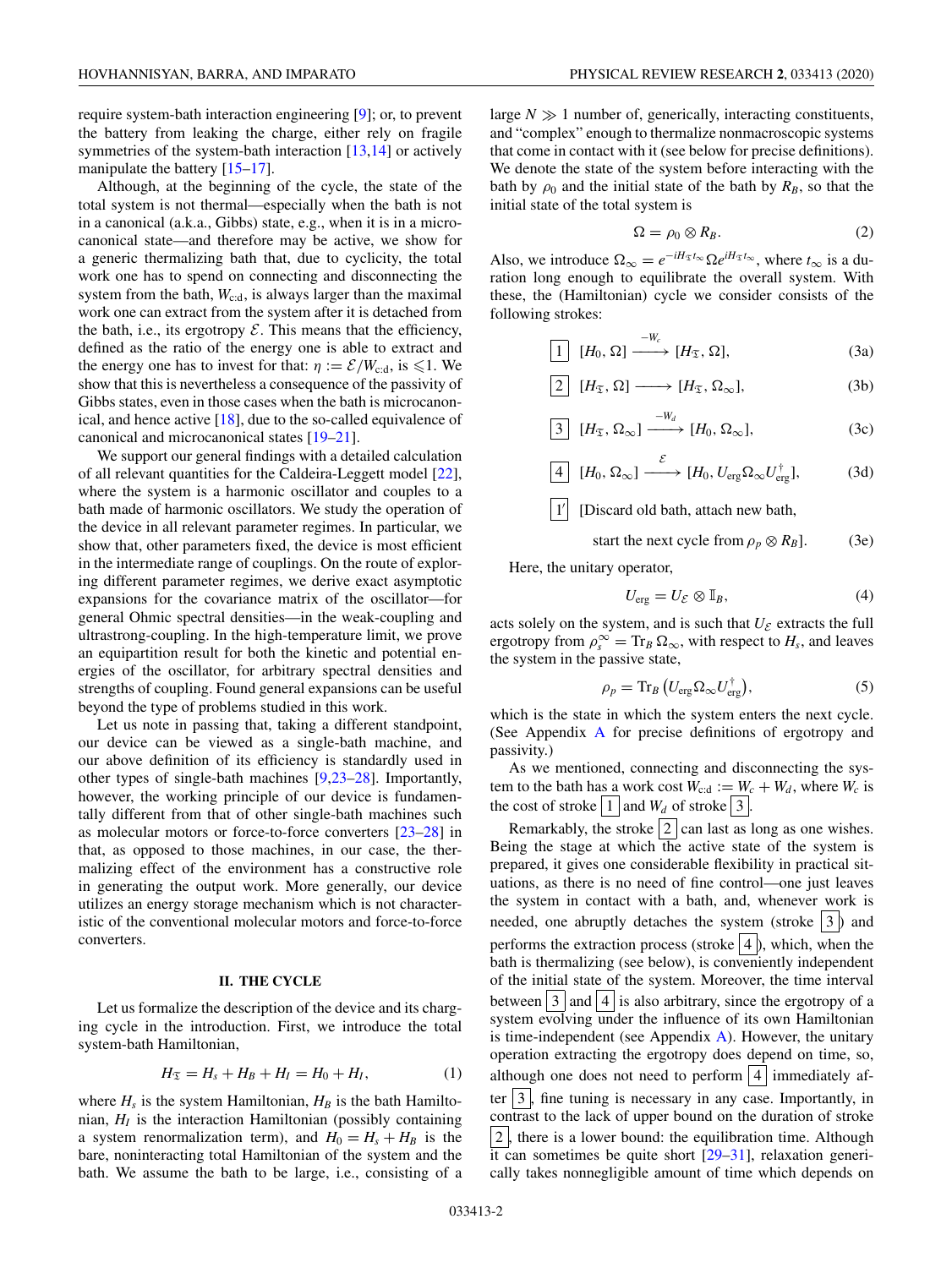require system-bath interaction engineering [9]; or, to prevent the battery from leaking the charge, either rely on fragile symmetries of the system-bath interaction [13,14] or actively manipulate the battery [15–17].

Although, at the beginning of the cycle, the state of the total system is not thermal—especially when the bath is not in a canonical (a.k.a., Gibbs) state, e.g., when it is in a microcanonical state—and therefore may be active, we show for a generic thermalizing bath that, due to cyclicity, the total work one has to spend on connecting and disconnecting the system from the bath, $W_{\rm c:d}$, is always larger than the maximal work one can extract from the system after it is detached from the bath, i.e., its ergotropy $\mathcal{E}$. This means that the efficiency, defined as the ratio of the energy one is able to extract and the energy one has to invest for that: $\eta := \mathcal{E}/W_{\rm c:d}$, is $\leqslant 1$. We show that this is nevertheless a consequence of the passivity of Gibbs states, even in those cases when the bath is microcanonical, and hence active [18], due to the so-called equivalence of canonical and microcanonical states [19–21].

We support our general findings with a detailed calculation of all relevant quantities for the Caldeira-Leggett model [22], where the system is a harmonic oscillator and couples to a bath made of harmonic oscillators. We study the operation of the device in all relevant parameter regimes. In particular, we show that, other parameters fixed, the device is most efficient in the intermediate range of couplings. On the route of exploring different parameter regimes, we derive exact asymptotic expansions for the covariance matrix of the oscillator—for general Ohmic spectral densities—in the weak-coupling and ultrastrong-coupling. In the high-temperature limit, we prove an equipartition result for both the kinetic and potential energies of the oscillator, for arbitrary spectral densities and strengths of coupling. Found general expansions can be useful beyond the type of problems studied in this work.

Let us note in passing that, taking a different standpoint, our device can be viewed as a single-bath machine, and our above definition of its efficiency is standardly used in other types of single-bath machines [9,23–28]. Importantly, however, the working principle of our device is fundamentally different from that of other single-bath machines such as molecular motors or force-to-force converters [23–28] in that, as opposed to those machines, in our case, the thermalizing effect of the environment has a constructive role in generating the output work. More generally, our device utilizes an energy storage mechanism which is not characteristic of the conventional molecular motors and force-to-force converters.

## II. THE CYCLE

Let us formalize the description of the device and its charging cycle in the introduction. First, we introduce the total system-bath Hamiltonian,

$$H_{\mathfrak{T}} = H_s + H_B + H_I = H_0 + H_I, \tag{1}$$

where $H_s$ is the system Hamiltonian, $H_B$ is the bath Hamiltonian, $H_I$ is the interaction Hamiltonian (possibly containing a system renormalization term), and $H_0 = H_s + H_B$ is the bare, noninteracting total Hamiltonian of the system and the bath. We assume the bath to be large, i.e., consisting of a large $N \gg 1$ number of, generically, interacting constituents, and "complex" enough to thermalize nonmacroscopic systems that come in contact with it (see below for precise definitions). We denote the state of the system before interacting with the bath by $\rho_0$ and the initial state of the bath by $R_B$, so that the initial state of the total system is

$$\Omega = \rho_0 \otimes R_B. \tag{2}$$

Also, we introduce $\Omega_\infty = e^{-iH_{\mathfrak{T}}t_\infty}\Omega e^{iH_{\mathfrak{T}}t_\infty}$, where $t_\infty$ is a duration long enough to equilibrate the overall system. With these, the (Hamiltonian) cycle we consider consists of the following strokes:

$$\boxed{1}\quad [H_0, \Omega] \xrightarrow{-W_c} [H_{\mathfrak{T}}, \Omega], \tag{3a}$$

$$\boxed{2}\quad [H_{\mathfrak{T}}, \Omega] \longrightarrow [H_{\mathfrak{T}}, \Omega_\infty], \tag{3b}$$

$$\boxed{3}\quad [H_{\mathfrak{T}}, \Omega_\infty] \xrightarrow{-W_d} [H_0, \Omega_\infty], \tag{3c}$$

$$\boxed{4}\quad [H_0, \Omega_\infty] \xrightarrow{\mathcal{E}} [H_0, U_{\rm erg}\Omega_\infty U_{\rm erg}^\dagger], \tag{3d}$$

$\boxed{1'}$ [Discard old bath, attach new bath, start the next cycle from $\rho_p \otimes R_B$]. (3e)

Here, the unitary operator,

$$U_{\rm erg} = U_{\mathcal{E}} \otimes \mathbb{I}_B, \tag{4}$$

acts solely on the system, and is such that $U_{\mathcal{E}}$ extracts the full ergotropy from $\rho_s^\infty = {\rm Tr}_B\, \Omega_\infty$, with respect to $H_s$, and leaves the system in the passive state,

$$\rho_p = {\rm Tr}_B \left(U_{\rm erg}\Omega_\infty U_{\rm erg}^\dagger\right), \tag{5}$$

which is the state in which the system enters the next cycle. (See Appendix A for precise definitions of ergotropy and passivity.)

As we mentioned, connecting and disconnecting the system to the bath has a work cost $W_{\rm c:d} := W_c + W_d$, where $W_c$ is the cost of stroke $\boxed{1}$ and $W_d$ of stroke $\boxed{3}$.

Remarkably, the stroke $\boxed{2}$ can last as long as one wishes. Being the stage at which the active state of the system is prepared, it gives one considerable flexibility in practical situations, as there is no need of fine control—one just leaves the system in contact with a bath, and, whenever work is needed, one abruptly detaches the system (stroke $\boxed{3}$) and performs the extraction process (stroke $\boxed{4}$), which, when the bath is thermalizing (see below), is conveniently independent of the initial state of the system. Moreover, the time interval between $\boxed{3}$ and $\boxed{4}$ is also arbitrary, since the ergotropy of a system evolving under the influence of its own Hamiltonian is time-independent (see Appendix A). However, the unitary operation extracting the ergotropy does depend on time, so, although one does not need to perform $\boxed{4}$ immediately after $\boxed{3}$, fine tuning is necessary in any case. Importantly, in contrast to the lack of upper bound on the duration of stroke $\boxed{2}$, there is a lower bound: the equilibration time. Although it can sometimes be quite short [29–31], relaxation generically takes nonnegligible amount of time which depends on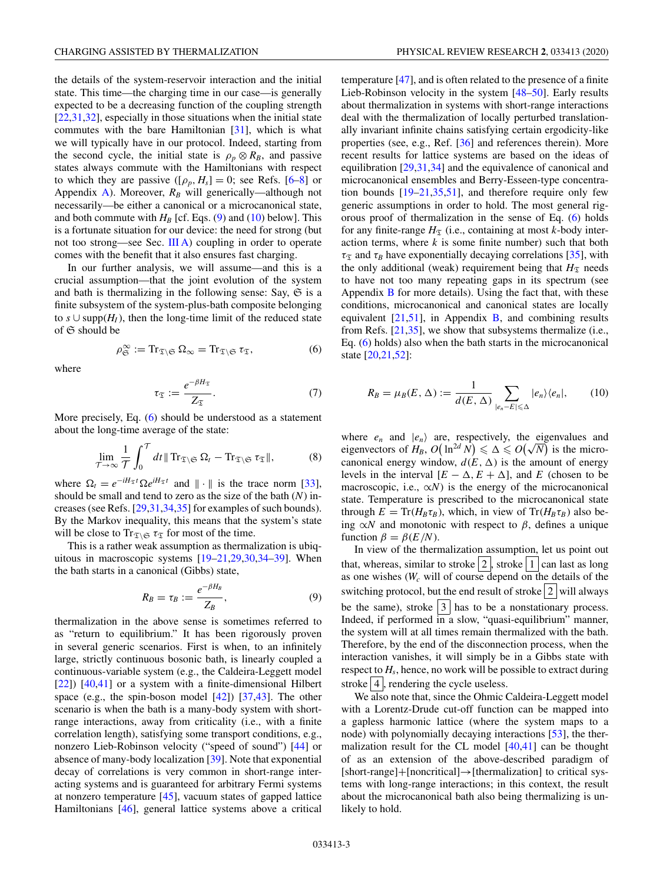the details of the system-reservoir interaction and the initial state. This time—the charging time in our case—is generally expected to be a decreasing function of the coupling strength [22,31,32], especially in those situations when the initial state commutes with the bare Hamiltonian [31], which is what we will typically have in our protocol. Indeed, starting from the second cycle, the initial state is $\rho_p \otimes R_B$, and passive states always commute with the Hamiltonians with respect to which they are passive ($[\rho_p, H_s] = 0$; see Refs. [6–8] or Appendix A). Moreover, $R_B$ will generically—although not necessarily—be either a canonical or a microcanonical state, and both commute with $H_B$ [cf. Eqs. (9) and (10) below]. This is a fortunate situation for our device: the need for strong (but not too strong—see Sec. III A) coupling in order to operate comes with the benefit that it also ensures fast charging.

In our further analysis, we will assume—and this is a crucial assumption—that the joint evolution of the system and bath is thermalizing in the following sense: Say, $\mathfrak{S}$ is a finite subsystem of the system-plus-bath composite belonging to $s \cup \text{supp}(H_I)$, then the long-time limit of the reduced state of $\mathfrak{S}$ should be

$$\rho_{\mathfrak{S}}^{\infty} := \text{Tr}_{\mathfrak{T}\setminus\mathfrak{S}}\, \Omega_{\infty} = \text{Tr}_{\mathfrak{T}\setminus\mathfrak{S}}\, \tau_{\mathfrak{T}}, \tag{6}$$

where

$$\tau_{\mathfrak{T}} := \frac{e^{-\beta H_{\mathfrak{T}}}}{Z_{\mathfrak{T}}}. \tag{7}$$

More precisely, Eq. (6) should be understood as a statement about the long-time average of the state:

$$\lim_{\mathcal{T}\to\infty} \frac{1}{\mathcal{T}} \int_0^{\mathcal{T}} dt \,\| \text{Tr}_{\mathfrak{T}\setminus\mathfrak{S}}\, \Omega_t - \text{Tr}_{\mathfrak{T}\setminus\mathfrak{S}}\, \tau_{\mathfrak{T}} \|, \tag{8}$$

where $\Omega_t = e^{-iH_{\mathfrak{T}}t}\Omega e^{iH_{\mathfrak{T}}t}$ and $\|\cdot\|$ is the trace norm [33], should be small and tend to zero as the size of the bath ($N$) increases (see Refs. [29,31,34,35] for examples of such bounds). By the Markov inequality, this means that the system's state will be close to $\text{Tr}_{\mathfrak{T}\setminus\mathfrak{S}}\, \tau_{\mathfrak{T}}$ for most of the time.

This is a rather weak assumption as thermalization is ubiquitous in macroscopic systems [19–21,29,30,34–39]. When the bath starts in a canonical (Gibbs) state,

$$R_B = \tau_B := \frac{e^{-\beta H_B}}{Z_B}, \tag{9}$$

thermalization in the above sense is sometimes referred to as "return to equilibrium." It has been rigorously proven in several generic scenarios. First is when, to an infinitely large, strictly continuous bosonic bath, is linearly coupled a continuous-variable system (e.g., the Caldeira-Leggett model [22]) [40,41] or a system with a finite-dimensional Hilbert space (e.g., the spin-boson model [42]) [37,43]. The other scenario is when the bath is a many-body system with short-range interactions, away from criticality (i.e., with a finite correlation length), satisfying some transport conditions, e.g., nonzero Lieb-Robinson velocity ("speed of sound") [44] or absence of many-body localization [39]. Note that exponential decay of correlations is very common in short-range interacting systems and is guaranteed for arbitrary Fermi systems at nonzero temperature [45], vacuum states of gapped lattice Hamiltonians [46], general lattice systems above a critical temperature [47], and is often related to the presence of a finite Lieb-Robinson velocity in the system [48–50]. Early results about thermalization in systems with short-range interactions deal with the thermalization of locally perturbed translationally invariant infinite chains satisfying certain ergodicity-like properties (see, e.g., Ref. [36] and references therein). More recent results for lattice systems are based on the ideas of equilibration [29,31,34] and the equivalence of canonical and microcanonical ensembles and Berry-Esseen-type concentration bounds [19–21,35,51], and therefore require only few generic assumptions in order to hold. The most general rigorous proof of thermalization in the sense of Eq. (6) holds for any finite-range $H_{\mathfrak{T}}$ (i.e., containing at most $k$-body interaction terms, where $k$ is some finite number) such that both $\tau_{\mathfrak{T}}$ and $\tau_B$ have exponentially decaying correlations [35], with the only additional (weak) requirement being that $H_{\mathfrak{T}}$ needs to have not too many repeating gaps in its spectrum (see Appendix B for more details). Using the fact that, with these conditions, microcanonical and canonical states are locally equivalent [21,51], in Appendix B, and combining results from Refs. [21,35], we show that subsystems thermalize (i.e., Eq. (6) holds) also when the bath starts in the microcanonical state [20,21,52]:

$$R_B = \mu_B(E, \Delta) := \frac{1}{d(E, \Delta)} \sum_{|e_n - E| \leqslant \Delta} |e_n\rangle\langle e_n|, \tag{10}$$

where $e_n$ and $|e_n\rangle$ are, respectively, the eigenvalues and eigenvectors of $H_B$, $O\big(\ln^{2d} N\big) \leqslant \Delta \leqslant O\big(\sqrt{N}\big)$ is the microcanonical energy window, $d(E, \Delta)$ is the amount of energy levels in the interval $[E - \Delta, E + \Delta]$, and $E$ (chosen to be macroscopic, i.e., $\propto N$) is the energy of the microcanonical state. Temperature is prescribed to the microcanonical state through $E = \text{Tr}(H_B \tau_B)$, which, in view of $\text{Tr}(H_B \tau_B)$ also being $\propto N$ and monotonic with respect to $\beta$, defines a unique function $\beta = \beta(E/N)$.

In view of the thermalization assumption, let us point out that, whereas, similar to stroke 2, stroke 1 can last as long as one wishes ($W_c$ will of course depend on the details of the switching protocol, but the end result of stroke 2 will always be the same), stroke 3 has to be a nonstationary process. Indeed, if performed in a slow, "quasi-equilibrium" manner, the system will at all times remain thermalized with the bath. Therefore, by the end of the disconnection process, when the interaction vanishes, it will simply be in a Gibbs state with respect to $H_s$, hence, no work will be possible to extract during stroke 4, rendering the cycle useless.

We also note that, since the Ohmic Caldeira-Leggett model with a Lorentz-Drude cut-off function can be mapped into a gapless harmonic lattice (where the system maps to a node) with polynomially decaying interactions [53], the thermalization result for the CL model [40,41] can be thought of as an extension of the above-described paradigm of [short-range]+[noncritical]→[thermalization] to critical systems with long-range interactions; in this context, the result about the microcanonical bath also being thermalizing is unlikely to hold.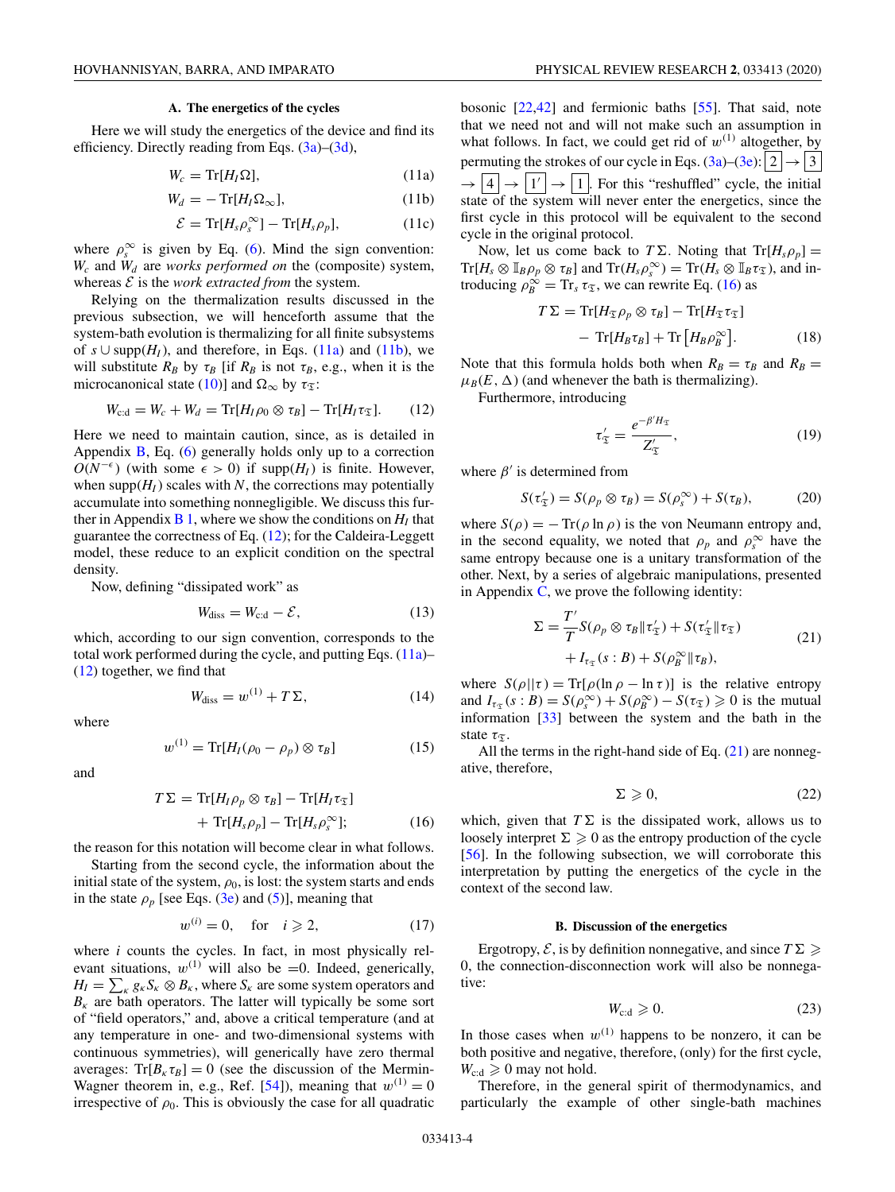### A. The energetics of the cycles

Here we will study the energetics of the device and find its efficiency. Directly reading from Eqs. (3a)–(3d),

$$W_c = \mathrm{Tr}[H_I \Omega], \tag{11a}$$

$$W_d = -\mathrm{Tr}[H_I \Omega_\infty], \tag{11b}$$

$$\mathcal{E} = \mathrm{Tr}[H_s \rho_s^\infty] - \mathrm{Tr}[H_s \rho_p], \tag{11c}$$

where $\rho_s^\infty$ is given by Eq. (6). Mind the sign convention: $W_c$ and $W_d$ are *works performed on* the (composite) system, whereas $\mathcal{E}$ is the *work extracted from* the system.

Relying on the thermalization results discussed in the previous subsection, we will henceforth assume that the system-bath evolution is thermalizing for all finite subsystems of $s \cup \mathrm{supp}(H_I)$, and therefore, in Eqs. (11a) and (11b), we will substitute $R_B$ by $\tau_B$ [if $R_B$ is not $\tau_B$, e.g., when it is the microcanonical state (10)] and $\Omega_\infty$ by $\tau_\mathfrak{T}$:

$$W_{\mathrm{c:d}} = W_c + W_d = \mathrm{Tr}[H_I \rho_0 \otimes \tau_B] - \mathrm{Tr}[H_I \tau_\mathfrak{T}]. \tag{12}$$

Here we need to maintain caution, since, as is detailed in Appendix B, Eq. (6) generally holds only up to a correction $O(N^{-\epsilon})$ (with some $\epsilon > 0$) if $\mathrm{supp}(H_I)$ is finite. However, when $\mathrm{supp}(H_I)$ scales with $N$, the corrections may potentially accumulate into something nonnegligible. We discuss this further in Appendix B 1, where we show the conditions on $H_I$ that guarantee the correctness of Eq. (12); for the Caldeira-Leggett model, these reduce to an explicit condition on the spectral density.

Now, defining "dissipated work" as

$$W_{\mathrm{diss}} = W_{\mathrm{c:d}} - \mathcal{E}, \tag{13}$$

which, according to our sign convention, corresponds to the total work performed during the cycle, and putting Eqs. (11a)–(12) together, we find that

$$W_{\mathrm{diss}} = w^{(1)} + T\Sigma, \tag{14}$$

where

$$w^{(1)} = \mathrm{Tr}[H_I(\rho_0 - \rho_p) \otimes \tau_B] \tag{15}$$

and

$$T\Sigma = \mathrm{Tr}[H_I \rho_p \otimes \tau_B] - \mathrm{Tr}[H_I \tau_\mathfrak{T}] + \mathrm{Tr}[H_s \rho_p] - \mathrm{Tr}[H_s \rho_s^\infty]; \tag{16}$$

the reason for this notation will become clear in what follows.

Starting from the second cycle, the information about the initial state of the system, $\rho_0$, is lost: the system starts and ends in the state $\rho_p$ [see Eqs. (3e) and (5)], meaning that

$$w^{(i)} = 0, \quad \text{for} \quad i \geqslant 2, \tag{17}$$

where $i$ counts the cycles. In fact, in most physically relevant situations, $w^{(1)}$ will also be $=0$. Indeed, generically, $H_I = \sum_\kappa g_\kappa S_\kappa \otimes B_\kappa$, where $S_\kappa$ are some system operators and $B_\kappa$ are bath operators. The latter will typically be some sort of "field operators," and, above a critical temperature (and at any temperature in one- and two-dimensional systems with continuous symmetries), will generically have zero thermal averages: $\mathrm{Tr}[B_\kappa \tau_B] = 0$ (see the discussion of the Mermin-Wagner theorem in, e.g., Ref. [54]), meaning that $w^{(1)} = 0$ irrespective of $\rho_0$. This is obviously the case for all quadratic bosonic [22,42] and fermionic baths [55]. That said, note that we need not and will not make such an assumption in what follows. In fact, we could get rid of $w^{(1)}$ altogether, by permuting the strokes of our cycle in Eqs. (3a)–(3e): $\boxed{2} \to \boxed{3} \to \boxed{4} \to \boxed{1'} \to \boxed{1}$. For this "reshuffled" cycle, the initial state of the system will never enter the energetics, since the first cycle in this protocol will be equivalent to the second cycle in the original protocol.

Now, let us come back to $T\Sigma$. Noting that $\mathrm{Tr}[H_s \rho_p] = \mathrm{Tr}[H_s \otimes \mathbb{I}_B \rho_p \otimes \tau_B]$ and $\mathrm{Tr}(H_s \rho_s^\infty) = \mathrm{Tr}(H_s \otimes \mathbb{I}_B \tau_\mathfrak{T})$, and introducing $\rho_B^\infty = \mathrm{Tr}_s\, \tau_\mathfrak{T}$, we can rewrite Eq. (16) as

$$T\Sigma = \mathrm{Tr}[H_\mathfrak{T} \rho_p \otimes \tau_B] - \mathrm{Tr}[H_\mathfrak{T} \tau_\mathfrak{T}] - \mathrm{Tr}[H_B \tau_B] + \mathrm{Tr}\left[H_B \rho_B^\infty\right]. \tag{18}$$

Note that this formula holds both when $R_B = \tau_B$ and $R_B = \mu_B(E, \Delta)$ (and whenever the bath is thermalizing).

Furthermore, introducing

$$\tau'_\mathfrak{T} = \frac{e^{-\beta' H_\mathfrak{T}}}{Z'_\mathfrak{T}}, \tag{19}$$

where $\beta'$ is determined from

$$S(\tau'_\mathfrak{T}) = S(\rho_p \otimes \tau_B) = S(\rho_s^\infty) + S(\tau_B), \tag{20}$$

where $S(\rho) = -\mathrm{Tr}(\rho \ln \rho)$ is the von Neumann entropy and, in the second equality, we noted that $\rho_p$ and $\rho_s^\infty$ have the same entropy because one is a unitary transformation of the other. Next, by a series of algebraic manipulations, presented in Appendix C, we prove the following identity:

$$\Sigma = \frac{T'}{T} S(\rho_p \otimes \tau_B \| \tau'_\mathfrak{T}) + S(\tau'_\mathfrak{T} \| \tau_\mathfrak{T}) + I_{\tau_\mathfrak{T}}(s:B) + S(\rho_B^\infty \| \tau_B), \tag{21}$$

where $S(\rho||\tau) = \mathrm{Tr}[\rho(\ln \rho - \ln \tau)]$ is the relative entropy and $I_{\tau_\mathfrak{T}}(s:B) = S(\rho_s^\infty) + S(\rho_B^\infty) - S(\tau_\mathfrak{T}) \geqslant 0$ is the mutual information [33] between the system and the bath in the state $\tau_\mathfrak{T}$.

All the terms in the right-hand side of Eq. (21) are nonnegative, therefore,

$$\Sigma \geqslant 0, \tag{22}$$

which, given that $T\Sigma$ is the dissipated work, allows us to loosely interpret $\Sigma \geqslant 0$ as the entropy production of the cycle [56]. In the following subsection, we will corroborate this interpretation by putting the energetics of the cycle in the context of the second law.

### B. Discussion of the energetics

Ergotropy, $\mathcal{E}$, is by definition nonnegative, and since $T\Sigma \geqslant 0$, the connection-disconnection work will also be nonnegative:

$$W_{\mathrm{c:d}} \geqslant 0. \tag{23}$$

In those cases when $w^{(1)}$ happens to be nonzero, it can be both positive and negative, therefore, (only) for the first cycle, $W_{\mathrm{c:d}} \geqslant 0$ may not hold.

Therefore, in the general spirit of thermodynamics, and particularly the example of other single-bath machines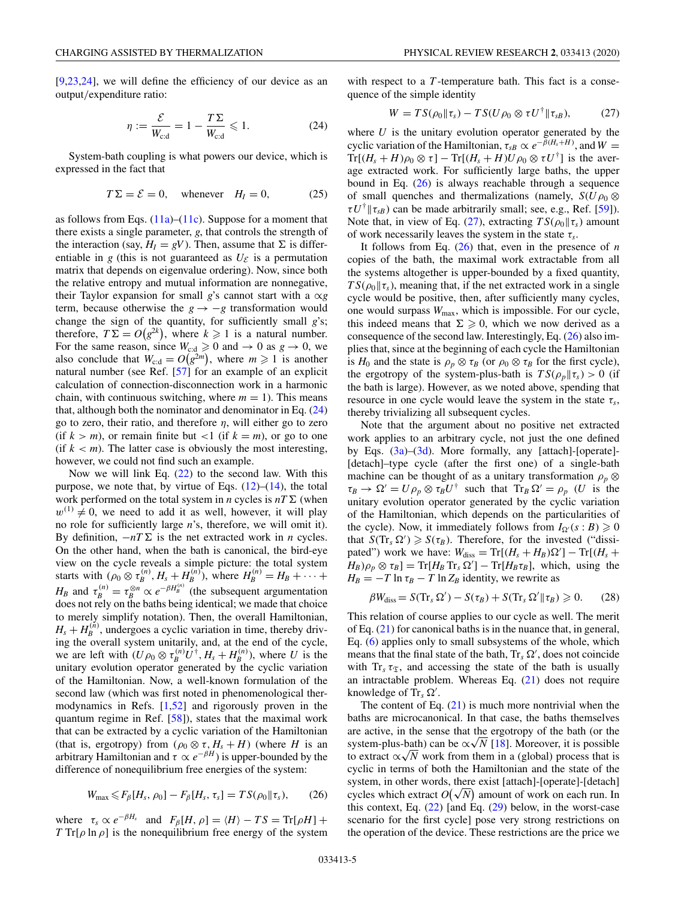[9,23,24], we will define the efficiency of our device as an output/expenditure ratio:

$$\eta := \frac{\mathcal{E}}{W_{\text{c:d}}} = 1 - \frac{T\Sigma}{W_{\text{c:d}}} \leqslant 1. \tag{24}$$

System-bath coupling is what powers our device, which is expressed in the fact that

$$T\Sigma = \mathcal{E} = 0, \quad \text{whenever} \quad H_I = 0, \tag{25}$$

as follows from Eqs. (11a)–(11c). Suppose for a moment that there exists a single parameter, $g$, that controls the strength of the interaction (say, $H_I = gV$). Then, assume that $\Sigma$ is differentiable in $g$ (this is not guaranteed as $U_{\mathcal{E}}$ is a permutation matrix that depends on eigenvalue ordering). Now, since both the relative entropy and mutual information are nonnegative, their Taylor expansion for small $g$'s cannot start with a $\propto g$ term, because otherwise the $g \to -g$ transformation would change the sign of the quantity, for sufficiently small $g$'s; therefore, $T\Sigma = O(g^{2k})$, where $k \geqslant 1$ is a natural number. For the same reason, since $W_{\text{c:d}} \geqslant 0$ and $\to 0$ as $g \to 0$, we also conclude that $W_{\text{c:d}} = O(g^{2m})$, where $m \geqslant 1$ is another natural number (see Ref. [57] for an example of an explicit calculation of connection-disconnection work in a harmonic chain, with continuous switching, where $m = 1$). This means that, although both the nominator and denominator in Eq. (24) go to zero, their ratio, and therefore $\eta$, will either go to zero (if $k > m$), or remain finite but $<1$ (if $k = m$), or go to one (if $k < m$). The latter case is obviously the most interesting, however, we could not find such an example.

Now we will link Eq. (22) to the second law. With this purpose, we note that, by virtue of Eqs. (12)–(14), the total work performed on the total system in $n$ cycles is $nT\Sigma$ (when $w^{(1)} \neq 0$, we need to add it as well, however, it will play no role for sufficiently large $n$'s, therefore, we will omit it). By definition, $-nT\Sigma$ is the net extracted work in $n$ cycles. On the other hand, when the bath is canonical, the bird-eye view on the cycle reveals a simple picture: the total system starts with $(\rho_0 \otimes \tau_B^{(n)}, H_s + H_B^{(n)})$, where $H_B^{(n)} = H_B + \cdots + H_B$ and $\tau_B^{(n)} = \tau_B^{\otimes n} \propto e^{-\beta H_B^{(n)}}$ (the subsequent argumentation does not rely on the baths being identical; we made that choice to merely simplify notation). Then, the overall Hamiltonian, $H_s + H_B^{(n)}$, undergoes a cyclic variation in time, thereby driving the overall system unitarily, and, at the end of the cycle, we are left with $(U\rho_0 \otimes \tau_B^{(n)} U^\dagger, H_s + H_B^{(n)})$, where $U$ is the unitary evolution operator generated by the cyclic variation of the Hamiltonian. Now, a well-known formulation of the second law (which was first noted in phenomenological thermodynamics in Refs. [1,52] and rigorously proven in the quantum regime in Ref. [58]), states that the maximal work that can be extracted by a cyclic variation of the Hamiltonian (that is, ergotropy) from $(\rho_0 \otimes \tau, H_s + H)$ (where $H$ is an arbitrary Hamiltonian and $\tau \propto e^{-\beta H}$) is upper-bounded by the difference of nonequilibrium free energies of the system:

$$W_{\max} \leqslant F_\beta[H_s, \rho_0] - F_\beta[H_s, \tau_s] = TS(\rho_0 \| \tau_s), \tag{26}$$

where $\tau_s \propto e^{-\beta H_s}$ and $F_\beta[H, \rho] = \langle H \rangle - TS = \text{Tr}[\rho H] + T\,\text{Tr}[\rho \ln \rho]$ is the nonequilibrium free energy of the system with respect to a $T$-temperature bath. This fact is a consequence of the simple identity

$$W = TS(\rho_0 \| \tau_s) - TS(U\rho_0 \otimes \tau U^\dagger \| \tau_{sB}), \tag{27}$$

where $U$ is the unitary evolution operator generated by the cyclic variation of the Hamiltonian, $\tau_{sB} \propto e^{-\beta(H_s + H)}$, and $W = \text{Tr}[(H_s + H)\rho_0 \otimes \tau] - \text{Tr}[(H_s + H)U\rho_0 \otimes \tau U^\dagger]$ is the average extracted work. For sufficiently large baths, the upper bound in Eq. (26) is always reachable through a sequence of small quenches and thermalizations (namely, $S(U\rho_0 \otimes \tau U^\dagger \| \tau_{sB})$ can be made arbitrarily small; see, e.g., Ref. [59]). Note that, in view of Eq. (27), extracting $TS(\rho_0 \| \tau_s)$ amount of work necessarily leaves the system in the state $\tau_s$.

It follows from Eq. (26) that, even in the presence of $n$ copies of the bath, the maximal work extractable from all the systems altogether is upper-bounded by a fixed quantity, $TS(\rho_0 \| \tau_s)$, meaning that, if the net extracted work in a single cycle would be positive, then, after sufficiently many cycles, one would surpass $W_{\max}$, which is impossible. For our cycle, this indeed means that $\Sigma \geqslant 0$, which we now derived as a consequence of the second law. Interestingly, Eq. (26) also implies that, since at the beginning of each cycle the Hamiltonian is $H_0$ and the state is $\rho_p \otimes \tau_B$ (or $\rho_0 \otimes \tau_B$ for the first cycle), the ergotropy of the system-plus-bath is $TS(\rho_p \| \tau_s) > 0$ (if the bath is large). However, as we noted above, spending that resource in one cycle would leave the system in the state $\tau_s$, thereby trivializing all subsequent cycles.

Note that the argument about no positive net extracted work applies to an arbitrary cycle, not just the one defined by Eqs. (3a)–(3d). More formally, any [attach]-[operate]-[detach]–type cycle (after the first one) of a single-bath machine can be thought of as a unitary transformation $\rho_p \otimes \tau_B \to \Omega' = U\rho_p \otimes \tau_B U^\dagger$ such that $\text{Tr}_B\,\Omega' = \rho_p$ ($U$ is the unitary evolution operator generated by the cyclic variation of the Hamiltonian, which depends on the particularities of the cycle). Now, it immediately follows from $I_{\Omega'}(s:B) \geqslant 0$ that $S(\text{Tr}_s\,\Omega') \geqslant S(\tau_B)$. Therefore, for the invested ("dissipated") work we have: $W_{\text{diss}} = \text{Tr}[(H_s + H_B)\Omega'] - \text{Tr}[(H_s + H_B)\rho_p \otimes \tau_B] = \text{Tr}[H_B\,\text{Tr}_s\,\Omega'] - \text{Tr}[H_B \tau_B]$, which, using the $H_B = -T\ln\tau_B - T\ln Z_B$ identity, we rewrite as

$$\beta W_{\text{diss}} = S(\text{Tr}_s\,\Omega') - S(\tau_B) + S(\text{Tr}_s\,\Omega' \| \tau_B) \geqslant 0. \tag{28}$$

This relation of course applies to our cycle as well. The merit of Eq. (21) for canonical baths is in the nuance that, in general, Eq. (6) applies only to small subsystems of the whole, which means that the final state of the bath, $\text{Tr}_s\,\Omega'$, does not coincide with $\text{Tr}_s\,\tau_{\mathfrak{T}}$, and accessing the state of the bath is usually an intractable problem. Whereas Eq. (21) does not require knowledge of $\text{Tr}_s\,\Omega'$.

The content of Eq. (21) is much more nontrivial when the baths are microcanonical. In that case, the baths themselves are active, in the sense that the ergotropy of the bath (or the system-plus-bath) can be $\propto\sqrt{N}$ [18]. Moreover, it is possible to extract $\propto\sqrt{N}$ work from them in a (global) process that is cyclic in terms of both the Hamiltonian and the state of the system, in other words, there exist [attach]-[operate]-[detach] cycles which extract $O(\sqrt{N})$ amount of work on each run. In this context, Eq. (22) [and Eq. (29) below, in the worst-case scenario for the first cycle] pose very strong restrictions on the operation of the device. These restrictions are the price we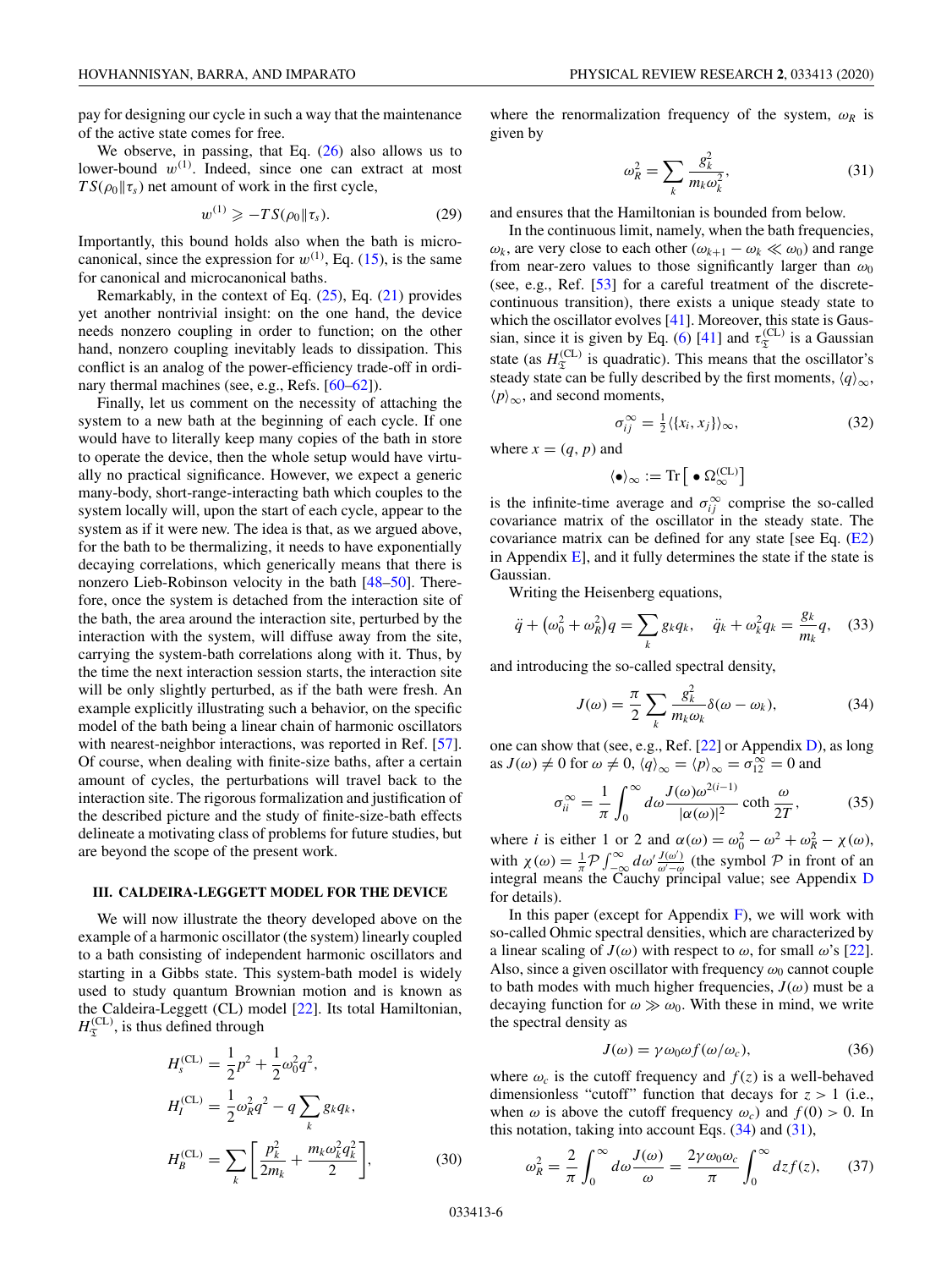pay for designing our cycle in such a way that the maintenance of the active state comes for free.

We observe, in passing, that Eq. (26) also allows us to lower-bound $w^{(1)}$. Indeed, since one can extract at most $TS(\rho_0\|\tau_s)$ net amount of work in the first cycle,

$$w^{(1)} \geqslant -TS(\rho_0\|\tau_s). \tag{29}$$

Importantly, this bound holds also when the bath is microcanonical, since the expression for $w^{(1)}$, Eq. (15), is the same for canonical and microcanonical baths.

Remarkably, in the context of Eq. (25), Eq. (21) provides yet another nontrivial insight: on the one hand, the device needs nonzero coupling in order to function; on the other hand, nonzero coupling inevitably leads to dissipation. This conflict is an analog of the power-efficiency trade-off in ordinary thermal machines (see, e.g., Refs. [60–62]).

Finally, let us comment on the necessity of attaching the system to a new bath at the beginning of each cycle. If one would have to literally keep many copies of the bath in store to operate the device, then the whole setup would have virtually no practical significance. However, we expect a generic many-body, short-range-interacting bath which couples to the system locally will, upon the start of each cycle, appear to the system as if it were new. The idea is that, as we argued above, for the bath to be thermalizing, it needs to have exponentially decaying correlations, which generically means that there is nonzero Lieb-Robinson velocity in the bath [48–50]. Therefore, once the system is detached from the interaction site of the bath, the area around the interaction site, perturbed by the interaction with the system, will diffuse away from the site, carrying the system-bath correlations along with it. Thus, by the time the next interaction session starts, the interaction site will be only slightly perturbed, as if the bath were fresh. An example explicitly illustrating such a behavior, on the specific model of the bath being a linear chain of harmonic oscillators with nearest-neighbor interactions, was reported in Ref. [57]. Of course, when dealing with finite-size baths, after a certain amount of cycles, the perturbations will travel back to the interaction site. The rigorous formalization and justification of the described picture and the study of finite-size-bath effects delineate a motivating class of problems for future studies, but are beyond the scope of the present work.

### III. CALDEIRA-LEGGETT MODEL FOR THE DEVICE

We will now illustrate the theory developed above on the example of a harmonic oscillator (the system) linearly coupled to a bath consisting of independent harmonic oscillators and starting in a Gibbs state. This system-bath model is widely used to study quantum Brownian motion and is known as the Caldeira-Leggett (CL) model [22]. Its total Hamiltonian, $H_{\mathfrak{T}}^{(\mathrm{CL})}$, is thus defined through

$$\begin{aligned}
H_s^{(\mathrm{CL})} &= \frac{1}{2}p^2 + \frac{1}{2}\omega_0^2 q^2,\\
H_I^{(\mathrm{CL})} &= \frac{1}{2}\omega_R^2 q^2 - q\sum_k g_k q_k,\\
H_B^{(\mathrm{CL})} &= \sum_k \left[\frac{p_k^2}{2m_k} + \frac{m_k\omega_k^2 q_k^2}{2}\right],
\end{aligned} \tag{30}$$

where the renormalization frequency of the system, $\omega_R$ is given by

$$\omega_R^2 = \sum_k \frac{g_k^2}{m_k\omega_k^2}, \tag{31}$$

and ensures that the Hamiltonian is bounded from below.

In the continuous limit, namely, when the bath frequencies, $\omega_k$, are very close to each other ($\omega_{k+1} - \omega_k \ll \omega_0$) and range from near-zero values to those significantly larger than $\omega_0$ (see, e.g., Ref. [53] for a careful treatment of the discrete-continuous transition), there exists a unique steady state to which the oscillator evolves [41]. Moreover, this state is Gaussian, since it is given by Eq. (6) [41] and $\tau_{\mathfrak{T}}^{(\mathrm{CL})}$ is a Gaussian state (as $H_{\mathfrak{T}}^{(\mathrm{CL})}$ is quadratic). This means that the oscillator's steady state can be fully described by the first moments, $\langle q\rangle_\infty$, $\langle p\rangle_\infty$, and second moments,

$$\sigma_{ij}^\infty = \tfrac{1}{2}\langle\{x_i, x_j\}\rangle_\infty, \tag{32}$$

where $x = (q, p)$ and

$$\langle\bullet\rangle_\infty := \mathrm{Tr}\left[\bullet\,\Omega_\infty^{(\mathrm{CL})}\right]$$

is the infinite-time average and $\sigma_{ij}^\infty$ comprise the so-called covariance matrix of the oscillator in the steady state. The covariance matrix can be defined for any state [see Eq. (E2) in Appendix E], and it fully determines the state if the state is Gaussian.

Writing the Heisenberg equations,

$$\ddot{q} + \left(\omega_0^2 + \omega_R^2\right)q = \sum_k g_k q_k, \quad \ddot{q}_k + \omega_k^2 q_k = \frac{g_k}{m_k}q, \tag{33}$$

and introducing the so-called spectral density,

$$J(\omega) = \frac{\pi}{2}\sum_k \frac{g_k^2}{m_k\omega_k}\delta(\omega - \omega_k), \tag{34}$$

one can show that (see, e.g., Ref. [22] or Appendix D), as long as $J(\omega) \neq 0$ for $\omega \neq 0$, $\langle q\rangle_\infty = \langle p\rangle_\infty = \sigma_{12}^\infty = 0$ and

$$\sigma_{ii}^\infty = \frac{1}{\pi}\int_0^\infty d\omega \frac{J(\omega)\omega^{2(i-1)}}{|\alpha(\omega)|^2}\coth\frac{\omega}{2T}, \tag{35}$$

where $i$ is either 1 or 2 and $\alpha(\omega) = \omega_0^2 - \omega^2 + \omega_R^2 - \chi(\omega)$, with $\chi(\omega) = \frac{1}{\pi}\mathcal{P}\int_{-\infty}^{\infty} d\omega' \frac{J(\omega')}{\omega' - \omega}$ (the symbol $\mathcal{P}$ in front of an integral means the Cauchy principal value; see Appendix D for details).

In this paper (except for Appendix F), we will work with so-called Ohmic spectral densities, which are characterized by a linear scaling of $J(\omega)$ with respect to $\omega$, for small $\omega$'s [22]. Also, since a given oscillator with frequency $\omega_0$ cannot couple to bath modes with much higher frequencies, $J(\omega)$ must be a decaying function for $\omega \gg \omega_0$. With these in mind, we write the spectral density as

$$J(\omega) = \gamma\omega_0\omega f(\omega/\omega_c), \tag{36}$$

where $\omega_c$ is the cutoff frequency and $f(z)$ is a well-behaved dimensionless "cutoff" function that decays for $z > 1$ (i.e., when $\omega$ is above the cutoff frequency $\omega_c$) and $f(0) > 0$. In this notation, taking into account Eqs. (34) and (31),

$$\omega_R^2 = \frac{2}{\pi}\int_0^\infty d\omega \frac{J(\omega)}{\omega} = \frac{2\gamma\omega_0\omega_c}{\pi}\int_0^\infty dz f(z), \tag{37}$$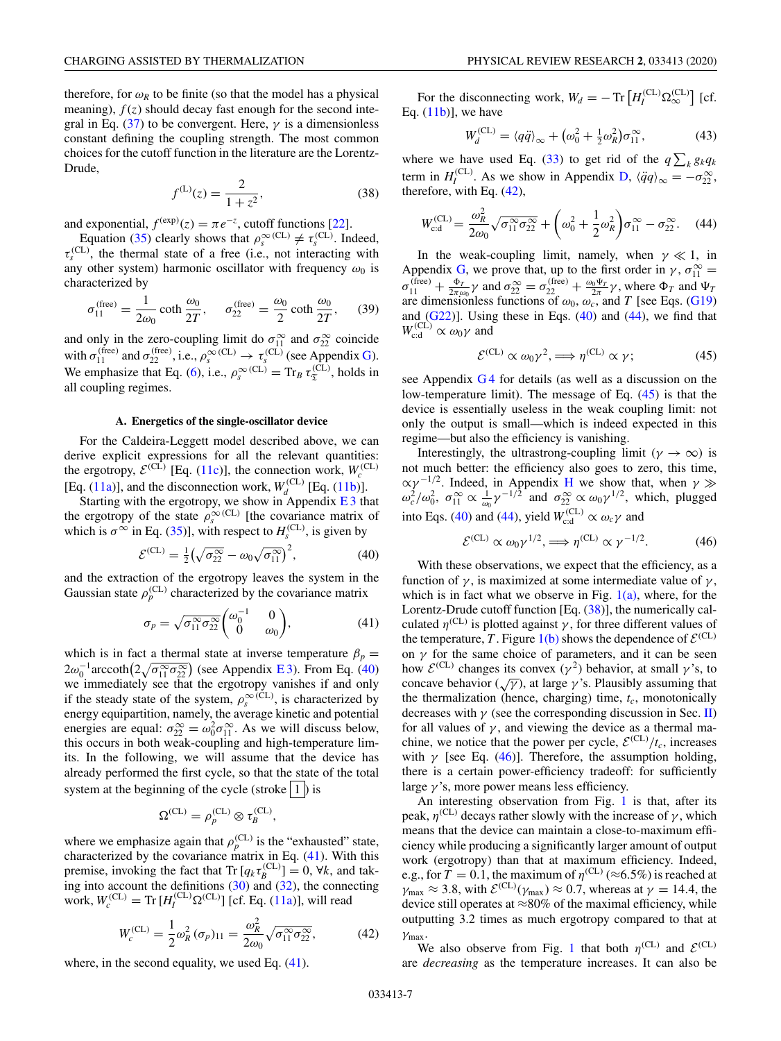therefore, for $\omega_R$ to be finite (so that the model has a physical meaning), $f(z)$ should decay fast enough for the second integral in Eq. (37) to be convergent. Here, $\gamma$ is a dimensionless constant defining the coupling strength. The most common choices for the cutoff function in the literature are the Lorentz-Drude,

$$f^{(\mathrm{L})}(z) = \frac{2}{1+z^2}, \tag{38}$$

and exponential, $f^{(\exp)}(z) = \pi e^{-z}$, cutoff functions [22].

Equation (35) clearly shows that $\rho_s^{\infty\,(\mathrm{CL})} \neq \tau_s^{(\mathrm{CL})}$. Indeed, $\tau_s^{(\mathrm{CL})}$, the thermal state of a free (i.e., not interacting with any other system) harmonic oscillator with frequency $\omega_0$ is characterized by

$$\sigma_{11}^{(\mathrm{free})} = \frac{1}{2\omega_0}\coth\frac{\omega_0}{2T}, \qquad \sigma_{22}^{(\mathrm{free})} = \frac{\omega_0}{2}\coth\frac{\omega_0}{2T}, \tag{39}$$

and only in the zero-coupling limit do $\sigma_{11}^{\infty}$ and $\sigma_{22}^{\infty}$ coincide with $\sigma_{11}^{(\mathrm{free})}$ and $\sigma_{22}^{(\mathrm{free})}$, i.e., $\rho_s^{\infty\,(\mathrm{CL})} \to \tau_s^{(\mathrm{CL})}$ (see Appendix G). We emphasize that Eq. (6), i.e., $\rho_s^{\infty\,(\mathrm{CL})} = \mathrm{Tr}_B\, \tau_{\mathfrak{T}}^{(\mathrm{CL})}$, holds in all coupling regimes.

### A. Energetics of the single-oscillator device

For the Caldeira-Leggett model described above, we can derive explicit expressions for all the relevant quantities: the ergotropy, $\mathcal{E}^{(\mathrm{CL})}$ [Eq. (11c)], the connection work, $W_c^{(\mathrm{CL})}$ [Eq. (11a)], and the disconnection work, $W_d^{(\mathrm{CL})}$ [Eq. (11b)].

Starting with the ergotropy, we show in Appendix E 3 that the ergotropy of the state $\rho_s^{\infty\,(\mathrm{CL})}$ [the covariance matrix of which is $\sigma^{\infty}$ in Eq. (35)], with respect to $H_s^{(\mathrm{CL})}$, is given by

$$\mathcal{E}^{(\mathrm{CL})} = \tfrac{1}{2}\big(\sqrt{\sigma_{22}^{\infty}} - \omega_0\sqrt{\sigma_{11}^{\infty}}\big)^2, \tag{40}$$

and the extraction of the ergotropy leaves the system in the Gaussian state $\rho_p^{(\mathrm{CL})}$ characterized by the covariance matrix

$$\sigma_p = \sqrt{\sigma_{11}^{\infty}\sigma_{22}^{\infty}}\begin{pmatrix}\omega_0^{-1} & 0\\ 0 & \omega_0\end{pmatrix}, \tag{41}$$

which is in fact a thermal state at inverse temperature $\beta_p = 2\omega_0^{-1}\mathrm{arccoth}\big(2\sqrt{\sigma_{11}^{\infty}\sigma_{22}^{\infty}}\big)$ (see Appendix E 3). From Eq. (40) we immediately see that the ergotropy vanishes if and only if the steady state of the system, $\rho_s^{\infty\,(\mathrm{CL})}$, is characterized by energy equipartition, namely, the average kinetic and potential energies are equal: $\sigma_{22}^{\infty} = \omega_0^2\sigma_{11}^{\infty}$. As we will discuss below, this occurs in both weak-coupling and high-temperature limits. In the following, we will assume that the device has already performed the first cycle, so that the state of the total system at the beginning of the cycle (stroke 1) is

$$\Omega^{(\mathrm{CL})} = \rho_p^{(\mathrm{CL})} \otimes \tau_B^{(\mathrm{CL})},$$

where we emphasize again that $\rho_p^{(\mathrm{CL})}$ is the "exhausted" state, characterized by the covariance matrix in Eq. (41). With this premise, invoking the fact that $\mathrm{Tr}\,[q_k\tau_B^{(\mathrm{CL})}] = 0$, $\forall k$, and taking into account the definitions (30) and (32), the connecting work, $W_c^{(\mathrm{CL})} = \mathrm{Tr}\,[H_I^{(\mathrm{CL})}\Omega^{(\mathrm{CL})}]$ [cf. Eq. (11a)], will read

$$W_c^{(\mathrm{CL})} = \frac{1}{2}\omega_R^2\,(\sigma_p)_{11} = \frac{\omega_R^2}{2\omega_0}\sqrt{\sigma_{11}^{\infty}\sigma_{22}^{\infty}}, \tag{42}$$

where, in the second equality, we used Eq. (41).

For the disconnecting work, $W_d = -\,\mathrm{Tr}\big[H_I^{(\mathrm{CL})}\Omega_{\infty}^{(\mathrm{CL})}\big]$ [cf. Eq. (11b)], we have

$$W_d^{(\mathrm{CL})} = \langle q\ddot{q}\rangle_{\infty} + \big(\omega_0^2 + \tfrac{1}{2}\omega_R^2\big)\sigma_{11}^{\infty}, \tag{43}$$

where we have used Eq. (33) to get rid of the $q\sum_k g_k q_k$ term in $H_I^{(\mathrm{CL})}$. As we show in Appendix D, $\langle \ddot{q}q\rangle_{\infty} = -\sigma_{22}^{\infty}$, therefore, with Eq. (42),

$$W_{\mathrm{c:d}}^{(\mathrm{CL})} = \frac{\omega_R^2}{2\omega_0}\sqrt{\sigma_{11}^{\infty}\sigma_{22}^{\infty}} + \left(\omega_0^2 + \frac{1}{2}\omega_R^2\right)\sigma_{11}^{\infty} - \sigma_{22}^{\infty}. \tag{44}$$

In the weak-coupling limit, namely, when $\gamma \ll 1$, in Appendix G, we prove that, up to the first order in $\gamma$, $\sigma_{11}^{\infty} = \sigma_{11}^{(\mathrm{free})} + \frac{\Phi_T}{2\pi\omega_0}\gamma$ and $\sigma_{22}^{\infty} = \sigma_{22}^{(\mathrm{free})} + \frac{\omega_0\Psi_T}{2\pi}\gamma$, where $\Phi_T$ and $\Psi_T$ are dimensionless functions of $\omega_0$, $\omega_c$, and $T$ [see Eqs. (G19) and (G22)]. Using these in Eqs. (40) and (44), we find that $W_{\mathrm{c:d}}^{(\mathrm{CL})} \propto \omega_0\gamma$ and

$$\mathcal{E}^{(\mathrm{CL})} \propto \omega_0\gamma^2, \Longrightarrow \eta^{(\mathrm{CL})} \propto \gamma; \tag{45}$$

see Appendix G 4 for details (as well as a discussion on the low-temperature limit). The message of Eq. (45) is that the device is essentially useless in the weak coupling limit: not only the output is small—which is indeed expected in this regime—but also the efficiency is vanishing.

Interestingly, the ultrastrong-coupling limit ($\gamma \to \infty$) is not much better: the efficiency also goes to zero, this time, $\propto\gamma^{-1/2}$. Indeed, in Appendix H we show that, when $\gamma \gg \omega_c^2/\omega_0^2$, $\sigma_{11}^{\infty} \propto \frac{1}{\omega_0}\gamma^{-1/2}$ and $\sigma_{22}^{\infty} \propto \omega_0\gamma^{1/2}$, which, plugged into Eqs. (40) and (44), yield $W_{\mathrm{c:d}}^{(\mathrm{CL})} \propto \omega_c\gamma$ and

$$\mathcal{E}^{(\mathrm{CL})} \propto \omega_0\gamma^{1/2}, \Longrightarrow \eta^{(\mathrm{CL})} \propto \gamma^{-1/2}. \tag{46}$$

With these observations, we expect that the efficiency, as a function of $\gamma$, is maximized at some intermediate value of $\gamma$, which is in fact what we observe in Fig. 1(a), where, for the Lorentz-Drude cutoff function [Eq. (38)], the numerically calculated $\eta^{(\mathrm{CL})}$ is plotted against $\gamma$, for three different values of the temperature, $T$. Figure 1(b) shows the dependence of $\mathcal{E}^{(\mathrm{CL})}$ on $\gamma$ for the same choice of parameters, and it can be seen how $\mathcal{E}^{(\mathrm{CL})}$ changes its convex ($\gamma^2$) behavior, at small $\gamma$'s, to concave behavior ($\sqrt{\gamma}$), at large $\gamma$'s. Plausibly assuming that the thermalization (hence, charging) time, $t_c$, monotonically decreases with $\gamma$ (see the corresponding discussion in Sec. II) for all values of $\gamma$, and viewing the device as a thermal machine, we notice that the power per cycle, $\mathcal{E}^{(\mathrm{CL})}/t_c$, increases with $\gamma$ [see Eq. (46)]. Therefore, the assumption holding, there is a certain power-efficiency tradeoff: for sufficiently large $\gamma$'s, more power means less efficiency.

An interesting observation from Fig. 1 is that, after its peak, $\eta^{(\mathrm{CL})}$ decays rather slowly with the increase of $\gamma$, which means that the device can maintain a close-to-maximum efficiency while producing a significantly larger amount of output work (ergotropy) than that at maximum efficiency. Indeed, e.g., for $T = 0.1$, the maximum of $\eta^{(\mathrm{CL})}$ ($\approx$6.5%) is reached at $\gamma_{\max} \approx 3.8$, with $\mathcal{E}^{(\mathrm{CL})}(\gamma_{\max}) \approx 0.7$, whereas at $\gamma = 14.4$, the device still operates at $\approx$80% of the maximal efficiency, while outputting 3.2 times as much ergotropy compared to that at $\gamma_{\max}$.

We also observe from Fig. 1 that both $\eta^{(\mathrm{CL})}$ and $\mathcal{E}^{(\mathrm{CL})}$ are *decreasing* as the temperature increases. It can also be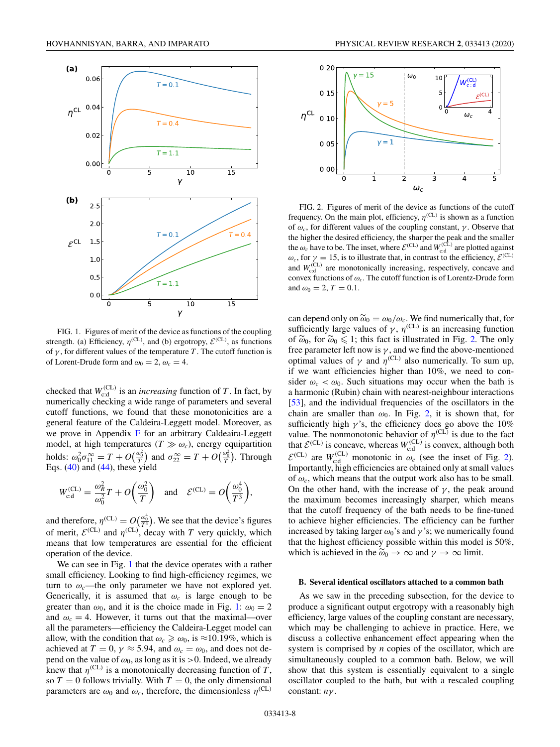FIG. 1. Figures of merit of the device as functions of the coupling strength. (a) Efficiency, $\eta^{(\mathrm{CL})}$, and (b) ergotropy, $\mathcal{E}^{(\mathrm{CL})}$, as functions of $\gamma$, for different values of the temperature $T$. The cutoff function is of Lorent-Drude form and $\omega_0 = 2$, $\omega_c = 4$.

checked that $W_{\mathrm{c:d}}^{(\mathrm{CL})}$ is an *increasing* function of $T$. In fact, by numerically checking a wide range of parameters and several cutoff functions, we found that these monotonicities are a general feature of the Caldeira-Leggett model. Moreover, as we prove in Appendix F for an arbitrary Caldeira-Leggett model, at high temperatures ($T \gg \omega_c$), energy equipartition holds: $\omega_0^2 \sigma_{11}^{\infty} = T + O\big(\frac{\omega_0^2}{T}\big)$ and $\sigma_{22}^{\infty} = T + O\big(\frac{\omega_0^2}{T}\big)$. Through Eqs. (40) and (44), these yield

$$W_{\mathrm{c:d}}^{(\mathrm{CL})} = \frac{\omega_R^2}{\omega_0^2} T + O\bigg(\frac{\omega_0^2}{T}\bigg) \quad \text{and} \quad \mathcal{E}^{(\mathrm{CL})} = O\bigg(\frac{\omega_0^4}{T^3}\bigg),$$

and therefore, $\eta^{(\mathrm{CL})} = O\big(\frac{\omega_0^4}{T^4}\big)$. We see that the device's figures of merit, $\mathcal{E}^{(\mathrm{CL})}$ and $\eta^{(\mathrm{CL})}$, decay with $T$ very quickly, which means that low temperatures are essential for the efficient operation of the device.

We can see in Fig. 1 that the device operates with a rather small efficiency. Looking to find high-efficiency regimes, we turn to $\omega_c$—the only parameter we have not explored yet. Generically, it is assumed that $\omega_c$ is large enough to be greater than $\omega_0$, and it is the choice made in Fig. 1: $\omega_0 = 2$ and $\omega_c = 4$. However, it turns out that the maximal—over all the parameters—efficiency the Caldeira-Legget model can allow, with the condition that $\omega_c \geqslant \omega_0$, is $\approx$10.19%, which is achieved at $T = 0$, $\gamma \approx 5.94$, and $\omega_c = \omega_0$, and does not depend on the value of $\omega_0$, as long as it is $>0$. Indeed, we already knew that $\eta^{(\mathrm{CL})}$ is a monotonically decreasing function of $T$, so $T = 0$ follows trivially. With $T = 0$, the only dimensional parameters are $\omega_0$ and $\omega_c$, therefore, the dimensionless $\eta^{(\mathrm{CL})}$ can depend only on $\widetilde{\omega}_0 = \omega_0/\omega_c$. We find numerically that, for sufficiently large values of $\gamma$, $\eta^{(\mathrm{CL})}$ is an increasing function of $\widetilde{\omega}_0$, for $\widetilde{\omega}_0 \leqslant 1$; this fact is illustrated in Fig. 2. The only free parameter left now is $\gamma$, and we find the above-mentioned optimal values of $\gamma$ and $\eta^{(\mathrm{CL})}$ also numerically. To sum up, if we want efficiencies higher than 10%, we need to consider $\omega_c < \omega_0$. Such situations may occur when the bath is a harmonic (Rubin) chain with nearest-neighbour interactions [53], and the individual frequencies of the oscillators in the chain are smaller than $\omega_0$. In Fig. 2, it is shown that, for sufficiently high $\gamma$'s, the efficiency does go above the 10% value. The nonmonotonic behavior of $\eta^{(\mathrm{CL})}$ is due to the fact that $\mathcal{E}^{(\mathrm{CL})}$ is concave, whereas $W_{\mathrm{c:d}}^{(\mathrm{CL})}$ is convex, although both $\mathcal{E}^{(\mathrm{CL})}$ are $W_{\mathrm{c:d}}^{(\mathrm{CL})}$ monotonic in $\omega_c$ (see the inset of Fig. 2). Importantly, high efficiencies are obtained only at small values of $\omega_c$, which means that the output work also has to be small. On the other hand, with the increase of $\gamma$, the peak around the maximum becomes increasingly sharper, which means that the cutoff frequency of the bath needs to be fine-tuned to achieve higher efficiencies. The efficiency can be further increased by taking larger $\omega_0$'s and $\gamma$'s; we numerically found that the highest efficiency possible within this model is 50%, which is achieved in the $\widetilde{\omega}_0 \to \infty$ and $\gamma \to \infty$ limit.

FIG. 2. Figures of merit of the device as functions of the cutoff frequency. On the main plot, efficiency, $\eta^{(\mathrm{CL})}$ is shown as a function of $\omega_c$, for different values of the coupling constant, $\gamma$. Observe that the higher the desired efficiency, the sharper the peak and the smaller the $\omega_c$ have to be. The inset, where $\mathcal{E}^{(\mathrm{CL})}$ and $W_{\mathrm{c:d}}^{(\mathrm{CL})}$ are plotted against $\omega_c$, for $\gamma = 15$, is to illustrate that, in contrast to the efficiency, $\mathcal{E}^{(\mathrm{CL})}$ and $W_{\mathrm{c:d}}^{(\mathrm{CL})}$ are monotonically increasing, respectively, concave and convex functions of $\omega_c$. The cutoff function is of Lorentz-Drude form and $\omega_0 = 2$, $T = 0.1$.

### B. Several identical oscillators attached to a common bath

As we saw in the preceding subsection, for the device to produce a significant output ergotropy with a reasonably high efficiency, large values of the coupling constant are necessary, which may be challenging to achieve in practice. Here, we discuss a collective enhancement effect appearing when the system is comprised by $n$ copies of the oscillator, which are simultaneously coupled to a common bath. Below, we will show that this system is essentially equivalent to a single oscillator coupled to the bath, but with a rescaled coupling constant: $n\gamma$.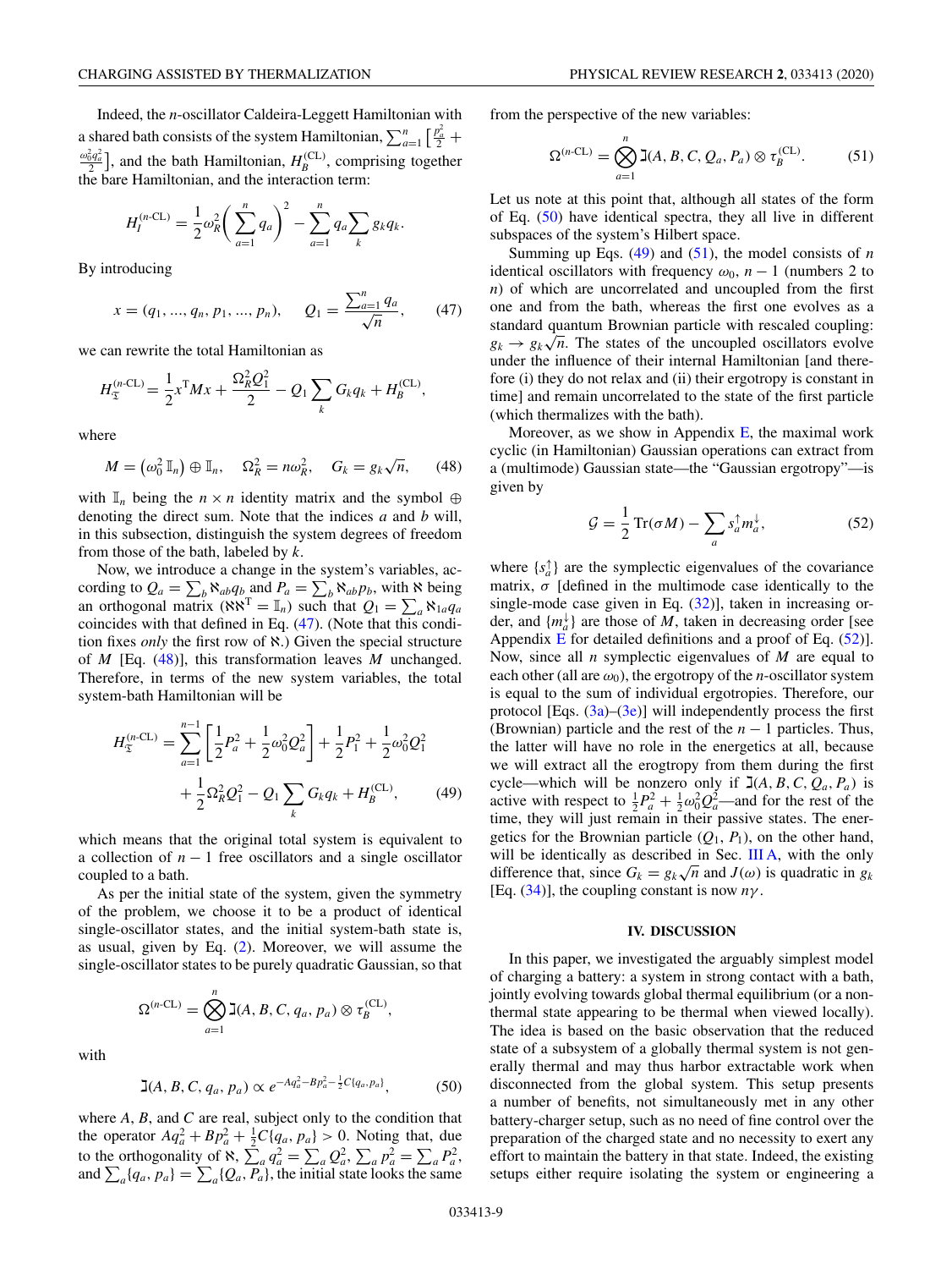Indeed, the $n$-oscillator Caldeira-Leggett Hamiltonian with a shared bath consists of the system Hamiltonian, $\sum_{a=1}^{n}\left[\frac{p_a^2}{2}+\frac{\omega_0^2 q_a^2}{2}\right]$, and the bath Hamiltonian, $H_B^{(\mathrm{CL})}$, comprising together the bare Hamiltonian, and the interaction term:

$$H_I^{(n\text{-CL})}=\frac{1}{2}\omega_R^2\left(\sum_{a=1}^{n}q_a\right)^2-\sum_{a=1}^{n}q_a\sum_k g_k q_k.$$

By introducing

$$x=(q_1,\ldots,q_n,p_1,\ldots,p_n),\qquad Q_1=\frac{\sum_{a=1}^{n}q_a}{\sqrt{n}},\tag{47}$$

we can rewrite the total Hamiltonian as

$$H_{\mathfrak{T}}^{(n\text{-CL})}=\frac{1}{2}x^{\mathrm{T}}Mx+\frac{\Omega_R^2Q_1^2}{2}-Q_1\sum_k G_k q_k+H_B^{(\mathrm{CL})},$$

where

$$M=\left(\omega_0^2\,\mathbb{I}_n\right)\oplus\mathbb{I}_n,\quad \Omega_R^2=n\omega_R^2,\quad G_k=g_k\sqrt{n},\tag{48}$$

with $\mathbb{I}_n$ being the $n\times n$ identity matrix and the symbol $\oplus$ denoting the direct sum. Note that the indices $a$ and $b$ will, in this subsection, distinguish the system degrees of freedom from those of the bath, labeled by $k$.

Now, we introduce a change in the system's variables, according to $Q_a=\sum_b\aleph_{ab}q_b$ and $P_a=\sum_b\aleph_{ab}p_b$, with $\aleph$ being an orthogonal matrix ($\aleph\aleph^{\mathrm{T}}=\mathbb{I}_n$) such that $Q_1=\sum_a\aleph_{1a}q_a$ coincides with that defined in Eq. (47). (Note that this condition fixes *only* the first row of $\aleph$.) Given the special structure of $M$ [Eq. (48)], this transformation leaves $M$ unchanged. Therefore, in terms of the new system variables, the total system-bath Hamiltonian will be

$$\begin{aligned}H_{\mathfrak{T}}^{(n\text{-CL})}=&\sum_{a=1}^{n-1}\left[\frac{1}{2}P_a^2+\frac{1}{2}\omega_0^2Q_a^2\right]+\frac{1}{2}P_1^2+\frac{1}{2}\omega_0^2Q_1^2\\&+\frac{1}{2}\Omega_R^2Q_1^2-Q_1\sum_k G_kq_k+H_B^{(\mathrm{CL})},\end{aligned}\tag{49}$$

which means that the original total system is equivalent to a collection of $n-1$ free oscillators and a single oscillator coupled to a bath.

As per the initial state of the system, given the symmetry of the problem, we choose it to be a product of identical single-oscillator states, and the initial system-bath state is, as usual, given by Eq. (2). Moreover, we will assume the single-oscillator states to be purely quadratic Gaussian, so that

$$\Omega^{(n\text{-CL})}=\bigotimes_{a=1}^{n}\daleth(A,B,C,q_a,p_a)\otimes\tau_B^{(\mathrm{CL})},$$

with

$$\daleth(A,B,C,q_a,p_a)\propto e^{-Aq_a^2-Bp_a^2-\frac{1}{2}C\{q_a,p_a\}},\tag{50}$$

where $A$, $B$, and $C$ are real, subject only to the condition that the operator $Aq_a^2+Bp_a^2+\frac{1}{2}C\{q_a,p_a\}>0$. Noting that, due to the orthogonality of $\aleph$, $\sum_a q_a^2=\sum_a Q_a^2$, $\sum_a p_a^2=\sum_a P_a^2$, and $\sum_a\{q_a,p_a\}=\sum_a\{Q_a,P_a\}$, the initial state looks the same from the perspective of the new variables:

$$\Omega^{(n\text{-CL})}=\bigotimes_{a=1}^{n}\daleth(A,B,C,Q_a,P_a)\otimes\tau_B^{(\mathrm{CL})}.\tag{51}$$

Let us note at this point that, although all states of the form of Eq. (50) have identical spectra, they all live in different subspaces of the system's Hilbert space.

Summing up Eqs. (49) and (51), the model consists of $n$ identical oscillators with frequency $\omega_0$, $n-1$ (numbers 2 to $n$) of which are uncorrelated and uncoupled from the first one and from the bath, whereas the first one evolves as a standard quantum Brownian particle with rescaled coupling: $g_k\to g_k\sqrt{n}$. The states of the uncoupled oscillators evolve under the influence of their internal Hamiltonian [and therefore (i) they do not relax and (ii) their ergotropy is constant in time] and remain uncorrelated to the state of the first particle (which thermalizes with the bath).

Moreover, as we show in Appendix E, the maximal work cyclic (in Hamiltonian) Gaussian operations can extract from a (multimode) Gaussian state—the "Gaussian ergotropy"—is given by

$$\mathcal{G}=\frac{1}{2}\,\mathrm{Tr}(\sigma M)-\sum_a s_a^{\uparrow}m_a^{\downarrow},\tag{52}$$

where $\{s_a^{\uparrow}\}$ are the symplectic eigenvalues of the covariance matrix, $\sigma$ [defined in the multimode case identically to the single-mode case given in Eq. (32)], taken in increasing order, and $\{m_a^{\downarrow}\}$ are those of $M$, taken in decreasing order [see Appendix E for detailed definitions and a proof of Eq. (52)]. Now, since all $n$ symplectic eigenvalues of $M$ are equal to each other (all are $\omega_0$), the ergotropy of the $n$-oscillator system is equal to the sum of individual ergotropies. Therefore, our protocol [Eqs. (3a)–(3e)] will independently process the first (Brownian) particle and the rest of the $n-1$ particles. Thus, the latter will have no role in the energetics at all, because we will extract all the ergotropy from them during the first cycle—which will be nonzero only if $\daleth(A,B,C,Q_a,P_a)$ is active with respect to $\frac{1}{2}P_a^2+\frac{1}{2}\omega_0^2Q_a^2$—and for the rest of the time, they will just remain in their passive states. The energetics for the Brownian particle ($Q_1$, $P_1$), on the other hand, will be identically as described in Sec. III A, with the only difference that, since $G_k=g_k\sqrt{n}$ and $J(\omega)$ is quadratic in $g_k$ [Eq. (34)], the coupling constant is now $n\gamma$.

## IV. DISCUSSION

In this paper, we investigated the arguably simplest model of charging a battery: a system in strong contact with a bath, jointly evolving towards global thermal equilibrium (or a nonthermal state appearing to be thermal when viewed locally). The idea is based on the basic observation that the reduced state of a subsystem of a globally thermal system is not generally thermal and may thus harbor extractable work when disconnected from the global system. This setup presents a number of benefits, not simultaneously met in any other battery-charger setup, such as no need of fine control over the preparation of the charged state and no necessity to exert any effort to maintain the battery in that state. Indeed, the existing setups either require isolating the system or engineering a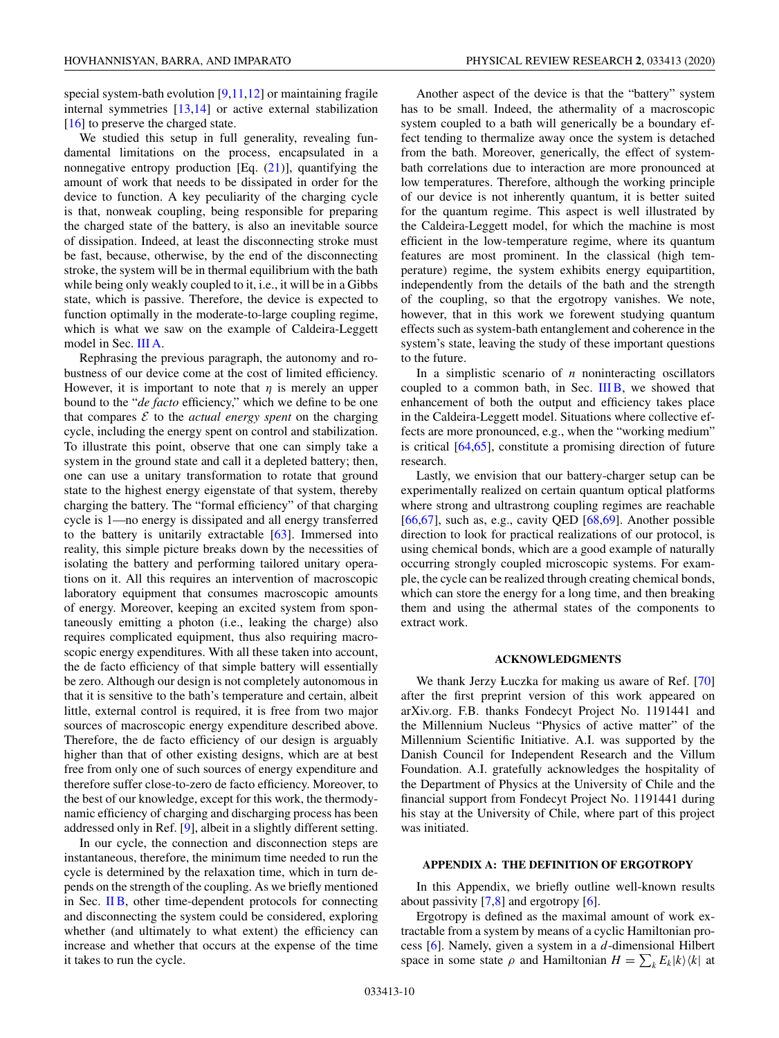special system-bath evolution [9,11,12] or maintaining fragile internal symmetries [13,14] or active external stabilization [16] to preserve the charged state.

We studied this setup in full generality, revealing fundamental limitations on the process, encapsulated in a nonnegative entropy production [Eq. (21)], quantifying the amount of work that needs to be dissipated in order for the device to function. A key peculiarity of the charging cycle is that, nonweak coupling, being responsible for preparing the charged state of the battery, is also an inevitable source of dissipation. Indeed, at least the disconnecting stroke must be fast, because, otherwise, by the end of the disconnecting stroke, the system will be in thermal equilibrium with the bath while being only weakly coupled to it, i.e., it will be in a Gibbs state, which is passive. Therefore, the device is expected to function optimally in the moderate-to-large coupling regime, which is what we saw on the example of Caldeira-Leggett model in Sec. III A.

Rephrasing the previous paragraph, the autonomy and robustness of our device come at the cost of limited efficiency. However, it is important to note that $\eta$ is merely an upper bound to the "*de facto* efficiency," which we define to be one that compares $\mathcal{E}$ to the *actual energy spent* on the charging cycle, including the energy spent on control and stabilization. To illustrate this point, observe that one can simply take a system in the ground state and call it a depleted battery; then, one can use a unitary transformation to rotate that ground state to the highest energy eigenstate of that system, thereby charging the battery. The "formal efficiency" of that charging cycle is 1—no energy is dissipated and all energy transferred to the battery is unitarily extractable [63]. Immersed into reality, this simple picture breaks down by the necessities of isolating the battery and performing tailored unitary operations on it. All this requires an intervention of macroscopic laboratory equipment that consumes macroscopic amounts of energy. Moreover, keeping an excited system from spontaneously emitting a photon (i.e., leaking the charge) also requires complicated equipment, thus also requiring macroscopic energy expenditures. With all these taken into account, the de facto efficiency of that simple battery will essentially be zero. Although our design is not completely autonomous in that it is sensitive to the bath's temperature and certain, albeit little, external control is required, it is free from two major sources of macroscopic energy expenditure described above. Therefore, the de facto efficiency of our design is arguably higher than that of other existing designs, which are at best free from only one of such sources of energy expenditure and therefore suffer close-to-zero de facto efficiency. Moreover, to the best of our knowledge, except for this work, the thermodynamic efficiency of charging and discharging process has been addressed only in Ref. [9], albeit in a slightly different setting.

In our cycle, the connection and disconnection steps are instantaneous, therefore, the minimum time needed to run the cycle is determined by the relaxation time, which in turn depends on the strength of the coupling. As we briefly mentioned in Sec. II B, other time-dependent protocols for connecting and disconnecting the system could be considered, exploring whether (and ultimately to what extent) the efficiency can increase and whether that occurs at the expense of the time it takes to run the cycle.

Another aspect of the device is that the "battery" system has to be small. Indeed, the athermality of a macroscopic system coupled to a bath will generically be a boundary effect tending to thermalize away once the system is detached from the bath. Moreover, generically, the effect of system-bath correlations due to interaction are more pronounced at low temperatures. Therefore, although the working principle of our device is not inherently quantum, it is better suited for the quantum regime. This aspect is well illustrated by the Caldeira-Leggett model, for which the machine is most efficient in the low-temperature regime, where its quantum features are most prominent. In the classical (high temperature) regime, the system exhibits energy equipartition, independently from the details of the bath and the strength of the coupling, so that the ergotropy vanishes. We note, however, that in this work we forewent studying quantum effects such as system-bath entanglement and coherence in the system's state, leaving the study of these important questions to the future.

In a simplistic scenario of $n$ noninteracting oscillators coupled to a common bath, in Sec. III B, we showed that enhancement of both the output and efficiency takes place in the Caldeira-Leggett model. Situations where collective effects are more pronounced, e.g., when the "working medium" is critical [64,65], constitute a promising direction of future research.

Lastly, we envision that our battery-charger setup can be experimentally realized on certain quantum optical platforms where strong and ultrastrong coupling regimes are reachable [66,67], such as, e.g., cavity QED [68,69]. Another possible direction to look for practical realizations of our protocol, is using chemical bonds, which are a good example of naturally occurring strongly coupled microscopic systems. For example, the cycle can be realized through creating chemical bonds, which can store the energy for a long time, and then breaking them and using the athermal states of the components to extract work.

## ACKNOWLEDGMENTS

We thank Jerzy Łuczka for making us aware of Ref. [70] after the first preprint version of this work appeared on arXiv.org. F.B. thanks Fondecyt Project No. 1191441 and the Millennium Nucleus "Physics of active matter" of the Millennium Scientific Initiative. A.I. was supported by the Danish Council for Independent Research and the Villum Foundation. A.I. gratefully acknowledges the hospitality of the Department of Physics at the University of Chile and the financial support from Fondecyt Project No. 1191441 during his stay at the University of Chile, where part of this project was initiated.

## APPENDIX A: THE DEFINITION OF ERGOTROPY

In this Appendix, we briefly outline well-known results about passivity [7,8] and ergotropy [6].

Ergotropy is defined as the maximal amount of work extractable from a system by means of a cyclic Hamiltonian process [6]. Namely, given a system in a $d$-dimensional Hilbert space in some state $\rho$ and Hamiltonian $H = \sum_k E_k |k\rangle\langle k|$ at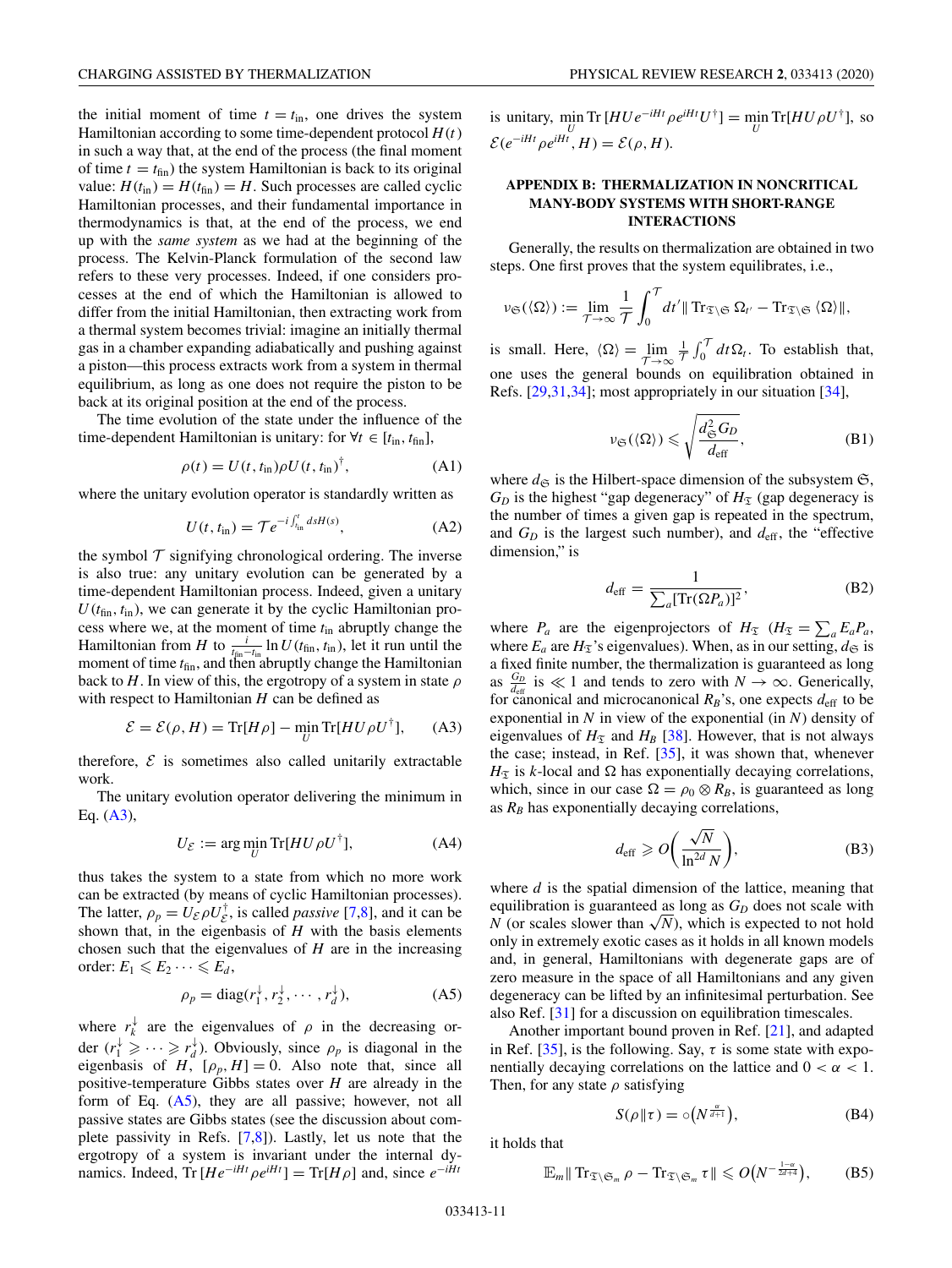the initial moment of time $t = t_{\text{in}}$, one drives the system Hamiltonian according to some time-dependent protocol $H(t)$ in such a way that, at the end of the process (the final moment of time $t = t_{\text{fin}}$) the system Hamiltonian is back to its original value: $H(t_{\text{in}}) = H(t_{\text{fin}}) = H$. Such processes are called cyclic Hamiltonian processes, and their fundamental importance in thermodynamics is that, at the end of the process, we end up with the *same system* as we had at the beginning of the process. The Kelvin-Planck formulation of the second law refers to these very processes. Indeed, if one considers processes at the end of which the Hamiltonian is allowed to differ from the initial Hamiltonian, then extracting work from a thermal system becomes trivial: imagine an initially thermal gas in a chamber expanding adiabatically and pushing against a piston—this process extracts work from a system in thermal equilibrium, as long as one does not require the piston to be back at its original position at the end of the process.

The time evolution of the state under the influence of the time-dependent Hamiltonian is unitary: for $\forall t \in [t_{\text{in}}, t_{\text{fin}}]$,

$$\rho(t) = U(t, t_{\text{in}})\rho U(t, t_{\text{in}})^{\dagger}, \tag{A1}$$

where the unitary evolution operator is standardly written as

$$U(t, t_{\text{in}}) = \mathcal{T} e^{-i\int_{t_{\text{in}}}^{t} ds H(s)}, \tag{A2}$$

the symbol $\mathcal{T}$ signifying chronological ordering. The inverse is also true: any unitary evolution can be generated by a time-dependent Hamiltonian process. Indeed, given a unitary $U(t_{\text{fin}}, t_{\text{in}})$, we can generate it by the cyclic Hamiltonian process where we, at the moment of time $t_{\text{in}}$ abruptly change the Hamiltonian from $H$ to $\frac{i}{t_{\text{fin}}-t_{\text{in}}}\ln U(t_{\text{fin}}, t_{\text{in}})$, let it run until the moment of time $t_{\text{fin}}$, and then abruptly change the Hamiltonian back to $H$. In view of this, the ergotropy of a system in state $\rho$ with respect to Hamiltonian $H$ can be defined as

$$\mathcal{E} = \mathcal{E}(\rho, H) = \text{Tr}[H\rho] - \min_{U} \text{Tr}[HU\rho U^{\dagger}], \tag{A3}$$

therefore, $\mathcal{E}$ is sometimes also called unitarily extractable work.

The unitary evolution operator delivering the minimum in Eq. (A3),

$$U_{\mathcal{E}} := \arg\min_{U} \text{Tr}[HU\rho U^{\dagger}], \tag{A4}$$

thus takes the system to a state from which no more work can be extracted (by means of cyclic Hamiltonian processes). The latter, $\rho_p = U_{\mathcal{E}}\rho U_{\mathcal{E}}^{\dagger}$, is called *passive* [7,8], and it can be shown that, in the eigenbasis of $H$ with the basis elements chosen such that the eigenvalues of $H$ are in the increasing order: $E_1 \leqslant E_2 \cdots \leqslant E_d$,

$$\rho_p = \text{diag}(r_1^{\downarrow}, r_2^{\downarrow}, \cdots, r_d^{\downarrow}), \tag{A5}$$

where $r_k^{\downarrow}$ are the eigenvalues of $\rho$ in the decreasing order ($r_1^{\downarrow} \geqslant \cdots \geqslant r_d^{\downarrow}$). Obviously, since $\rho_p$ is diagonal in the eigenbasis of $H$, $[\rho_p, H] = 0$. Also note that, since all positive-temperature Gibbs states over $H$ are already in the form of Eq. (A5), they are all passive; however, not all passive states are Gibbs states (see the discussion about complete passivity in Refs. [7,8]). Lastly, let us note that the ergotropy of a system is invariant under the internal dynamics. Indeed, $\text{Tr}[He^{-iHt}\rho e^{iHt}] = \text{Tr}[H\rho]$ and, since $e^{-iHt}$ is unitary, $\min_{U} \text{Tr}[HUe^{-iHt}\rho e^{iHt}U^{\dagger}] = \min_{U} \text{Tr}[HU\rho U^{\dagger}]$, so $\mathcal{E}(e^{-iHt}\rho e^{iHt}, H) = \mathcal{E}(\rho, H)$.

## APPENDIX B: THERMALIZATION IN NONCRITICAL MANY-BODY SYSTEMS WITH SHORT-RANGE INTERACTIONS

Generally, the results on thermalization are obtained in two steps. One first proves that the system equilibrates, i.e.,

$$\nu_{\mathfrak{S}}(\langle\Omega\rangle) := \lim_{\mathcal{T}\to\infty} \frac{1}{\mathcal{T}} \int_0^{\mathcal{T}} dt' \| \text{Tr}_{\mathfrak{T}\setminus\mathfrak{S}}\, \Omega_{t'} - \text{Tr}_{\mathfrak{T}\setminus\mathfrak{S}} \langle\Omega\rangle \|,$$

is small. Here, $\langle\Omega\rangle = \lim_{\mathcal{T}\to\infty} \frac{1}{\mathcal{T}} \int_0^{\mathcal{T}} dt\,\Omega_t$. To establish that, one uses the general bounds on equilibration obtained in Refs. [29,31,34]; most appropriately in our situation [34],

$$\nu_{\mathfrak{S}}(\langle\Omega\rangle) \leqslant \sqrt{\frac{d_{\mathfrak{S}}^2 G_D}{d_{\text{eff}}}}, \tag{B1}$$

where $d_{\mathfrak{S}}$ is the Hilbert-space dimension of the subsystem $\mathfrak{S}$, $G_D$ is the highest "gap degeneracy" of $H_{\mathfrak{T}}$ (gap degeneracy is the number of times a given gap is repeated in the spectrum, and $G_D$ is the largest such number), and $d_{\text{eff}}$, the "effective dimension," is

$$d_{\text{eff}} = \frac{1}{\sum_a [\text{Tr}(\Omega P_a)]^2}, \tag{B2}$$

where $P_a$ are the eigenprojectors of $H_{\mathfrak{T}}$ ($H_{\mathfrak{T}} = \sum_a E_a P_a$, where $E_a$ are $H_{\mathfrak{T}}$'s eigenvalues). When, as in our setting, $d_{\mathfrak{S}}$ is a fixed finite number, the thermalization is guaranteed as long as $\frac{G_D}{d_{\text{eff}}}$ is $\ll 1$ and tends to zero with $N \to \infty$. Generically, for canonical and microcanonical $R_B$'s, one expects $d_{\text{eff}}$ to be exponential in $N$ in view of the exponential (in $N$) density of eigenvalues of $H_{\mathfrak{T}}$ and $H_B$ [38]. However, that is not always the case; instead, in Ref. [35], it was shown that, whenever $H_{\mathfrak{T}}$ is $k$-local and $\Omega$ has exponentially decaying correlations, which, since in our case $\Omega = \rho_0 \otimes R_B$, is guaranteed as long as $R_B$ has exponentially decaying correlations,

$$d_{\text{eff}} \geqslant O\left(\frac{\sqrt{N}}{\ln^{2d} N}\right), \tag{B3}$$

where $d$ is the spatial dimension of the lattice, meaning that equilibration is guaranteed as long as $G_D$ does not scale with $N$ (or scales slower than $\sqrt{N}$), which is expected to not hold only in extremely exotic cases as it holds in all known models and, in general, Hamiltonians with degenerate gaps are of zero measure in the space of all Hamiltonians and any given degeneracy can be lifted by an infinitesimal perturbation. See also Ref. [31] for a discussion on equilibration timescales.

Another important bound proven in Ref. [21], and adapted in Ref. [35], is the following. Say, $\tau$ is some state with exponentially decaying correlations on the lattice and $0 < \alpha < 1$. Then, for any state $\rho$ satisfying

$$S(\rho\|\tau) = \circ\left(N^{\frac{\alpha}{d+1}}\right), \tag{B4}$$

it holds that

$$\mathbb{E}_m \| \text{Tr}_{\mathfrak{T}\setminus\mathfrak{S}_m}\, \rho - \text{Tr}_{\mathfrak{T}\setminus\mathfrak{S}_m}\, \tau \| \leqslant O\left(N^{-\frac{1-\alpha}{2d+4}}\right), \tag{B5}$$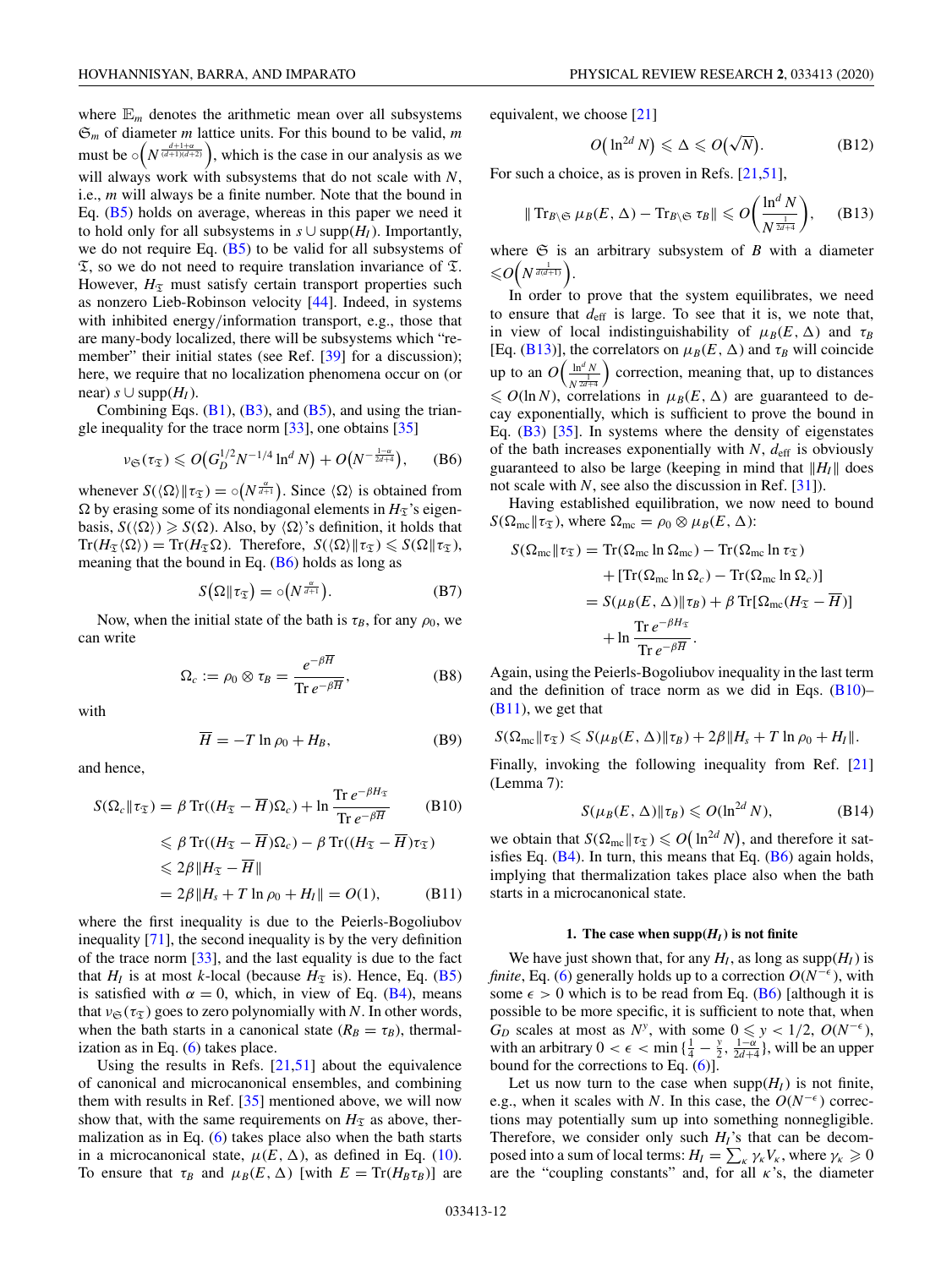where $\mathbb{E}_m$ denotes the arithmetic mean over all subsystems $\mathfrak{S}_m$ of diameter $m$ lattice units. For this bound to be valid, $m$ must be $\circ\Big(N^{\frac{d+1+\alpha}{(d+1)(d+2)}}\Big)$, which is the case in our analysis as we will always work with subsystems that do not scale with $N$, i.e., $m$ will always be a finite number. Note that the bound in Eq. (B5) holds on average, whereas in this paper we need it to hold only for all subsystems in $s \cup \mathrm{supp}(H_I)$. Importantly, we do not require Eq. (B5) to be valid for all subsystems of $\mathfrak{T}$, so we do not need to require translation invariance of $\mathfrak{T}$. However, $H_{\mathfrak{T}}$ must satisfy certain transport properties such as nonzero Lieb-Robinson velocity [44]. Indeed, in systems with inhibited energy/information transport, e.g., those that are many-body localized, there will be subsystems which "remember" their initial states (see Ref. [39] for a discussion); here, we require that no localization phenomena occur on (or near) $s \cup \mathrm{supp}(H_I)$.

Combining Eqs. (B1), (B3), and (B5), and using the triangle inequality for the trace norm [33], one obtains [35]

$$\nu_{\mathfrak{S}}(\tau_{\mathfrak{T}}) \leqslant O\big(G_D^{1/2} N^{-1/4} \ln^d N\big) + O\big(N^{-\frac{1-\alpha}{2d+4}}\big), \tag{B6}$$

whenever $S(\langle\Omega\rangle \| \tau_{\mathfrak{T}}) = \circ\big(N^{\frac{\alpha}{d+1}}\big)$. Since $\langle\Omega\rangle$ is obtained from $\Omega$ by erasing some of its nondiagonal elements in $H_{\mathfrak{T}}$'s eigenbasis, $S(\langle\Omega\rangle) \geqslant S(\Omega)$. Also, by $\langle\Omega\rangle$'s definition, it holds that $\mathrm{Tr}(H_{\mathfrak{T}}\langle\Omega\rangle) = \mathrm{Tr}(H_{\mathfrak{T}}\Omega)$. Therefore, $S(\langle\Omega\rangle\|\tau_{\mathfrak{T}}) \leqslant S(\Omega\|\tau_{\mathfrak{T}})$, meaning that the bound in Eq. (B6) holds as long as

$$S\big(\Omega\|\tau_{\mathfrak{T}}\big) = \circ\big(N^{\frac{\alpha}{d+1}}\big). \tag{B7}$$

Now, when the initial state of the bath is $\tau_B$, for any $\rho_0$, we can write

$$\Omega_c := \rho_0 \otimes \tau_B = \frac{e^{-\beta \overline{H}}}{\mathrm{Tr}\, e^{-\beta \overline{H}}}, \tag{B8}$$

with

$$\overline{H} = -T \ln \rho_0 + H_B, \tag{B9}$$

and hence,

$$\begin{aligned}
S(\Omega_c\|\tau_{\mathfrak{T}}) &= \beta\,\mathrm{Tr}((H_{\mathfrak{T}} - \overline{H})\Omega_c) + \ln \frac{\mathrm{Tr}\, e^{-\beta H_{\mathfrak{T}}}}{\mathrm{Tr}\, e^{-\beta \overline{H}}} && \text{(B10)}\\
&\leqslant \beta\,\mathrm{Tr}((H_{\mathfrak{T}} - \overline{H})\Omega_c) - \beta\,\mathrm{Tr}((H_{\mathfrak{T}} - \overline{H})\tau_{\mathfrak{T}})\\
&\leqslant 2\beta\|H_{\mathfrak{T}} - \overline{H}\|\\
&= 2\beta\|H_s + T\ln\rho_0 + H_I\| = O(1), && \text{(B11)}
\end{aligned}$$

where the first inequality is due to the Peierls-Bogoliubov inequality [71], the second inequality is by the very definition of the trace norm [33], and the last equality is due to the fact that $H_I$ is at most $k$-local (because $H_{\mathfrak{T}}$ is). Hence, Eq. (B5) is satisfied with $\alpha = 0$, which, in view of Eq. (B4), means that $\nu_{\mathfrak{S}}(\tau_{\mathfrak{T}})$ goes to zero polynomially with $N$. In other words, when the bath starts in a canonical state ($R_B = \tau_B$), thermalization as in Eq. (6) takes place.

Using the results in Refs. [21,51] about the equivalence of canonical and microcanonical ensembles, and combining them with results in Ref. [35] mentioned above, we will now show that, with the same requirements on $H_{\mathfrak{T}}$ as above, thermalization as in Eq. (6) takes place also when the bath starts in a microcanonical state, $\mu(E, \Delta)$, as defined in Eq. (10). To ensure that $\tau_B$ and $\mu_B(E, \Delta)$ [with $E = \mathrm{Tr}(H_B\tau_B)$] are equivalent, we choose [21]

$$O\big(\ln^{2d} N\big) \leqslant \Delta \leqslant O(\sqrt{N}). \tag{B12}$$

For such a choice, as is proven in Refs. [21,51],

$$\|\,\mathrm{Tr}_{B\setminus\mathfrak{S}}\, \mu_B(E,\Delta) - \mathrm{Tr}_{B\setminus\mathfrak{S}}\, \tau_B\| \leqslant O\bigg(\frac{\ln^d N}{N^{\frac{1}{2d+4}}}\bigg), \tag{B13}$$

where $\mathfrak{S}$ is an arbitrary subsystem of $B$ with a diameter $\leqslant O\Big(N^{\frac{1}{d(d+1)}}\Big)$.

In order to prove that the system equilibrates, we need to ensure that $d_{\mathrm{eff}}$ is large. To see that it is, we note that, in view of local indistinguishability of $\mu_B(E, \Delta)$ and $\tau_B$ [Eq. (B13)], the correlators on $\mu_B(E, \Delta)$ and $\tau_B$ will coincide up to an $O\bigg(\frac{\ln^d N}{N^{\frac{1}{2d+4}}}\bigg)$ correction, meaning that, up to distances $\leqslant O(\ln N)$, correlations in $\mu_B(E, \Delta)$ are guaranteed to decay exponentially, which is sufficient to prove the bound in Eq. (B3) [35]. In systems where the density of eigenstates of the bath increases exponentially with $N$, $d_{\mathrm{eff}}$ is obviously guaranteed to also be large (keeping in mind that $\|H_I\|$ does not scale with $N$, see also the discussion in Ref. [31]).

Having established equilibration, we now need to bound $S(\Omega_{\mathrm{mc}}\|\tau_{\mathfrak{T}})$, where $\Omega_{\mathrm{mc}} = \rho_0 \otimes \mu_B(E, \Delta)$:

$$\begin{aligned}
S(\Omega_{\mathrm{mc}}\|\tau_{\mathfrak{T}}) &= \mathrm{Tr}(\Omega_{\mathrm{mc}} \ln \Omega_{\mathrm{mc}}) - \mathrm{Tr}(\Omega_{\mathrm{mc}} \ln \tau_{\mathfrak{T}})\\
&\quad + [\mathrm{Tr}(\Omega_{\mathrm{mc}} \ln \Omega_c) - \mathrm{Tr}(\Omega_{\mathrm{mc}} \ln \Omega_c)]\\
&= S(\mu_B(E,\Delta)\|\tau_B) + \beta\,\mathrm{Tr}[\Omega_{\mathrm{mc}}(H_{\mathfrak{T}} - \overline{H})]\\
&\quad + \ln\frac{\mathrm{Tr}\, e^{-\beta H_{\mathfrak{T}}}}{\mathrm{Tr}\, e^{-\beta \overline{H}}}.
\end{aligned}$$

Again, using the Peierls-Bogoliubov inequality in the last term and the definition of trace norm as we did in Eqs. (B10)–(B11), we get that

$$S(\Omega_{\mathrm{mc}}\|\tau_{\mathfrak{T}}) \leqslant S(\mu_B(E,\Delta)\|\tau_B) + 2\beta\|H_s + T\ln\rho_0 + H_I\|.$$

Finally, invoking the following inequality from Ref. [21] (Lemma 7):

$$S(\mu_B(E,\Delta)\|\tau_B) \leqslant O(\ln^{2d} N), \tag{B14}$$

we obtain that $S(\Omega_{\mathrm{mc}}\|\tau_{\mathfrak{T}}) \leqslant O\big(\ln^{2d} N\big)$, and therefore it satisfies Eq. (B4). In turn, this means that Eq. (B6) holds again, implying that thermalization takes place also when the bath starts in a microcanonical state.

### 1. The case when $\mathrm{supp}(H_I)$ is not finite

We have just shown that, for any $H_I$, as long as $\mathrm{supp}(H_I)$ is *finite*, Eq. (6) generally holds up to a correction $O(N^{-\epsilon})$, with some $\epsilon > 0$ which is to be read from Eq. (B6) [although it is possible to be more specific, it is sufficient to note that, when $G_D$ scales at most as $N^y$, with some $0 \leqslant y < 1/2$, $O(N^{-\epsilon})$, with an arbitrary $0 < \epsilon < \min\{\frac{1}{4} - \frac{y}{2}, \frac{1-\alpha}{2d+4}\}$, will be an upper bound for the corrections to Eq. (6)].

Let us now turn to the case when $\mathrm{supp}(H_I)$ is not finite, e.g., when it scales with $N$. In this case, the $O(N^{-\epsilon})$ corrections may potentially sum up into something nonnegligible. Therefore, we consider only such $H_I$'s that can be decomposed into a sum of local terms: $H_I = \sum_\kappa \gamma_\kappa V_\kappa$, where $\gamma_\kappa \geqslant 0$ are the "coupling constants" and, for all $\kappa$'s, the diameter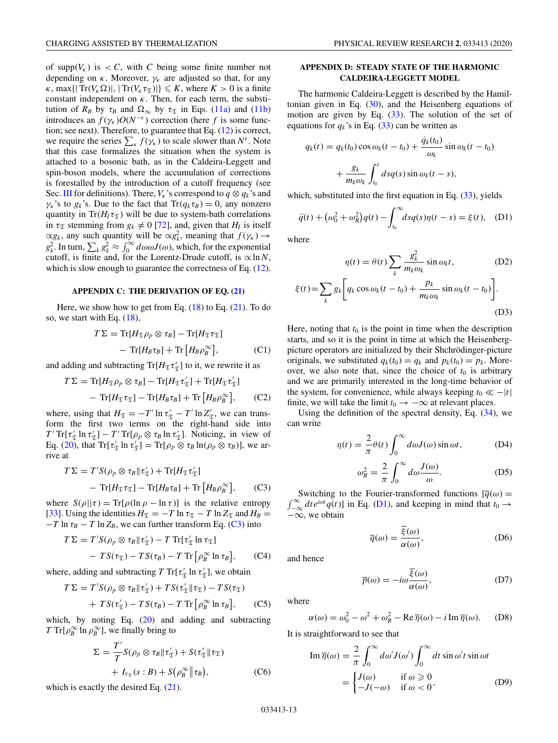of supp$(V_\kappa)$ is $< C$, with $C$ being some finite number not depending on $\kappa$. Moreover, $\gamma_\kappa$ are adjusted so that, for any $\kappa$, $\max\{|\operatorname{Tr}(V_\kappa \Omega)|, |\operatorname{Tr}(V_\kappa \tau_\Sigma)|\} \leqslant K$, where $K > 0$ is a finite constant independent on $\kappa$. Then, for each term, the substitution of $R_B$ by $\tau_B$ and $\Omega_\infty$ by $\tau_\Sigma$ in Eqs. (11a) and (11b) introduces an $f(\gamma_\kappa)O(N^{-\epsilon})$ correction (here $f$ is some function; see next). Therefore, to guarantee that Eq. (12) is correct, we require the series $\sum_\kappa f(\gamma_\kappa)$ to scale slower than $N^\epsilon$. Note that this case formalizes the situation when the system is attached to a bosonic bath, as in the Caldeira-Leggett and spin-boson models, where the accumulation of corrections is forestalled by the introduction of a cutoff frequency (see Sec. III for definitions). There, $V_\kappa$'s correspond to $q \otimes q_k$'s and $\gamma_\kappa$'s to $g_k$'s. Due to the fact that $\operatorname{Tr}(q_k \tau_B) = 0$, any nonzero quantity in $\operatorname{Tr}(H_I \tau_\Sigma)$ will be due to system-bath correlations in $\tau_\Sigma$ stemming from $g_k \neq 0$ [72], and, given that $H_I$ is itself $\propto g_k$, any such quantity will be $\propto g_k^2$, meaning that $f(\gamma_\kappa) \to g_k^2$. In turn, $\sum_k g_k^2 \approx \int_0^\infty d\omega \omega J(\omega)$, which, for the exponential cutoff, is finite and, for the Lorentz-Drude cutoff, is $\propto \ln N$, which is slow enough to guarantee the correctness of Eq. (12).

## APPENDIX C: THE DERIVATION OF EQ. (21)

Here, we show how to get from Eq. (18) to Eq. (21). To do so, we start with Eq. (18),

$$T\Sigma = \operatorname{Tr}[H_\Sigma \rho_p \otimes \tau_B] - \operatorname{Tr}[H_\Sigma \tau_\Sigma] - \operatorname{Tr}[H_B \tau_B] + \operatorname{Tr}\left[H_B \rho_B^\infty\right], \tag{C1}$$

and adding and subtracting $\operatorname{Tr}[H_\Sigma \tau'_\Sigma]$ to it, we rewrite it as

$$T\Sigma = \operatorname{Tr}[H_\Sigma \rho_p \otimes \tau_B] - \operatorname{Tr}[H_\Sigma \tau'_\Sigma] + \operatorname{Tr}[H_\Sigma \tau'_\Sigma] - \operatorname{Tr}[H_\Sigma \tau_\Sigma] - \operatorname{Tr}[H_B \tau_B] + \operatorname{Tr}\left[H_B \rho_B^\infty\right], \tag{C2}$$

where, using that $H_\Sigma = -T' \ln \tau'_\Sigma - T' \ln Z'_\Sigma$, we can transform the first two terms on the right-hand side into $T' \operatorname{Tr}[\tau'_\Sigma \ln \tau'_\Sigma] - T' \operatorname{Tr}[\rho_p \otimes \tau_B \ln \tau'_\Sigma]$. Noticing, in view of Eq. (20), that $\operatorname{Tr}[\tau'_\Sigma \ln \tau'_\Sigma] = \operatorname{Tr}[\rho_p \otimes \tau_B \ln(\rho_p \otimes \tau_B)]$, we arrive at

$$T\Sigma = T' S(\rho_p \otimes \tau_B \| \tau'_\Sigma) + \operatorname{Tr}[H_\Sigma \tau'_\Sigma] - \operatorname{Tr}[H_\Sigma \tau_\Sigma] - \operatorname{Tr}[H_B \tau_B] + \operatorname{Tr}\left[H_B \rho_B^\infty\right], \tag{C3}$$

where $S(\rho||\tau) = \operatorname{Tr}[\rho(\ln \rho - \ln \tau)]$ is the relative entropy [33]. Using the identities $H_\Sigma = -T \ln \tau_\Sigma - T \ln Z_\Sigma$ and $H_B = -T \ln \tau_B - T \ln Z_B$, we can further transform Eq. (C3) into

$$T\Sigma = T' S(\rho_p \otimes \tau_B \| \tau'_\Sigma) - T \operatorname{Tr}[\tau'_\Sigma \ln \tau_\Sigma] - TS(\tau_\Sigma) - TS(\tau_B) - T \operatorname{Tr}\left[\rho_B^\infty \ln \tau_B\right], \tag{C4}$$

where, adding and subtracting $T \operatorname{Tr}[\tau'_\Sigma \ln \tau'_\Sigma]$, we obtain

$$T\Sigma = T' S(\rho_p \otimes \tau_B \| \tau'_\Sigma) + TS(\tau'_\Sigma \| \tau_\Sigma) - TS(\tau_\Sigma) + TS(\tau'_\Sigma) - TS(\tau_B) - T \operatorname{Tr}\left[\rho_B^\infty \ln \tau_B\right], \tag{C5}$$

which, by noting Eq. (20) and adding and subtracting $T \operatorname{Tr}[\rho_B^\infty \ln \rho_B^\infty]$, we finally bring to

$$\Sigma = \frac{T'}{T} S(\rho_p \otimes \tau_B \| \tau'_\Sigma) + S(\tau'_\Sigma \| \tau_\Sigma) + I_{\tau_\Sigma}(s:B) + S\left(\rho_B^\infty \middle\| \tau_B\right), \tag{C6}$$

which is exactly the desired Eq. (21).

## APPENDIX D: STEADY STATE OF THE HARMONIC CALDEIRA-LEGGETT MODEL

The harmonic Caldeira-Leggett is described by the Hamiltonian given in Eq. (30), and the Heisenberg equations of motion are given by Eq. (33). The solution of the set of equations for $q_k$'s in Eq. (33) can be written as

$$q_k(t) = q_k(t_0) \cos \omega_k(t - t_0) + \frac{\dot{q}_k(t_0)}{\omega_k} \sin \omega_k(t - t_0) + \frac{g_k}{m_k \omega_k} \int_{t_0}^t ds q(s) \sin \omega_k(t - s),$$

which, substituted into the first equation in Eq. (33), yields

$$\ddot{q}(t) + \left(\omega_0^2 + \omega_R^2\right) q(t) - \int_{t_0}^\infty ds q(s) \eta(t - s) = \xi(t), \tag{D1}$$

where

$$\eta(t) = \theta(t) \sum_k \frac{g_k^2}{m_k \omega_k} \sin \omega_k t, \tag{D2}$$

$$\xi(t) = \sum_k g_k \left[ q_k \cos \omega_k(t - t_0) + \frac{p_k}{m_k \omega_k} \sin \omega_k(t - t_0) \right]. \tag{D3}$$

Here, noting that $t_0$ is the point in time when the description starts, and so it is the point in time at which the Heisenberg-picture operators are initialized by their Shchrödinger-picture originals, we substituted $q_k(t_0) = q_k$ and $p_k(t_0) = p_k$. Moreover, we also note that, since the choice of $t_0$ is arbitrary and we are primarily interested in the long-time behavior of the system, for convenience, while always keeping $t_0 \ll -|t|$ finite, we will take the limit $t_0 \to -\infty$ at relevant places.

Using the definition of the spectral density, Eq. (34), we can write

$$\eta(t) = \frac{2}{\pi} \theta(t) \int_0^\infty d\omega J(\omega) \sin \omega t, \tag{D4}$$

$$\omega_R^2 = \frac{2}{\pi} \int_0^\infty d\omega \frac{J(\omega)}{\omega}. \tag{D5}$$

Switching to the Fourier-transformed functions $[\overline{q}(\omega) = \int_{-\infty}^\infty dt e^{i\omega t} q(t)]$ in Eq. (D1), and keeping in mind that $t_0 \to -\infty$, we obtain

$$\overline{q}(\omega) = \frac{\overline{\xi}(\omega)}{\alpha(\omega)}, \tag{D6}$$

and hence

$$\overline{p}(\omega) = -i\omega \frac{\overline{\xi}(\omega)}{\alpha(\omega)}, \tag{D7}$$

where

$$\alpha(\omega) = \omega_0^2 - \omega^2 + \omega_R^2 - \operatorname{Re} \overline{\eta}(\omega) - i \operatorname{Im} \overline{\eta}(\omega). \tag{D8}$$

It is straightforward to see that

$$\operatorname{Im} \overline{\eta}(\omega) = \frac{2}{\pi} \int_0^\infty d\omega' J(\omega') \int_0^\infty dt \sin \omega' t \sin \omega t = \begin{cases} J(\omega) & \text{if } \omega \geqslant 0 \\ -J(-\omega) & \text{if } \omega < 0 \end{cases}, \tag{D9}$$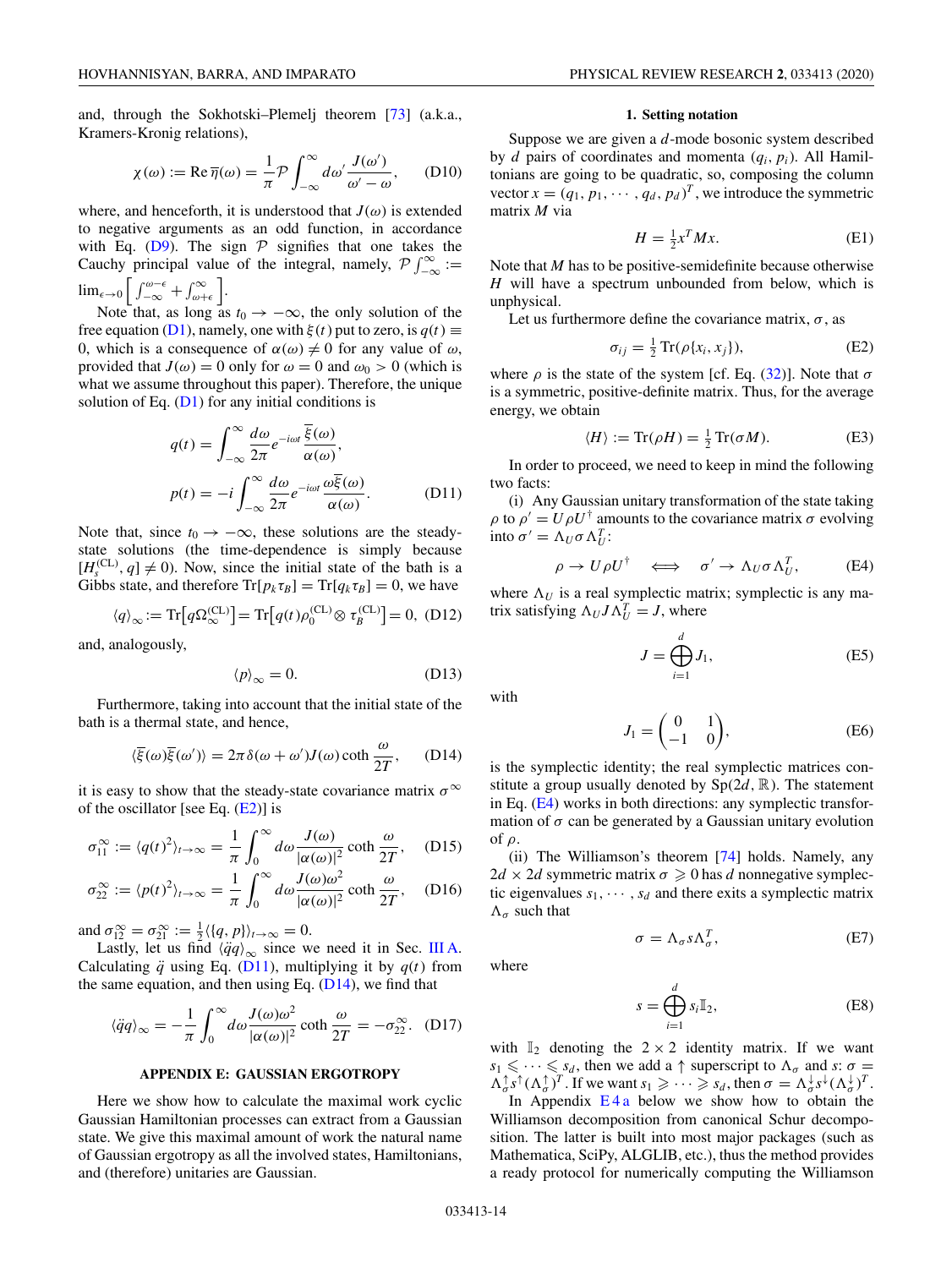and, through the Sokhotski–Plemelj theorem [73] (a.k.a., Kramers-Kronig relations),

$$\chi(\omega) := \mathrm{Re}\,\overline{\eta}(\omega) = \frac{1}{\pi}\mathcal{P}\int_{-\infty}^{\infty} d\omega' \frac{J(\omega')}{\omega' - \omega}, \tag{D10}$$

where, and henceforth, it is understood that $J(\omega)$ is extended to negative arguments as an odd function, in accordance with Eq. (D9). The sign $\mathcal{P}$ signifies that one takes the Cauchy principal value of the integral, namely, $\mathcal{P}\int_{-\infty}^{\infty} := \lim_{\epsilon\to 0}\left[\int_{-\infty}^{\omega-\epsilon} + \int_{\omega+\epsilon}^{\infty}\right]$.

Note that, as long as $t_0 \to -\infty$, the only solution of the free equation (D1), namely, one with $\xi(t)$ put to zero, is $q(t) \equiv 0$, which is a consequence of $\alpha(\omega) \neq 0$ for any value of $\omega$, provided that $J(\omega) = 0$ only for $\omega = 0$ and $\omega_0 > 0$ (which is what we assume throughout this paper). Therefore, the unique solution of Eq. (D1) for any initial conditions is

$$q(t) = \int_{-\infty}^{\infty} \frac{d\omega}{2\pi} e^{-i\omega t} \frac{\overline{\xi}(\omega)}{\alpha(\omega)},$$
$$p(t) = -i\int_{-\infty}^{\infty} \frac{d\omega}{2\pi} e^{-i\omega t} \frac{\omega\overline{\xi}(\omega)}{\alpha(\omega)}. \tag{D11}$$

Note that, since $t_0 \to -\infty$, these solutions are the steady-state solutions (the time-dependence is simply because $[H_s^{(\mathrm{CL})}, q] \neq 0$). Now, since the initial state of the bath is a Gibbs state, and therefore $\mathrm{Tr}[p_k \tau_B] = \mathrm{Tr}[q_k \tau_B] = 0$, we have

$$\langle q\rangle_\infty := \mathrm{Tr}\big[q\Omega_\infty^{(\mathrm{CL})}\big] = \mathrm{Tr}\big[q(t)\rho_0^{(\mathrm{CL})} \otimes \tau_B^{(\mathrm{CL})}\big] = 0, \tag{D12}$$

and, analogously,

$$\langle p\rangle_\infty = 0. \tag{D13}$$

Furthermore, taking into account that the initial state of the bath is a thermal state, and hence,

$$\langle\overline{\xi}(\omega)\overline{\xi}(\omega')\rangle = 2\pi\,\delta(\omega + \omega')J(\omega)\coth\frac{\omega}{2T}, \tag{D14}$$

it is easy to show that the steady-state covariance matrix $\sigma^\infty$ of the oscillator [see Eq. (E2)] is

$$\sigma_{11}^\infty := \langle q(t)^2\rangle_{t\to\infty} = \frac{1}{\pi}\int_0^\infty d\omega \frac{J(\omega)}{|\alpha(\omega)|^2}\coth\frac{\omega}{2T}, \tag{D15}$$

$$\sigma_{22}^\infty := \langle p(t)^2\rangle_{t\to\infty} = \frac{1}{\pi}\int_0^\infty d\omega \frac{J(\omega)\omega^2}{|\alpha(\omega)|^2}\coth\frac{\omega}{2T}, \tag{D16}$$

and $\sigma_{12}^\infty = \sigma_{21}^\infty := \frac{1}{2}\langle\{q, p\}\rangle_{t\to\infty} = 0$.

Lastly, let us find $\langle\ddot{q}q\rangle_\infty$ since we need it in Sec. III A. Calculating $\ddot{q}$ using Eq. (D11), multiplying it by $q(t)$ from the same equation, and then using Eq. (D14), we find that

$$\langle\ddot{q}q\rangle_\infty = -\frac{1}{\pi}\int_0^\infty d\omega \frac{J(\omega)\omega^2}{|\alpha(\omega)|^2}\coth\frac{\omega}{2T} = -\sigma_{22}^\infty. \tag{D17}$$

## APPENDIX E: GAUSSIAN ERGOTROPY

Here we show how to calculate the maximal work cyclic Gaussian Hamiltonian processes can extract from a Gaussian state. We give this maximal amount of work the natural name of Gaussian ergotropy as all the involved states, Hamiltonians, and (therefore) unitaries are Gaussian.

### 1. Setting notation

Suppose we are given a $d$-mode bosonic system described by $d$ pairs of coordinates and momenta $(q_i, p_i)$. All Hamiltonians are going to be quadratic, so, composing the column vector $x = (q_1, p_1, \cdots, q_d, p_d)^T$, we introduce the symmetric matrix $M$ via

$$H = \tfrac{1}{2}x^T M x. \tag{E1}$$

Note that $M$ has to be positive-semidefinite because otherwise $H$ will have a spectrum unbounded from below, which is unphysical.

Let us furthermore define the covariance matrix, $\sigma$, as

$$\sigma_{ij} = \tfrac{1}{2}\mathrm{Tr}(\rho\{x_i, x_j\}), \tag{E2}$$

where $\rho$ is the state of the system [cf. Eq. (32)]. Note that $\sigma$ is a symmetric, positive-definite matrix. Thus, for the average energy, we obtain

$$\langle H\rangle := \mathrm{Tr}(\rho H) = \tfrac{1}{2}\mathrm{Tr}(\sigma M). \tag{E3}$$

In order to proceed, we need to keep in mind the following two facts:

(i) Any Gaussian unitary transformation of the state taking $\rho$ to $\rho' = U\rho U^\dagger$ amounts to the covariance matrix $\sigma$ evolving into $\sigma' = \Lambda_U \sigma \Lambda_U^T$:

$$\rho \to U\rho U^\dagger \quad\Longleftrightarrow\quad \sigma' \to \Lambda_U\sigma\Lambda_U^T, \tag{E4}$$

where $\Lambda_U$ is a real symplectic matrix; symplectic is any matrix satisfying $\Lambda_U J \Lambda_U^T = J$, where

$$J = \bigoplus_{i=1}^{d} J_1, \tag{E5}$$

with

$$J_1 = \begin{pmatrix} 0 & 1 \\ -1 & 0 \end{pmatrix}, \tag{E6}$$

is the symplectic identity; the real symplectic matrices constitute a group usually denoted by $\mathrm{Sp}(2d, \mathbb{R})$. The statement in Eq. (E4) works in both directions: any symplectic transformation of $\sigma$ can be generated by a Gaussian unitary evolution of $\rho$.

(ii) The Williamson's theorem [74] holds. Namely, any $2d \times 2d$ symmetric matrix $\sigma \geqslant 0$ has $d$ nonnegative symplectic eigenvalues $s_1, \cdots, s_d$ and there exits a symplectic matrix $\Lambda_\sigma$ such that

$$\sigma = \Lambda_\sigma s \Lambda_\sigma^T, \tag{E7}$$

where

$$s = \bigoplus_{i=1}^{d} s_i \mathbb{I}_2, \tag{E8}$$

with $\mathbb{I}_2$ denoting the $2\times 2$ identity matrix. If we want $s_1 \leqslant \cdots \leqslant s_d$, then we add a $\uparrow$ superscript to $\Lambda_\sigma$ and $s$: $\sigma = \Lambda_\sigma^\uparrow s^\uparrow(\Lambda_\sigma^\uparrow)^T$. If we want $s_1 \geqslant \cdots \geqslant s_d$, then $\sigma = \Lambda_\sigma^\downarrow s^\downarrow(\Lambda_\sigma^\downarrow)^T$.

In Appendix E 4 a below we show how to obtain the Williamson decomposition from canonical Schur decomposition. The latter is built into most major packages (such as Mathematica, SciPy, ALGLIB, etc.), thus the method provides a ready protocol for numerically computing the Williamson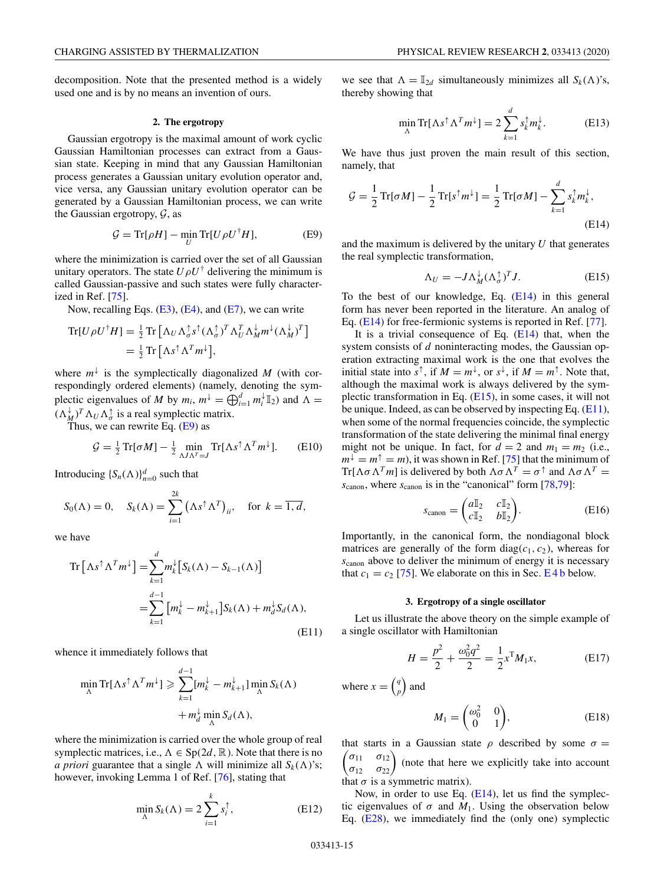decomposition. Note that the presented method is a widely used one and is by no means an invention of ours.

### 2. The ergotropy

Gaussian ergotropy is the maximal amount of work cyclic Gaussian Hamiltonian processes can extract from a Gaussian state. Keeping in mind that any Gaussian Hamiltonian process generates a Gaussian unitary evolution operator and, vice versa, any Gaussian unitary evolution operator can be generated by a Gaussian Hamiltonian process, we can write the Gaussian ergotropy, $\mathcal{G}$, as

$$\mathcal{G} = \mathrm{Tr}[\rho H] - \min_U \mathrm{Tr}[U\rho U^\dagger H], \tag{E9}$$

where the minimization is carried over the set of all Gaussian unitary operators. The state $U\rho U^\dagger$ delivering the minimum is called Gaussian-passive and such states were fully characterized in Ref. [75].

Now, recalling Eqs. (E3), (E4), and (E7), we can write

$$\begin{aligned}\mathrm{Tr}[U\rho U^\dagger H] &= \tfrac{1}{2}\,\mathrm{Tr}\left[\Lambda_U \Lambda_\sigma^\uparrow s^\uparrow (\Lambda_\sigma^\uparrow)^T \Lambda_U^T \Lambda_M^\downarrow m^\downarrow (\Lambda_M^\downarrow)^T\right] \\ &= \tfrac{1}{2}\,\mathrm{Tr}\left[\Lambda s^\uparrow \Lambda^T m^\downarrow\right],\end{aligned}$$

where $m^\downarrow$ is the symplectically diagonalized $M$ (with correspondingly ordered elements) (namely, denoting the symplectic eigenvalues of $M$ by $m_i$, $m^\downarrow = \bigoplus_{i=1}^d m_i^\downarrow \mathbb{I}_2$) and $\Lambda = (\Lambda_M^\downarrow)^T \Lambda_U \Lambda_\sigma^\uparrow$ is a real symplectic matrix.

Thus, we can rewrite Eq. (E9) as

$$\mathcal{G} = \tfrac{1}{2}\,\mathrm{Tr}[\sigma M] - \tfrac{1}{2} \min_{\Lambda J \Lambda^T = J} \mathrm{Tr}[\Lambda s^\uparrow \Lambda^T m^\downarrow]. \tag{E10}$$

Introducing $\{S_n(\Lambda)\}_{n=0}^d$ such that

$$S_0(\Lambda) = 0, \quad S_k(\Lambda) = \sum_{i=1}^{2k} \left(\Lambda s^\uparrow \Lambda^T\right)_{ii}, \quad \text{for } k = \overline{1,d},$$

we have

$$\begin{aligned}\mathrm{Tr}\left[\Lambda s^\uparrow \Lambda^T m^\downarrow\right] &= \sum_{k=1}^d m_k^\downarrow \left[S_k(\Lambda) - S_{k-1}(\Lambda)\right] \\ &= \sum_{k=1}^{d-1} \left[m_k^\downarrow - m_{k+1}^\downarrow\right] S_k(\Lambda) + m_d^\downarrow S_d(\Lambda),\end{aligned} \tag{E11}$$

whence it immediately follows that

$$\begin{aligned}\min_\Lambda \mathrm{Tr}[\Lambda s^\uparrow \Lambda^T m^\downarrow] \geqslant &\sum_{k=1}^{d-1} [m_k^\downarrow - m_{k+1}^\downarrow] \min_\Lambda S_k(\Lambda) \\ &+ m_d^\downarrow \min_\Lambda S_d(\Lambda),\end{aligned}$$

where the minimization is carried over the whole group of real symplectic matrices, i.e., $\Lambda \in \mathrm{Sp}(2d, \mathbb{R})$. Note that there is no *a priori* guarantee that a single $\Lambda$ will minimize all $S_k(\Lambda)$'s; however, invoking Lemma 1 of Ref. [76], stating that

$$\min_\Lambda S_k(\Lambda) = 2\sum_{i=1}^k s_i^\uparrow, \tag{E12}$$

we see that $\Lambda = \mathbb{I}_{2d}$ simultaneously minimizes all $S_k(\Lambda)$'s, thereby showing that

$$\min_\Lambda \mathrm{Tr}[\Lambda s^\uparrow \Lambda^T m^\downarrow] = 2\sum_{k=1}^d s_k^\uparrow m_k^\downarrow. \tag{E13}$$

We have thus just proven the main result of this section, namely, that

$$\mathcal{G} = \frac{1}{2}\,\mathrm{Tr}[\sigma M] - \frac{1}{2}\,\mathrm{Tr}[s^\uparrow m^\downarrow] = \frac{1}{2}\,\mathrm{Tr}[\sigma M] - \sum_{k=1}^d s_k^\uparrow m_k^\downarrow, \tag{E14}$$

and the maximum is delivered by the unitary $U$ that generates the real symplectic transformation,

$$\Lambda_U = -J \Lambda_M^\downarrow (\Lambda_\sigma^\uparrow)^T J. \tag{E15}$$

To the best of our knowledge, Eq. (E14) in this general form has never been reported in the literature. An analog of Eq. (E14) for free-fermionic systems is reported in Ref. [77].

It is a trivial consequence of Eq. (E14) that, when the system consists of $d$ noninteracting modes, the Gaussian operation extracting maximal work is the one that evolves the initial state into $s^\uparrow$, if $M = m^\downarrow$, or $s^\downarrow$, if $M = m^\uparrow$. Note that, although the maximal work is always delivered by the symplectic transformation in Eq. (E15), in some cases, it will not be unique. Indeed, as can be observed by inspecting Eq. (E11), when some of the normal frequencies coincide, the symplectic transformation of the state delivering the minimal final energy might not be unique. In fact, for $d = 2$ and $m_1 = m_2$ (i.e., $m^\downarrow = m^\uparrow = m$), it was shown in Ref. [75] that the minimum of $\mathrm{Tr}[\Lambda\sigma\Lambda^T m]$ is delivered by both $\Lambda\sigma\Lambda^T = \sigma^\uparrow$ and $\Lambda\sigma\Lambda^T = s_{\mathrm{canon}}$, where $s_{\mathrm{canon}}$ is in the "canonical" form [78,79]:

$$s_{\mathrm{canon}} = \begin{pmatrix} a\mathbb{I}_2 & c\mathbb{I}_2 \\ c\mathbb{I}_2 & b\mathbb{I}_2 \end{pmatrix}. \tag{E16}$$

Importantly, in the canonical form, the nondiagonal block matrices are generally of the form $\mathrm{diag}(c_1, c_2)$, whereas for $s_{\mathrm{canon}}$ above to deliver the minimum of energy it is necessary that $c_1 = c_2$ [75]. We elaborate on this in Sec. E 4 b below.

### 3. Ergotropy of a single oscillator

Let us illustrate the above theory on the simple example of a single oscillator with Hamiltonian

$$H = \frac{p^2}{2} + \frac{\omega_0^2 q^2}{2} = \frac{1}{2} x^\mathrm{T} M_1 x, \tag{E17}$$

where $x = \begin{pmatrix} q \\ p \end{pmatrix}$ and

$$M_1 = \begin{pmatrix} \omega_0^2 & 0 \\ 0 & 1 \end{pmatrix}, \tag{E18}$$

that starts in a Gaussian state $\rho$ described by some $\sigma = \begin{pmatrix} \sigma_{11} & \sigma_{12} \\ \sigma_{12} & \sigma_{22} \end{pmatrix}$ (note that here we explicitly take into account that $\sigma$ is a symmetric matrix).

Now, in order to use Eq. (E14), let us find the symplectic eigenvalues of $\sigma$ and $M_1$. Using the observation below Eq. (E28), we immediately find the (only one) symplectic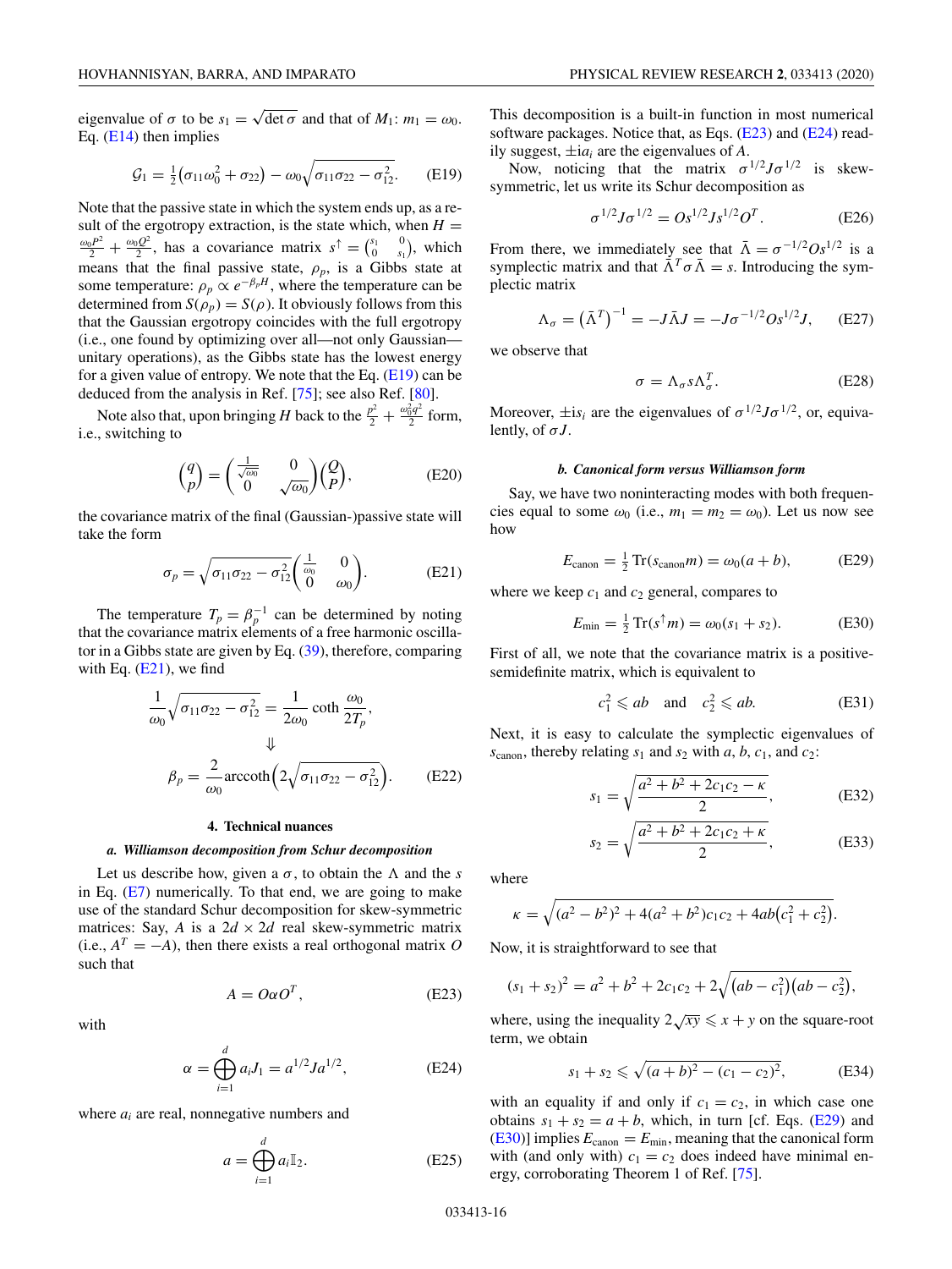eigenvalue of $\sigma$ to be $s_1 = \sqrt{\det \sigma}$ and that of $M_1$: $m_1 = \omega_0$. Eq. (E14) then implies

$$\mathcal{G}_1 = \tfrac{1}{2}\big(\sigma_{11}\omega_0^2 + \sigma_{22}\big) - \omega_0\sqrt{\sigma_{11}\sigma_{22} - \sigma_{12}^2}. \tag{E19}$$

Note that the passive state in which the system ends up, as a result of the ergotropy extraction, is the state which, when $H = \frac{\omega_0 P^2}{2} + \frac{\omega_0 Q^2}{2}$, has a covariance matrix $s^{\uparrow} = \begin{pmatrix} s_1 & 0 \\ 0 & s_1 \end{pmatrix}$, which means that the final passive state, $\rho_p$, is a Gibbs state at some temperature: $\rho_p \propto e^{-\beta_p H}$, where the temperature can be determined from $S(\rho_p) = S(\rho)$. It obviously follows from this that the Gaussian ergotropy coincides with the full ergotropy (i.e., one found by optimizing over all—not only Gaussian—unitary operations), as the Gibbs state has the lowest energy for a given value of entropy. We note that the Eq. (E19) can be deduced from the analysis in Ref. [75]; see also Ref. [80].

Note also that, upon bringing $H$ back to the $\frac{p^2}{2} + \frac{\omega_0^2 q^2}{2}$ form, i.e., switching to

$$\begin{pmatrix} q \\ p \end{pmatrix} = \begin{pmatrix} \frac{1}{\sqrt{\omega_0}} & 0 \\ 0 & \sqrt{\omega_0} \end{pmatrix}\begin{pmatrix} Q \\ P \end{pmatrix}, \tag{E20}$$

the covariance matrix of the final (Gaussian-)passive state will take the form

$$\sigma_p = \sqrt{\sigma_{11}\sigma_{22} - \sigma_{12}^2}\begin{pmatrix} \frac{1}{\omega_0} & 0 \\ 0 & \omega_0 \end{pmatrix}. \tag{E21}$$

The temperature $T_p = \beta_p^{-1}$ can be determined by noting that the covariance matrix elements of a free harmonic oscillator in a Gibbs state are given by Eq. (39), therefore, comparing with Eq. (E21), we find

$$\frac{1}{\omega_0}\sqrt{\sigma_{11}\sigma_{22} - \sigma_{12}^2} = \frac{1}{2\omega_0}\coth\frac{\omega_0}{2T_p},$$
$$\Downarrow$$
$$\beta_p = \frac{2}{\omega_0}\operatorname{arccoth}\Big(2\sqrt{\sigma_{11}\sigma_{22} - \sigma_{12}^2}\Big). \tag{E22}$$

#### 4. Technical nuances

##### *a. Williamson decomposition from Schur decomposition*

Let us describe how, given a $\sigma$, to obtain the $\Lambda$ and the $s$ in Eq. (E7) numerically. To that end, we are going to make use of the standard Schur decomposition for skew-symmetric matrices: Say, $A$ is a $2d \times 2d$ real skew-symmetric matrix (i.e., $A^T = -A$), then there exists a real orthogonal matrix $O$ such that

$$A = O\alpha O^T, \tag{E23}$$

with

$$\alpha = \bigoplus_{i=1}^{d} a_i J_1 = a^{1/2} J a^{1/2}, \tag{E24}$$

where $a_i$ are real, nonnegative numbers and

$$a = \bigoplus_{i=1}^{d} a_i \mathbb{I}_2. \tag{E25}$$

This decomposition is a built-in function in most numerical software packages. Notice that, as Eqs. (E23) and (E24) readily suggest, $\pm i a_i$ are the eigenvalues of $A$.

Now, noticing that the matrix $\sigma^{1/2} J \sigma^{1/2}$ is skew-symmetric, let us write its Schur decomposition as

$$\sigma^{1/2} J \sigma^{1/2} = O s^{1/2} J s^{1/2} O^T. \tag{E26}$$

From there, we immediately see that $\bar{\Lambda} = \sigma^{-1/2} O s^{1/2}$ is a symplectic matrix and that $\bar{\Lambda}^T \sigma \bar{\Lambda} = s$. Introducing the symplectic matrix

$$\Lambda_\sigma = (\bar{\Lambda}^T)^{-1} = -J\bar{\Lambda}J = -J\sigma^{-1/2} O s^{1/2} J, \tag{E27}$$

we observe that

$$\sigma = \Lambda_\sigma s \Lambda_\sigma^T. \tag{E28}$$

Moreover, $\pm i s_i$ are the eigenvalues of $\sigma^{1/2} J \sigma^{1/2}$, or, equivalently, of $\sigma J$.

##### *b. Canonical form versus Williamson form*

Say, we have two noninteracting modes with both frequencies equal to some $\omega_0$ (i.e., $m_1 = m_2 = \omega_0$). Let us now see how

$$E_{\rm canon} = \tfrac{1}{2}\operatorname{Tr}(s_{\rm canon} m) = \omega_0(a + b), \tag{E29}$$

where we keep $c_1$ and $c_2$ general, compares to

$$E_{\min} = \tfrac{1}{2}\operatorname{Tr}(s^{\uparrow} m) = \omega_0(s_1 + s_2). \tag{E30}$$

First of all, we note that the covariance matrix is a positive-semidefinite matrix, which is equivalent to

$$c_1^2 \leqslant ab \quad \text{and} \quad c_2^2 \leqslant ab. \tag{E31}$$

Next, it is easy to calculate the symplectic eigenvalues of $s_{\rm canon}$, thereby relating $s_1$ and $s_2$ with $a$, $b$, $c_1$, and $c_2$:

$$s_1 = \sqrt{\frac{a^2 + b^2 + 2c_1c_2 - \kappa}{2}}, \tag{E32}$$

$$s_2 = \sqrt{\frac{a^2 + b^2 + 2c_1c_2 + \kappa}{2}}, \tag{E33}$$

where

$$\kappa = \sqrt{(a^2 - b^2)^2 + 4(a^2 + b^2)c_1c_2 + 4ab\big(c_1^2 + c_2^2\big)}.$$

Now, it is straightforward to see that

$$(s_1 + s_2)^2 = a^2 + b^2 + 2c_1c_2 + 2\sqrt{\big(ab - c_1^2\big)\big(ab - c_2^2\big)},$$

where, using the inequality $2\sqrt{xy} \leqslant x + y$ on the square-root term, we obtain

$$s_1 + s_2 \leqslant \sqrt{(a + b)^2 - (c_1 - c_2)^2}, \tag{E34}$$

with an equality if and only if $c_1 = c_2$, in which case one obtains $s_1 + s_2 = a + b$, which, in turn [cf. Eqs. (E29) and (E30)] implies $E_{\rm canon} = E_{\min}$, meaning that the canonical form with (and only with) $c_1 = c_2$ does indeed have minimal energy, corroborating Theorem 1 of Ref. [75].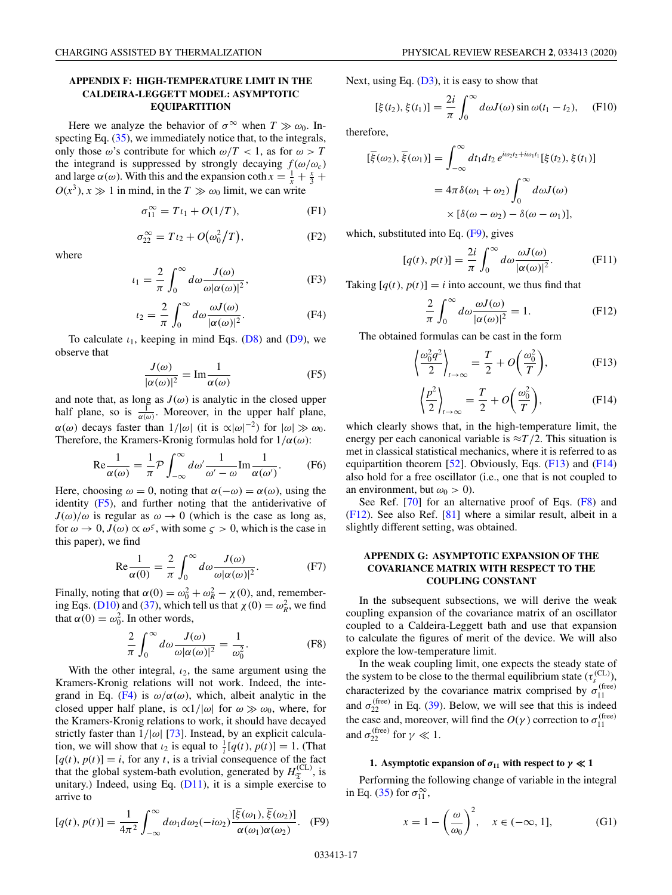## APPENDIX F: HIGH-TEMPERATURE LIMIT IN THE CALDEIRA-LEGGETT MODEL: ASYMPTOTIC EQUIPARTITION

Here we analyze the behavior of $\sigma^\infty$ when $T \gg \omega_0$. Inspecting Eq. (35), we immediately notice that, to the integrals, only those $\omega$'s contribute for which $\omega/T < 1$, as for $\omega > T$ the integrand is suppressed by strongly decaying $f(\omega/\omega_c)$ and large $\alpha(\omega)$. With this and the expansion $\coth x = \frac{1}{x} + \frac{x}{3} + O(x^3)$, $x \gg 1$ in mind, in the $T \gg \omega_0$ limit, we can write

$$\sigma_{11}^\infty = T\iota_1 + O(1/T), \tag{F1}$$

$$\sigma_{22}^\infty = T\iota_2 + O(\omega_0^2/T), \tag{F2}$$

where

$$\iota_1 = \frac{2}{\pi}\int_0^\infty d\omega \frac{J(\omega)}{\omega|\alpha(\omega)|^2}, \tag{F3}$$

$$\iota_2 = \frac{2}{\pi}\int_0^\infty d\omega \frac{\omega J(\omega)}{|\alpha(\omega)|^2}. \tag{F4}$$

To calculate $\iota_1$, keeping in mind Eqs. (D8) and (D9), we observe that

$$\frac{J(\omega)}{|\alpha(\omega)|^2} = \mathrm{Im}\frac{1}{\alpha(\omega)} \tag{F5}$$

and note that, as long as $J(\omega)$ is analytic in the closed upper half plane, so is $\frac{1}{\alpha(\omega)}$. Moreover, in the upper half plane, $\alpha(\omega)$ decays faster than $1/|\omega|$ (it is $\propto |\omega|^{-2}$) for $|\omega| \gg \omega_0$. Therefore, the Kramers-Kronig formulas hold for $1/\alpha(\omega)$:

$$\mathrm{Re}\frac{1}{\alpha(\omega)} = \frac{1}{\pi}\mathcal{P}\int_{-\infty}^\infty d\omega' \frac{1}{\omega' - \omega}\mathrm{Im}\frac{1}{\alpha(\omega')}. \tag{F6}$$

Here, choosing $\omega = 0$, noting that $\alpha(-\omega) = \alpha(\omega)$, using the identity (F5), and further noting that the antiderivative of $J(\omega)/\omega$ is regular as $\omega \to 0$ (which is the case as long as, for $\omega \to 0$, $J(\omega) \propto \omega^\varsigma$, with some $\varsigma > 0$, which is the case in this paper), we find

$$\mathrm{Re}\frac{1}{\alpha(0)} = \frac{2}{\pi}\int_0^\infty d\omega \frac{J(\omega)}{\omega|\alpha(\omega)|^2}. \tag{F7}$$

Finally, noting that $\alpha(0) = \omega_0^2 + \omega_R^2 - \chi(0)$, and, remembering Eqs. (D10) and (37), which tell us that $\chi(0) = \omega_R^2$, we find that $\alpha(0) = \omega_0^2$. In other words,

$$\frac{2}{\pi}\int_0^\infty d\omega \frac{J(\omega)}{\omega|\alpha(\omega)|^2} = \frac{1}{\omega_0^2}. \tag{F8}$$

With the other integral, $\iota_2$, the same argument using the Kramers-Kronig relations will not work. Indeed, the integrand in Eq. (F4) is $\omega/\alpha(\omega)$, which, albeit analytic in the closed upper half plane, is $\propto 1/|\omega|$ for $\omega \gg \omega_0$, where, for the Kramers-Kronig relations to work, it should have decayed strictly faster than $1/|\omega|$ [73]. Instead, by an explicit calculation, we will show that $\iota_2$ is equal to $\frac{1}{i}[q(t), p(t)] = 1$. (That $[q(t), p(t)] = i$, for any $t$, is a trivial consequence of the fact that the global system-bath evolution, generated by $H_{\Sigma}^{(\mathrm{CL})}$, is unitary.) Indeed, using Eq. (D11), it is a simple exercise to arrive to

$$[q(t), p(t)] = \frac{1}{4\pi^2}\int_{-\infty}^\infty d\omega_1 d\omega_2 (-i\omega_2)\frac{[\overline{\xi}(\omega_1), \overline{\xi}(\omega_2)]}{\alpha(\omega_1)\alpha(\omega_2)}. \tag{F9}$$

Next, using Eq. (D3), it is easy to show that

$$[\xi(t_2), \xi(t_1)] = \frac{2i}{\pi}\int_0^\infty d\omega J(\omega)\sin\omega(t_1 - t_2), \tag{F10}$$

therefore,

$$\begin{aligned}
[\overline{\xi}(\omega_2), \overline{\xi}(\omega_1)] &= \int_{-\infty}^\infty dt_1 dt_2\, e^{i\omega_2 t_2 + i\omega_1 t_1}[\xi(t_2), \xi(t_1)] \\
&= 4\pi\,\delta(\omega_1 + \omega_2)\int_0^\infty d\omega J(\omega) \\
&\quad \times [\delta(\omega - \omega_2) - \delta(\omega - \omega_1)],
\end{aligned}$$

which, substituted into Eq. (F9), gives

$$[q(t), p(t)] = \frac{2i}{\pi}\int_0^\infty d\omega \frac{\omega J(\omega)}{|\alpha(\omega)|^2}. \tag{F11}$$

Taking $[q(t), p(t)] = i$ into account, we thus find that

$$\frac{2}{\pi}\int_0^\infty d\omega \frac{\omega J(\omega)}{|\alpha(\omega)|^2} = 1. \tag{F12}$$

The obtained formulas can be cast in the form

$$\left\langle \frac{\omega_0^2 q^2}{2} \right\rangle_{t\to\infty} = \frac{T}{2} + O\left(\frac{\omega_0^2}{T}\right), \tag{F13}$$

$$\left\langle \frac{p^2}{2} \right\rangle_{t\to\infty} = \frac{T}{2} + O\left(\frac{\omega_0^2}{T}\right), \tag{F14}$$

which clearly shows that, in the high-temperature limit, the energy per each canonical variable is $\approx T/2$. This situation is met in classical statistical mechanics, where it is referred to as equipartition theorem [52]. Obviously, Eqs. (F13) and (F14) also hold for a free oscillator (i.e., one that is not coupled to an environment, but $\omega_0 > 0$).

See Ref. [70] for an alternative proof of Eqs. (F8) and (F12). See also Ref. [81] where a similar result, albeit in a slightly different setting, was obtained.

## APPENDIX G: ASYMPTOTIC EXPANSION OF THE COVARIANCE MATRIX WITH RESPECT TO THE COUPLING CONSTANT

In the subsequent subsections, we will derive the weak coupling expansion of the covariance matrix of an oscillator coupled to a Caldeira-Leggett bath and use that expansion to calculate the figures of merit of the device. We will also explore the low-temperature limit.

In the weak coupling limit, one expects the steady state of the system to be close to the thermal equilibrium state ($\tau_s^{(\mathrm{CL})}$), characterized by the covariance matrix comprised by $\sigma_{11}^{(\mathrm{free})}$ and $\sigma_{22}^{(\mathrm{free})}$ in Eq. (39). Below, we will see that this is indeed the case and, moreover, will find the $O(\gamma)$ correction to $\sigma_{11}^{(\mathrm{free})}$ and $\sigma_{22}^{(\mathrm{free})}$ for $\gamma \ll 1$.

### 1. Asymptotic expansion of $\sigma_{11}$ with respect to $\gamma \ll 1$

Performing the following change of variable in the integral in Eq. (35) for $\sigma_{11}^\infty$,

$$x = 1 - \left(\frac{\omega}{\omega_0}\right)^2, \quad x \in (-\infty, 1], \tag{G1}$$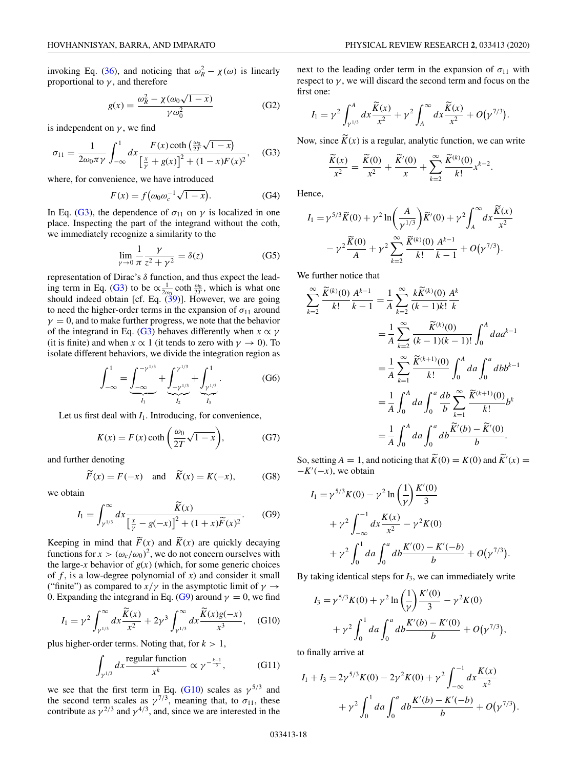invoking Eq. (36), and noticing that $\omega_R^2 - \chi(\omega)$ is linearly proportional to $\gamma$, and therefore

$$g(x) = \frac{\omega_R^2 - \chi(\omega_0\sqrt{1-x})}{\gamma\omega_0^2} \tag{G2}$$

is independent on $\gamma$, we find

$$\sigma_{11} = \frac{1}{2\omega_0\pi\gamma}\int_{-\infty}^{1} dx \frac{F(x)\coth\left(\frac{\omega_0}{2T}\sqrt{1-x}\right)}{\left[\frac{x}{\gamma}+g(x)\right]^2 + (1-x)F(x)^2}, \tag{G3}$$

where, for convenience, we have introduced

$$F(x) = f\left(\omega_0\omega_c^{-1}\sqrt{1-x}\right). \tag{G4}$$

In Eq. (G3), the dependence of $\sigma_{11}$ on $\gamma$ is localized in one place. Inspecting the part of the integrand without the coth, we immediately recognize a similarity to the

$$\lim_{\gamma\to 0}\frac{1}{\pi}\frac{\gamma}{z^2+\gamma^2} = \delta(z) \tag{G5}$$

representation of Dirac's $\delta$ function, and thus expect the leading term in Eq. (G3) to be $\propto \frac{1}{2\omega_0}\coth\frac{\omega_0}{2T}$, which is what one should indeed obtain [cf. Eq. (39)]. However, we are going to need the higher-order terms in the expansion of $\sigma_{11}$ around $\gamma = 0$, and to make further progress, we note that the behavior of the integrand in Eq. (G3) behaves differently when $x \propto \gamma$ (it is finite) and when $x \propto 1$ (it tends to zero with $\gamma \to 0$). To isolate different behaviors, we divide the integration region as

$$\int_{-\infty}^{1} = \underbrace{\int_{-\infty}^{-\gamma^{1/3}}}_{I_1} + \underbrace{\int_{-\gamma^{1/3}}^{\gamma^{1/3}}}_{I_2} + \underbrace{\int_{\gamma^{1/3}}^{1}}_{I_3}. \tag{G6}$$

Let us first deal with $I_1$. Introducing, for convenience,

$$K(x) = F(x)\coth\left(\frac{\omega_0}{2T}\sqrt{1-x}\right), \tag{G7}$$

and further denoting

$$\widetilde{F}(x) = F(-x) \quad \text{and} \quad \widetilde{K}(x) = K(-x), \tag{G8}$$

we obtain

$$I_1 = \int_{\gamma^{1/3}}^{\infty} dx \frac{\widetilde{K}(x)}{\left[\frac{x}{\gamma} - g(-x)\right]^2 + (1+x)\widetilde{F}(x)^2}. \tag{G9}$$

Keeping in mind that $\widetilde{F}(x)$ and $\widetilde{K}(x)$ are quickly decaying functions for $x > (\omega_c/\omega_0)^2$, we do not concern ourselves with the large-$x$ behavior of $g(x)$ (which, for some generic choices of $f$, is a low-degree polynomial of $x$) and consider it small ("finite") as compared to $x/\gamma$ in the asymptotic limit of $\gamma \to 0$. Expanding the integrand in Eq. (G9) around $\gamma = 0$, we find

$$I_1 = \gamma^2\int_{\gamma^{1/3}}^{\infty} dx\frac{\widetilde{K}(x)}{x^2} + 2\gamma^3\int_{\gamma^{1/3}}^{\infty} dx \frac{\widetilde{K}(x)g(-x)}{x^3}, \tag{G10}$$

plus higher-order terms. Noting that, for $k > 1$,

$$\int_{\gamma^{1/3}} dx \frac{\text{regular function}}{x^k} \propto \gamma^{-\frac{k-1}{3}}, \tag{G11}$$

we see that the first term in Eq. (G10) scales as $\gamma^{5/3}$ and the second term scales as $\gamma^{7/3}$, meaning that, to $\sigma_{11}$, these contribute as $\gamma^{2/3}$ and $\gamma^{4/3}$, and, since we are interested in the next to the leading order term in the expansion of $\sigma_{11}$ with respect to $\gamma$, we will discard the second term and focus on the first one:

$$I_1 = \gamma^2\int_{\gamma^{1/3}}^{A} dx\frac{\widetilde{K}(x)}{x^2} + \gamma^2\int_{A}^{\infty} dx\frac{\widetilde{K}(x)}{x^2} + O(\gamma^{7/3}).$$

Now, since $\widetilde{K}(x)$ is a regular, analytic function, we can write

$$\frac{\widetilde{K}(x)}{x^2} = \frac{\widetilde{K}(0)}{x^2} + \frac{\widetilde{K}'(0)}{x} + \sum_{k=2}^{\infty}\frac{\widetilde{K}^{(k)}(0)}{k!}x^{k-2}.$$

Hence,

$$\begin{aligned} I_1 = {} & \gamma^{5/3}\widetilde{K}(0) + \gamma^2\ln\left(\frac{A}{\gamma^{1/3}}\right)\widetilde{K}'(0) + \gamma^2\int_A^{\infty} dx\frac{\widetilde{K}(x)}{x^2} \\ & - \gamma^2\frac{\widetilde{K}(0)}{A} + \gamma^2\sum_{k=2}^{\infty}\frac{\widetilde{K}^{(k)}(0)}{k!}\frac{A^{k-1}}{k-1} + O(\gamma^{7/3}). \end{aligned}$$

We further notice that

$$\begin{aligned} \sum_{k=2}^{\infty}\frac{\widetilde{K}^{(k)}(0)}{k!}\frac{A^{k-1}}{k-1} &= \frac{1}{A}\sum_{k=2}^{\infty}\frac{k\widetilde{K}^{(k)}(0)}{(k-1)k!}\frac{A^k}{k} \\ &= \frac{1}{A}\sum_{k=2}^{\infty}\frac{\widetilde{K}^{(k)}(0)}{(k-1)(k-1)!}\int_0^A da\, a^{k-1} \\ &= \frac{1}{A}\sum_{k=1}^{\infty}\frac{\widetilde{K}^{(k+1)}(0)}{k!}\int_0^A da\int_0^a db\, b^{k-1} \\ &= \frac{1}{A}\int_0^A da\int_0^a \frac{db}{b}\sum_{k=1}^{\infty}\frac{\widetilde{K}^{(k+1)}(0)}{k!}b^k \\ &= \frac{1}{A}\int_0^A da\int_0^a db\frac{\widetilde{K}'(b) - \widetilde{K}'(0)}{b}. \end{aligned}$$

So, setting $A = 1$, and noticing that $\widetilde{K}(0) = K(0)$ and $\widetilde{K}'(x) = -K'(-x)$, we obtain

$$\begin{aligned} I_1 = {} & \gamma^{5/3}K(0) - \gamma^2\ln\left(\frac{1}{\gamma}\right)\frac{K'(0)}{3} \\ & + \gamma^2\int_{-\infty}^{-1} dx\frac{K(x)}{x^2} - \gamma^2 K(0) \\ & + \gamma^2\int_0^1 da\int_0^a db\frac{K'(0) - K'(-b)}{b} + O(\gamma^{7/3}). \end{aligned}$$

By taking identical steps for $I_3$, we can immediately write

$$\begin{aligned} I_3 = {} & \gamma^{5/3}K(0) + \gamma^2\ln\left(\frac{1}{\gamma}\right)\frac{K'(0)}{3} - \gamma^2 K(0) \\ & + \gamma^2\int_0^1 da\int_0^a db\frac{K'(b) - K'(0)}{b} + O(\gamma^{7/3}), \end{aligned}$$

to finally arrive at

$$\begin{aligned} I_1 + I_3 = {} & 2\gamma^{5/3}K(0) - 2\gamma^2 K(0) + \gamma^2\int_{-\infty}^{-1} dx\frac{K(x)}{x^2} \\ & + \gamma^2\int_0^1 da\int_0^a db\frac{K'(b) - K'(-b)}{b} + O(\gamma^{7/3}). \end{aligned}$$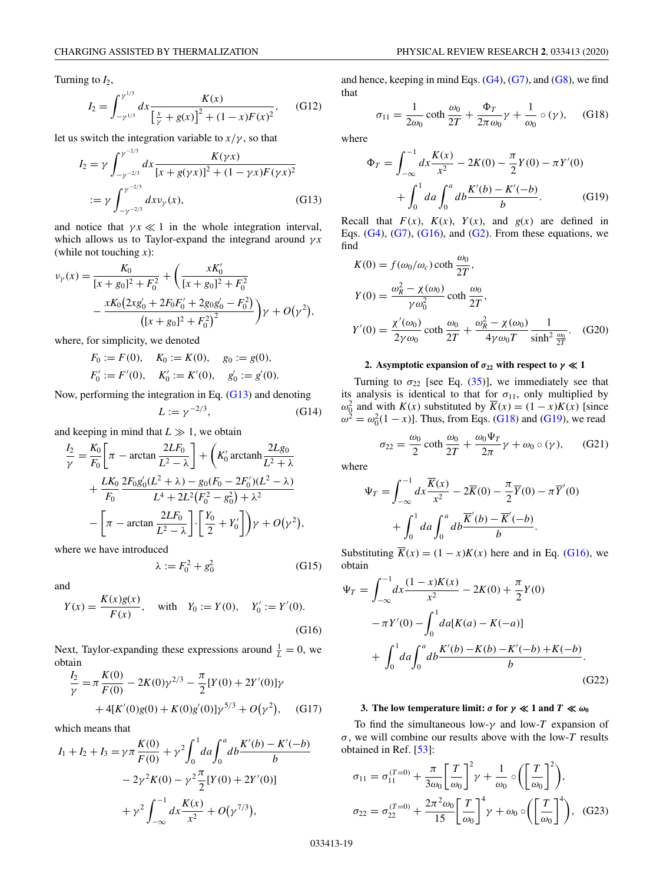Turning to $I_2$,

$$I_2 = \int_{-\gamma^{1/3}}^{\gamma^{1/3}} dx \frac{K(x)}{\left[\frac{x}{\gamma} + g(x)\right]^2 + (1-x)F(x)^2}, \tag{G12}$$

let us switch the integration variable to $x/\gamma$, so that

$$\begin{aligned} I_2 &= \gamma \int_{-\gamma^{-2/3}}^{\gamma^{-2/3}} dx \frac{K(\gamma x)}{[x + g(\gamma x)]^2 + (1-\gamma x)F(\gamma x)^2} \\ &:= \gamma \int_{-\gamma^{-2/3}}^{\gamma^{-2/3}} dx v_\gamma(x), \end{aligned} \tag{G13}$$

and notice that $\gamma x \ll 1$ in the whole integration interval, which allows us to Taylor-expand the integrand around $\gamma x$ (while not touching $x$):

$$\begin{aligned} v_\gamma(x) = \frac{K_0}{[x+g_0]^2 + F_0^2} + \Bigg( &\frac{xK_0'}{[x+g_0]^2 + F_0^2} \\ &- \frac{xK_0\left(2xg_0' + 2F_0F_0' + 2g_0g_0' - F_0^2\right)}{\left([x+g_0]^2 + F_0^2\right)^2} \Bigg)\gamma + O(\gamma^2), \end{aligned}$$

where, for simplicity, we denoted

$$F_0 := F(0), \quad K_0 := K(0), \quad g_0 := g(0),$$
$$F_0' := F'(0), \quad K_0' := K'(0), \quad g_0' := g'(0).$$

Now, performing the integration in Eq. (G13) and denoting

$$L := \gamma^{-2/3}, \tag{G14}$$

and keeping in mind that $L \gg 1$, we obtain

$$\begin{aligned} \frac{I_2}{\gamma} = \frac{K_0}{F_0}\left[\pi - \arctan\frac{2LF_0}{L^2 - \lambda}\right] + \Bigg( &K_0' \arctan\frac{2Lg_0}{L^2 + \lambda} \\ &+ \frac{LK_0}{F_0}\frac{2F_0g_0'(L^2+\lambda) - g_0(F_0 - 2F_0')(L^2 - \lambda)}{L^4 + 2L^2\left(F_0^2 - g_0^2\right) + \lambda^2} \\ &- \left[\pi - \arctan\frac{2LF_0}{L^2 - \lambda}\right]\cdot\left[\frac{Y_0}{2} + Y_0'\right]\Bigg)\gamma + O\left(\gamma^2\right), \end{aligned}$$

where we have introduced

$$\lambda := F_0^2 + g_0^2 \tag{G15}$$

and

$$Y(x) = \frac{K(x)g(x)}{F(x)}, \quad \text{with} \quad Y_0 := Y(0), \quad Y_0' := Y'(0). \tag{G16}$$

Next, Taylor-expanding these expressions around $\frac{1}{L} = 0$, we obtain

$$\begin{aligned} \frac{I_2}{\gamma} = &\pi\frac{K(0)}{F(0)} - 2K(0)\gamma^{2/3} - \frac{\pi}{2}[Y(0) + 2Y'(0)]\gamma \\ &+ 4[K'(0)g(0) + K(0)g'(0)]\gamma^{5/3} + O\left(\gamma^2\right), \end{aligned} \tag{G17}$$

which means that

$$\begin{aligned} I_1 + I_2 + I_3 = &\gamma\pi\frac{K(0)}{F(0)} + \gamma^2\int_0^1 da\int_0^a db\frac{K'(b) - K'(-b)}{b} \\ &- 2\gamma^2K(0) - \gamma^2\frac{\pi}{2}[Y(0) + 2Y'(0)] \\ &+ \gamma^2\int_{-\infty}^{-1} dx\frac{K(x)}{x^2} + O\left(\gamma^{7/3}\right), \end{aligned}$$

and hence, keeping in mind Eqs. (G4), (G7), and (G8), we find that

$$\sigma_{11} = \frac{1}{2\omega_0}\coth\frac{\omega_0}{2T} + \frac{\Phi_T}{2\pi\omega_0}\gamma + \frac{1}{\omega_0}\circ(\gamma), \tag{G18}$$

where

$$\begin{aligned} \Phi_T = &\int_{-\infty}^{-1} dx\frac{K(x)}{x^2} - 2K(0) - \frac{\pi}{2}Y(0) - \pi Y'(0) \\ &+ \int_0^1 da\int_0^a db\frac{K'(b) - K'(-b)}{b}. \end{aligned} \tag{G19}$$

Recall that $F(x)$, $K(x)$, $Y(x)$, and $g(x)$ are defined in Eqs. (G4), (G7), (G16), and (G2). From these equations, we find

$$\begin{aligned} K(0) &= f(\omega_0/\omega_c)\coth\frac{\omega_0}{2T}, \\ Y(0) &= \frac{\omega_R^2 - \chi(\omega_0)}{\gamma\omega_0^2}\coth\frac{\omega_0}{2T}, \\ Y'(0) &= \frac{\chi'(\omega_0)}{2\gamma\omega_0}\coth\frac{\omega_0}{2T} + \frac{\omega_R^2 - \chi(\omega_0)}{4\gamma\omega_0 T}\frac{1}{\sinh^2\frac{\omega_0}{2T}}. \end{aligned} \tag{G20}$$

### 2. Asymptotic expansion of $\sigma_{22}$ with respect to $\gamma \ll 1$

Turning to $\sigma_{22}$ [see Eq. (35)], we immediately see that its analysis is identical to that for $\sigma_{11}$, only multiplied by $\omega_0^2$ and with $K(x)$ substituted by $\overline{K}(x) = (1-x)K(x)$ [since $\omega^2 = \omega_0^2(1-x)$]. Thus, from Eqs. (G18) and (G19), we read

$$\sigma_{22} = \frac{\omega_0}{2}\coth\frac{\omega_0}{2T} + \frac{\omega_0\Psi_T}{2\pi}\gamma + \omega_0\circ(\gamma), \tag{G21}$$

where

$$\begin{aligned} \Psi_T = &\int_{-\infty}^{-1} dx\frac{\overline{K}(x)}{x^2} - 2\overline{K}(0) - \frac{\pi}{2}\overline{Y}(0) - \pi\overline{Y}'(0) \\ &+ \int_0^1 da\int_0^a db\frac{\overline{K}'(b) - \overline{K}'(-b)}{b}. \end{aligned}$$

Substituting $\overline{K}(x) = (1-x)K(x)$ here and in Eq. (G16), we obtain

$$\begin{aligned} \Psi_T = &\int_{-\infty}^{-1} dx\frac{(1-x)K(x)}{x^2} - 2K(0) + \frac{\pi}{2}Y(0) \\ &- \pi Y'(0) - \int_0^1 da[K(a) - K(-a)] \\ &+ \int_0^1 da\int_0^a db\frac{K'(b) - K(b) - K'(-b) + K(-b)}{b}. \end{aligned} \tag{G22}$$

### 3. The low temperature limit: $\sigma$ for $\gamma \ll 1$ and $T \ll \omega_0$

To find the simultaneous low-$\gamma$ and low-$T$ expansion of $\sigma$, we will combine our results above with the low-$T$ results obtained in Ref. [53]:

$$\begin{aligned} \sigma_{11} &= \sigma_{11}^{(T=0)} + \frac{\pi}{3\omega_0}\left[\frac{T}{\omega_0}\right]^2\gamma + \frac{1}{\omega_0}\circ\left(\left[\frac{T}{\omega_0}\right]^2\right), \\ \sigma_{22} &= \sigma_{22}^{(T=0)} + \frac{2\pi^2\omega_0}{15}\left[\frac{T}{\omega_0}\right]^4\gamma + \omega_0\circ\left(\left[\frac{T}{\omega_0}\right]^4\right), \end{aligned} \tag{G23}$$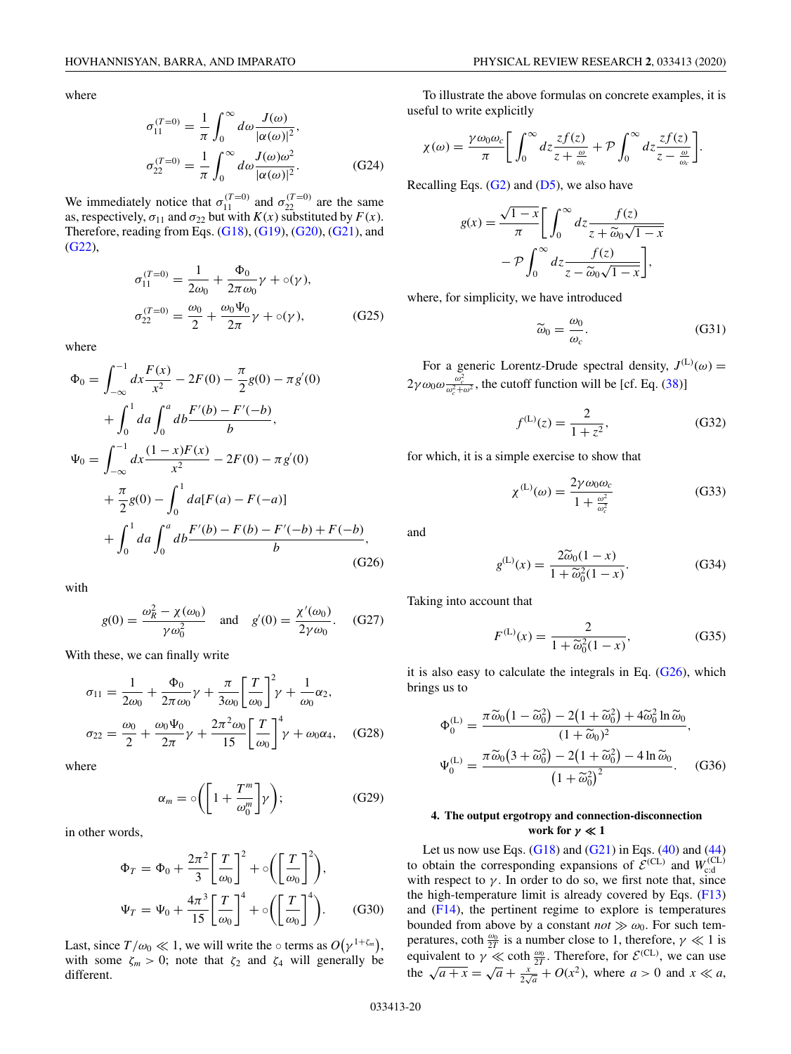where

$$\sigma_{11}^{(T=0)} = \frac{1}{\pi}\int_0^\infty d\omega \frac{J(\omega)}{|\alpha(\omega)|^2},$$
$$\sigma_{22}^{(T=0)} = \frac{1}{\pi}\int_0^\infty d\omega \frac{J(\omega)\omega^2}{|\alpha(\omega)|^2}. \tag{G24}$$

We immediately notice that $\sigma_{11}^{(T=0)}$ and $\sigma_{22}^{(T=0)}$ are the same as, respectively, $\sigma_{11}$ and $\sigma_{22}$ but with $K(x)$ substituted by $F(x)$. Therefore, reading from Eqs. (G18), (G19), (G20), (G21), and (G22),

$$\sigma_{11}^{(T=0)} = \frac{1}{2\omega_0} + \frac{\Phi_0}{2\pi\omega_0}\gamma + \circ(\gamma),$$
$$\sigma_{22}^{(T=0)} = \frac{\omega_0}{2} + \frac{\omega_0\Psi_0}{2\pi}\gamma + \circ(\gamma), \tag{G25}$$

where

$$\begin{aligned}
\Phi_0 &= \int_{-\infty}^{-1} dx \frac{F(x)}{x^2} - 2F(0) - \frac{\pi}{2}g(0) - \pi g'(0)\\
&\quad + \int_0^1 da \int_0^a db \frac{F'(b) - F'(-b)}{b},\\
\Psi_0 &= \int_{-\infty}^{-1} dx \frac{(1-x)F(x)}{x^2} - 2F(0) - \pi g'(0)\\
&\quad + \frac{\pi}{2}g(0) - \int_0^1 da[F(a) - F(-a)]\\
&\quad + \int_0^1 da \int_0^a db \frac{F'(b) - F(b) - F'(-b) + F(-b)}{b},
\end{aligned} \tag{G26}$$

with

$$g(0) = \frac{\omega_R^2 - \chi(\omega_0)}{\gamma\omega_0^2} \quad \text{and} \quad g'(0) = \frac{\chi'(\omega_0)}{2\gamma\omega_0}. \tag{G27}$$

With these, we can finally write

$$\sigma_{11} = \frac{1}{2\omega_0} + \frac{\Phi_0}{2\pi\omega_0}\gamma + \frac{\pi}{3\omega_0}\left[\frac{T}{\omega_0}\right]^2\gamma + \frac{1}{\omega_0}\alpha_2,$$
$$\sigma_{22} = \frac{\omega_0}{2} + \frac{\omega_0\Psi_0}{2\pi}\gamma + \frac{2\pi^2\omega_0}{15}\left[\frac{T}{\omega_0}\right]^4\gamma + \omega_0\alpha_4, \tag{G28}$$

where

$$\alpha_m = \circ\left(\left[1 + \frac{T^m}{\omega_0^m}\right]\gamma\right); \tag{G29}$$

in other words,

$$\Phi_T = \Phi_0 + \frac{2\pi^2}{3}\left[\frac{T}{\omega_0}\right]^2 + \circ\left(\left[\frac{T}{\omega_0}\right]^2\right),$$
$$\Psi_T = \Psi_0 + \frac{4\pi^3}{15}\left[\frac{T}{\omega_0}\right]^4 + \circ\left(\left[\frac{T}{\omega_0}\right]^4\right). \tag{G30}$$

Last, since $T/\omega_0 \ll 1$, we will write the $\circ$ terms as $O(\gamma^{1+\zeta_m})$, with some $\zeta_m > 0$; note that $\zeta_2$ and $\zeta_4$ will generally be different.

To illustrate the above formulas on concrete examples, it is useful to write explicitly

$$\chi(\omega) = \frac{\gamma\omega_0\omega_c}{\pi}\left[\int_0^\infty dz \frac{zf(z)}{z + \frac{\omega}{\omega_c}} + \mathcal{P}\int_0^\infty dz \frac{zf(z)}{z - \frac{\omega}{\omega_c}}\right].$$

Recalling Eqs. (G2) and (D5), we also have

$$g(x) = \frac{\sqrt{1-x}}{\pi}\left[\int_0^\infty dz \frac{f(z)}{z + \widetilde{\omega}_0\sqrt{1-x}} - \mathcal{P}\int_0^\infty dz \frac{f(z)}{z - \widetilde{\omega}_0\sqrt{1-x}}\right],$$

where, for simplicity, we have introduced

$$\widetilde{\omega}_0 = \frac{\omega_0}{\omega_c}. \tag{G31}$$

For a generic Lorentz-Drude spectral density, $J^{(\mathrm{L})}(\omega) = 2\gamma\omega_0\omega\frac{\omega_c^2}{\omega_c^2+\omega^2}$, the cutoff function will be [cf. Eq. (38)]

$$f^{(\mathrm{L})}(z) = \frac{2}{1+z^2}, \tag{G32}$$

for which, it is a simple exercise to show that

$$\chi^{(\mathrm{L})}(\omega) = \frac{2\gamma\omega_0\omega_c}{1 + \frac{\omega^2}{\omega_c^2}} \tag{G33}$$

and

$$g^{(\mathrm{L})}(x) = \frac{2\widetilde{\omega}_0(1-x)}{1 + \widetilde{\omega}_0^2(1-x)}. \tag{G34}$$

Taking into account that

$$F^{(\mathrm{L})}(x) = \frac{2}{1 + \widetilde{\omega}_0^2(1-x)}, \tag{G35}$$

it is also easy to calculate the integrals in Eq. (G26), which brings us to

$$\Phi_0^{(\mathrm{L})} = \frac{\pi\widetilde{\omega}_0\left(1 - \widetilde{\omega}_0^2\right) - 2\left(1 + \widetilde{\omega}_0^2\right) + 4\widetilde{\omega}_0^2\ln\widetilde{\omega}_0}{(1 + \widetilde{\omega}_0)^2},$$
$$\Psi_0^{(\mathrm{L})} = \frac{\pi\widetilde{\omega}_0\left(3 + \widetilde{\omega}_0^2\right) - 2\left(1 + \widetilde{\omega}_0^2\right) - 4\ln\widetilde{\omega}_0}{\left(1 + \widetilde{\omega}_0^2\right)^2}. \tag{G36}$$

#### 4. The output ergotropy and connection-disconnection work for $\gamma \ll 1$

Let us now use Eqs. (G18) and (G21) in Eqs. (40) and (44) to obtain the corresponding expansions of $\mathcal{E}^{(\mathrm{CL})}$ and $W_{\mathrm{c:d}}^{(\mathrm{CL})}$ with respect to $\gamma$. In order to do so, we first note that, since the high-temperature limit is already covered by Eqs. (F13) and (F14), the pertinent regime to explore is temperatures bounded from above by a constant *not* $\gg \omega_0$. For such temperatures, $\coth\frac{\omega_0}{2T}$ is a number close to 1, therefore, $\gamma \ll 1$ is equivalent to $\gamma \ll \coth\frac{\omega_0}{2T}$. Therefore, for $\mathcal{E}^{(\mathrm{CL})}$, we can use the $\sqrt{a+x} = \sqrt{a} + \frac{x}{2\sqrt{a}} + O(x^2)$, where $a > 0$ and $x \ll a$,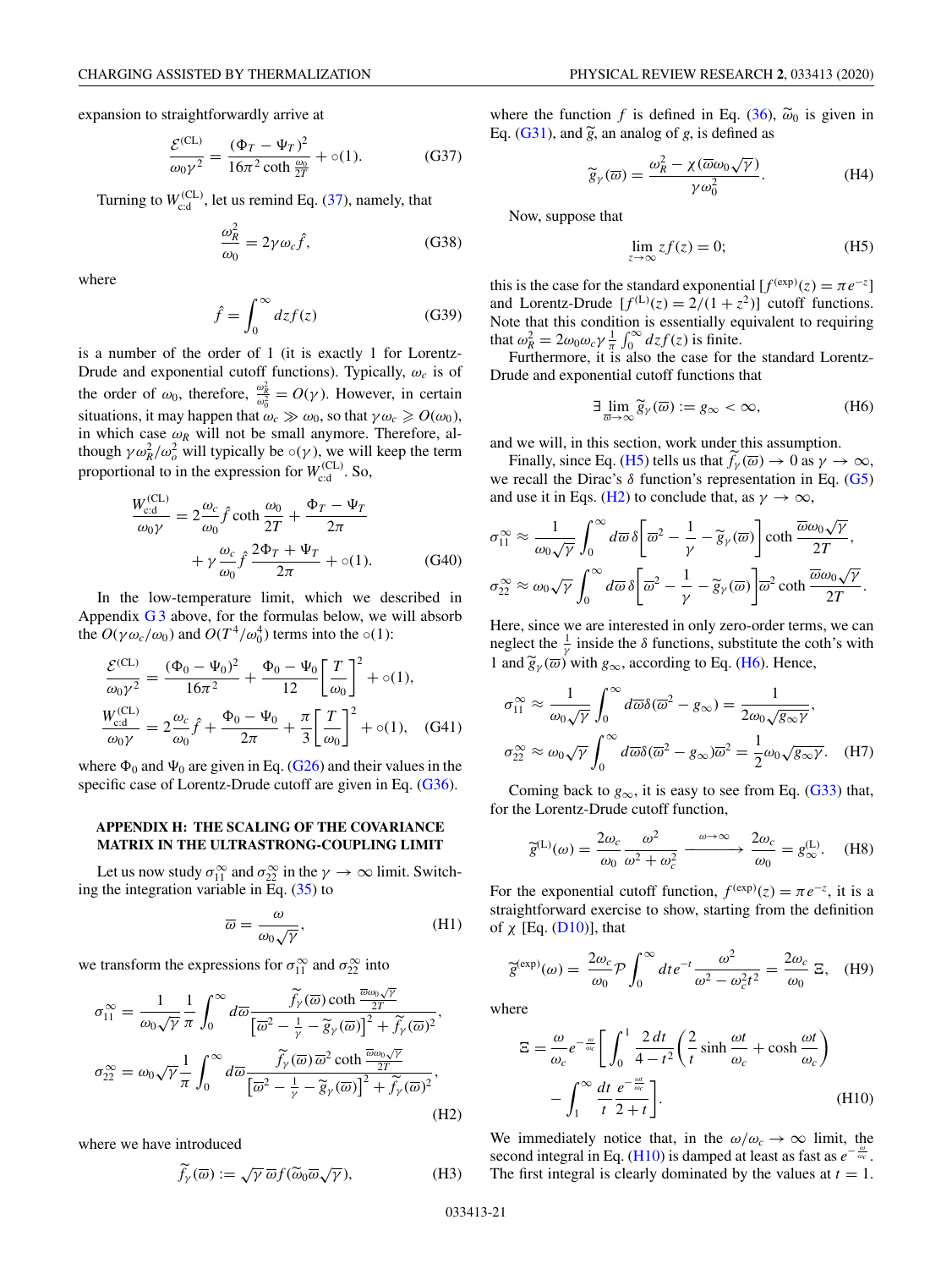expansion to straightforwardly arrive at

$$\frac{\mathcal{E}^{(\mathrm{CL})}}{\omega_0\gamma^2} = \frac{(\Phi_T - \Psi_T)^2}{16\pi^2 \coth\frac{\omega_0}{2T}} + \circ(1). \tag{G37}$$

Turning to $W^{(\mathrm{CL})}_{\mathrm{c:d}}$, let us remind Eq. (37), namely, that

$$\frac{\omega_R^2}{\omega_0} = 2\gamma\omega_c \hat{f}, \tag{G38}$$

where

$$\hat{f} = \int_0^\infty dz f(z) \tag{G39}$$

is a number of the order of 1 (it is exactly 1 for Lorentz-Drude and exponential cutoff functions). Typically, $\omega_c$ is of the order of $\omega_0$, therefore, $\frac{\omega_R^2}{\omega_0^2} = O(\gamma)$. However, in certain situations, it may happen that $\omega_c \gg \omega_0$, so that $\gamma\omega_c \geqslant O(\omega_0)$, in which case $\omega_R$ will not be small anymore. Therefore, although $\gamma\omega_R^2/\omega_o^2$ will typically be $\circ(\gamma)$, we will keep the term proportional to in the expression for $W^{(\mathrm{CL})}_{\mathrm{c:d}}$. So,

$$\frac{W^{(\mathrm{CL})}_{\mathrm{c:d}}}{\omega_0\gamma} = 2\frac{\omega_c}{\omega_0}\hat{f}\coth\frac{\omega_0}{2T} + \frac{\Phi_T - \Psi_T}{2\pi} + \gamma\frac{\omega_c}{\omega_0}\hat{f}\,\frac{2\Phi_T + \Psi_T}{2\pi} + \circ(1). \tag{G40}$$

In the low-temperature limit, which we described in Appendix G 3 above, for the formulas below, we will absorb the $O(\gamma\omega_c/\omega_0)$ and $O(T^4/\omega_0^4)$ terms into the $\circ(1)$:

$$\frac{\mathcal{E}^{(\mathrm{CL})}}{\omega_0\gamma^2} = \frac{(\Phi_0 - \Psi_0)^2}{16\pi^2} + \frac{\Phi_0 - \Psi_0}{12}\left[\frac{T}{\omega_0}\right]^2 + \circ(1),$$
$$\frac{W^{(\mathrm{CL})}_{\mathrm{c:d}}}{\omega_0\gamma} = 2\frac{\omega_c}{\omega_0}\hat{f} + \frac{\Phi_0 - \Psi_0}{2\pi} + \frac{\pi}{3}\left[\frac{T}{\omega_0}\right]^2 + \circ(1), \tag{G41}$$

where $\Phi_0$ and $\Psi_0$ are given in Eq. (G26) and their values in the specific case of Lorentz-Drude cutoff are given in Eq. (G36).

## APPENDIX H: THE SCALING OF THE COVARIANCE MATRIX IN THE ULTRASTRONG-COUPLING LIMIT

Let us now study $\sigma_{11}^\infty$ and $\sigma_{22}^\infty$ in the $\gamma \to \infty$ limit. Switching the integration variable in Eq. (35) to

$$\varpi = \frac{\omega}{\omega_0\sqrt{\gamma}}, \tag{H1}$$

we transform the expressions for $\sigma_{11}^\infty$ and $\sigma_{22}^\infty$ into

$$\sigma_{11}^\infty = \frac{1}{\omega_0\sqrt{\gamma}}\frac{1}{\pi}\int_0^\infty d\varpi \frac{\widetilde{f}_\gamma(\varpi)\coth\frac{\varpi\omega_0\sqrt{\gamma}}{2T}}{\left[\varpi^2 - \frac{1}{\gamma} - \widetilde{g}_\gamma(\varpi)\right]^2 + \widetilde{f}_\gamma(\varpi)^2},$$
$$\sigma_{22}^\infty = \omega_0\sqrt{\gamma}\frac{1}{\pi}\int_0^\infty d\varpi \frac{\widetilde{f}_\gamma(\varpi)\varpi^2\coth\frac{\varpi\omega_0\sqrt{\gamma}}{2T}}{\left[\varpi^2 - \frac{1}{\gamma} - \widetilde{g}_\gamma(\varpi)\right]^2 + \widetilde{f}_\gamma(\varpi)^2}, \tag{H2}$$

where we have introduced

$$\widetilde{f}_\gamma(\varpi) := \sqrt{\gamma}\,\varpi f(\widetilde{\omega}_0\varpi\sqrt{\gamma}), \tag{H3}$$

where the function $f$ is defined in Eq. (36), $\widetilde{\omega}_0$ is given in Eq. (G31), and $\widetilde{g}$, an analog of $g$, is defined as

$$\widetilde{g}_\gamma(\varpi) = \frac{\omega_R^2 - \chi(\varpi\omega_0\sqrt{\gamma})}{\gamma\omega_0^2}. \tag{H4}$$

Now, suppose that

$$\lim_{z\to\infty} zf(z) = 0; \tag{H5}$$

this is the case for the standard exponential $[f^{(\exp)}(z) = \pi e^{-z}]$ and Lorentz-Drude $[f^{(\mathrm{L})}(z) = 2/(1+z^2)]$ cutoff functions. Note that this condition is essentially equivalent to requiring that $\omega_R^2 = 2\omega_0\omega_c\gamma\frac{1}{\pi}\int_0^\infty dz f(z)$ is finite.

Furthermore, it is also the case for the standard Lorentz-Drude and exponential cutoff functions that

$$\exists \lim_{\varpi\to\infty}\widetilde{g}_\gamma(\varpi) := g_\infty < \infty, \tag{H6}$$

and we will, in this section, work under this assumption.

Finally, since Eq. (H5) tells us that $\widetilde{f}_\gamma(\varpi) \to 0$ as $\gamma \to \infty$, we recall the Dirac's $\delta$ function's representation in Eq. (G5) and use it in Eqs. (H2) to conclude that, as $\gamma \to \infty$,

$$\sigma_{11}^\infty \approx \frac{1}{\omega_0\sqrt{\gamma}}\int_0^\infty d\varpi\,\delta\!\left[\varpi^2 - \frac{1}{\gamma} - \widetilde{g}_\gamma(\varpi)\right]\coth\frac{\varpi\omega_0\sqrt{\gamma}}{2T},$$
$$\sigma_{22}^\infty \approx \omega_0\sqrt{\gamma}\int_0^\infty d\varpi\,\delta\!\left[\varpi^2 - \frac{1}{\gamma} - \widetilde{g}_\gamma(\varpi)\right]\varpi^2\coth\frac{\varpi\omega_0\sqrt{\gamma}}{2T}.$$

Here, since we are interested in only zero-order terms, we can neglect the $\frac{1}{\gamma}$ inside the $\delta$ functions, substitute the coth's with 1 and $\widetilde{g}_\gamma(\varpi)$ with $g_\infty$, according to Eq. (H6). Hence,

$$\sigma_{11}^\infty \approx \frac{1}{\omega_0\sqrt{\gamma}}\int_0^\infty d\varpi\,\delta(\varpi^2 - g_\infty) = \frac{1}{2\omega_0\sqrt{g_\infty\gamma}},$$
$$\sigma_{22}^\infty \approx \omega_0\sqrt{\gamma}\int_0^\infty d\varpi\,\delta(\varpi^2 - g_\infty)\varpi^2 = \frac{1}{2}\omega_0\sqrt{g_\infty\gamma}. \tag{H7}$$

Coming back to $g_\infty$, it is easy to see from Eq. (G33) that, for the Lorentz-Drude cutoff function,

$$\widetilde{g}^{(\mathrm{L})}(\omega) = \frac{2\omega_c}{\omega_0}\frac{\omega^2}{\omega^2 + \omega_c^2} \xrightarrow{\omega\to\infty} \frac{2\omega_c}{\omega_0} = g_\infty^{(\mathrm{L})}. \tag{H8}$$

For the exponential cutoff function, $f^{(\exp)}(z) = \pi e^{-z}$, it is a straightforward exercise to show, starting from the definition of $\chi$ [Eq. (D10)], that

$$\widetilde{g}^{(\exp)}(\omega) = \frac{2\omega_c}{\omega_0}\mathcal{P}\int_0^\infty dt e^{-t}\frac{\omega^2}{\omega^2 - \omega_c^2 t^2} = \frac{2\omega_c}{\omega_0}\,\Xi, \tag{H9}$$

where

$$\Xi = \frac{\omega}{\omega_c}e^{-\frac{\omega}{\omega_c}}\left[\int_0^1 \frac{2\,dt}{4 - t^2}\left(\frac{2}{t}\sinh\frac{\omega t}{\omega_c} + \cosh\frac{\omega t}{\omega_c}\right) - \int_1^\infty \frac{dt}{t}\frac{e^{-\frac{\omega t}{\omega_c}}}{2+t}\right]. \tag{H10}$$

We immediately notice that, in the $\omega/\omega_c \to \infty$ limit, the second integral in Eq. (H10) is damped at least as fast as $e^{-\frac{\omega}{\omega_c}}$. The first integral is clearly dominated by the values at $t = 1$.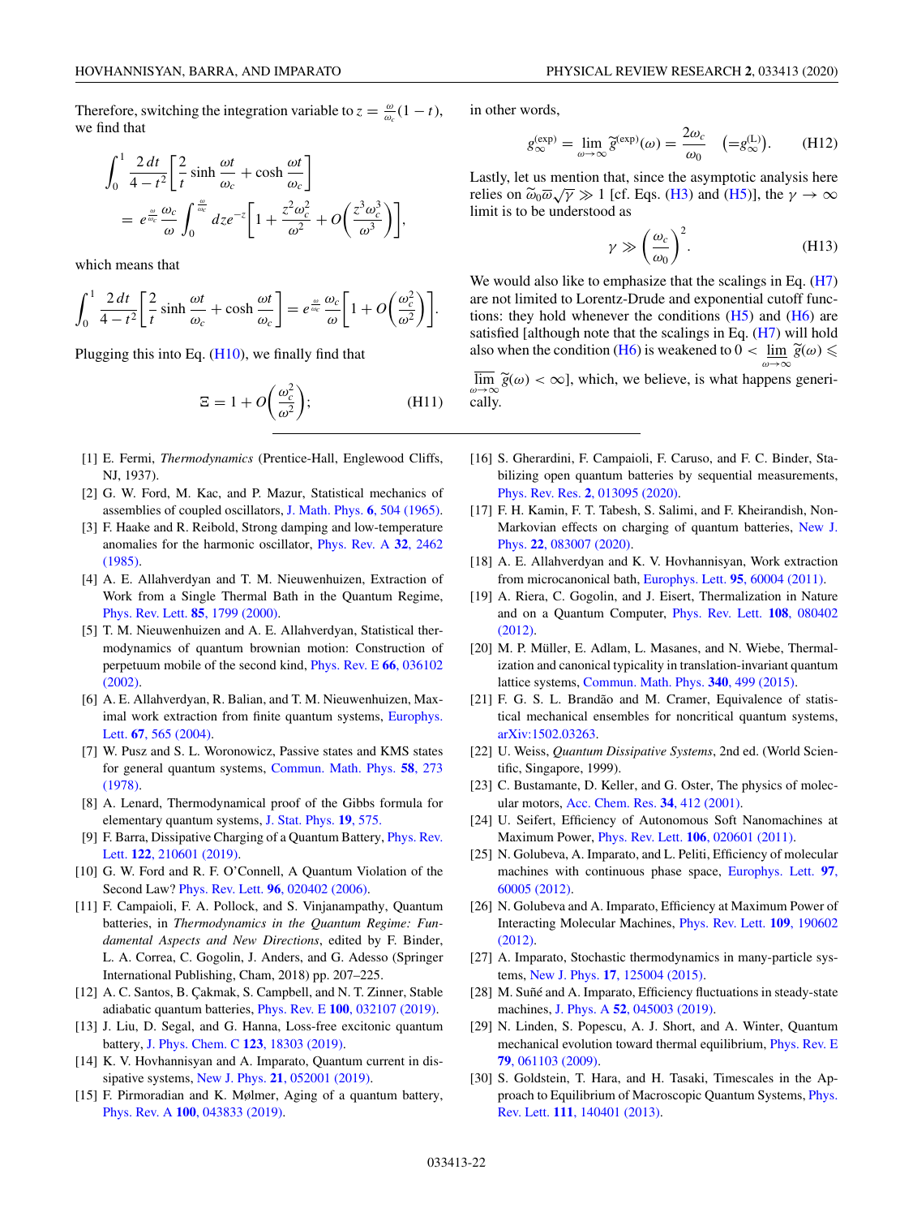Therefore, switching the integration variable to $z = \frac{\omega}{\omega_c}(1-t)$, we find that

$$\int_0^1 \frac{2\,dt}{4-t^2}\left[\frac{2}{t}\sinh\frac{\omega t}{\omega_c} + \cosh\frac{\omega t}{\omega_c}\right] = e^{\frac{\omega}{\omega_c}}\frac{\omega_c}{\omega}\int_0^{\frac{\omega}{\omega_c}} dz e^{-z}\left[1 + \frac{z^2\omega_c^2}{\omega^2} + O\left(\frac{z^3\omega_c^3}{\omega^3}\right)\right],$$

which means that

$$\int_0^1 \frac{2\,dt}{4-t^2}\left[\frac{2}{t}\sinh\frac{\omega t}{\omega_c} + \cosh\frac{\omega t}{\omega_c}\right] = e^{\frac{\omega}{\omega_c}}\frac{\omega_c}{\omega}\left[1 + O\left(\frac{\omega_c^2}{\omega^2}\right)\right].$$

Plugging this into Eq. (H10), we finally find that

$$\Xi = 1 + O\left(\frac{\omega_c^2}{\omega^2}\right); \tag{H11}$$

in other words,

$$g_\infty^{(\mathrm{exp})} = \lim_{\omega\to\infty}\widetilde{g}^{(\mathrm{exp})}(\omega) = \frac{2\omega_c}{\omega_0} \quad \left(=g_\infty^{(\mathrm{L})}\right). \tag{H12}$$

Lastly, let us mention that, since the asymptotic analysis here relies on $\widetilde{\omega}_0\overline{\omega}\sqrt{\gamma} \gg 1$ [cf. Eqs. (H3) and (H5)], the $\gamma\to\infty$ limit is to be understood as

$$\gamma \gg \left(\frac{\omega_c}{\omega_0}\right)^2. \tag{H13}$$

We would also like to emphasize that the scalings in Eq. (H7) are not limited to Lorentz-Drude and exponential cutoff functions: they hold whenever the conditions (H5) and (H6) are satisfied [although note that the scalings in Eq. (H7) will hold also when the condition (H6) is weakened to $0 < \varliminf_{\omega\to\infty}\widetilde{g}(\omega) \leqslant \varlimsup_{\omega\to\infty}\widetilde{g}(\omega) < \infty$], which, we believe, is what happens generically.

---

[1] E. Fermi, *Thermodynamics* (Prentice-Hall, Englewood Cliffs, NJ, 1937).

[2] G. W. Ford, M. Kac, and P. Mazur, Statistical mechanics of assemblies of coupled oscillators, J. Math. Phys. **6**, 504 (1965).

[3] F. Haake and R. Reibold, Strong damping and low-temperature anomalies for the harmonic oscillator, Phys. Rev. A **32**, 2462 (1985).

[4] A. E. Allahverdyan and T. M. Nieuwenhuizen, Extraction of Work from a Single Thermal Bath in the Quantum Regime, Phys. Rev. Lett. **85**, 1799 (2000).

[5] T. M. Nieuwenhuizen and A. E. Allahverdyan, Statistical thermodynamics of quantum brownian motion: Construction of perpetuum mobile of the second kind, Phys. Rev. E **66**, 036102 (2002).

[6] A. E. Allahverdyan, R. Balian, and T. M. Nieuwenhuizen, Maximal work extraction from finite quantum systems, Europhys. Lett. **67**, 565 (2004).

[7] W. Pusz and S. L. Woronowicz, Passive states and KMS states for general quantum systems, Commun. Math. Phys. **58**, 273 (1978).

[8] A. Lenard, Thermodynamical proof of the Gibbs formula for elementary quantum systems, J. Stat. Phys. **19**, 575.

[9] F. Barra, Dissipative Charging of a Quantum Battery, Phys. Rev. Lett. **122**, 210601 (2019).

[10] G. W. Ford and R. F. O'Connell, A Quantum Violation of the Second Law? Phys. Rev. Lett. **96**, 020402 (2006).

[11] F. Campaioli, F. A. Pollock, and S. Vinjanampathy, Quantum batteries, in *Thermodynamics in the Quantum Regime: Fundamental Aspects and New Directions*, edited by F. Binder, L. A. Correa, C. Gogolin, J. Anders, and G. Adesso (Springer International Publishing, Cham, 2018) pp. 207–225.

[12] A. C. Santos, B. Çakmak, S. Campbell, and N. T. Zinner, Stable adiabatic quantum batteries, Phys. Rev. E **100**, 032107 (2019).

[13] J. Liu, D. Segal, and G. Hanna, Loss-free excitonic quantum battery, J. Phys. Chem. C **123**, 18303 (2019).

[14] K. V. Hovhannisyan and A. Imparato, Quantum current in dissipative systems, New J. Phys. **21**, 052001 (2019).

[15] F. Pirmoradian and K. Mølmer, Aging of a quantum battery, Phys. Rev. A **100**, 043833 (2019).

[16] S. Gherardini, F. Campaioli, F. Caruso, and F. C. Binder, Stabilizing open quantum batteries by sequential measurements, Phys. Rev. Res. **2**, 013095 (2020).

[17] F. H. Kamin, F. T. Tabesh, S. Salimi, and F. Kheirandish, Non-Markovian effects on charging of quantum batteries, New J. Phys. **22**, 083007 (2020).

[18] A. E. Allahverdyan and K. V. Hovhannisyan, Work extraction from microcanonical bath, Europhys. Lett. **95**, 60004 (2011).

[19] A. Riera, C. Gogolin, and J. Eisert, Thermalization in Nature and on a Quantum Computer, Phys. Rev. Lett. **108**, 080402 (2012).

[20] M. P. Müller, E. Adlam, L. Masanes, and N. Wiebe, Thermalization and canonical typicality in translation-invariant quantum lattice systems, Commun. Math. Phys. **340**, 499 (2015).

[21] F. G. S. L. Brandão and M. Cramer, Equivalence of statistical mechanical ensembles for noncritical quantum systems, arXiv:1502.03263.

[22] U. Weiss, *Quantum Dissipative Systems*, 2nd ed. (World Scientific, Singapore, 1999).

[23] C. Bustamante, D. Keller, and G. Oster, The physics of molecular motors, Acc. Chem. Res. **34**, 412 (2001).

[24] U. Seifert, Efficiency of Autonomous Soft Nanomachines at Maximum Power, Phys. Rev. Lett. **106**, 020601 (2011).

[25] N. Golubeva, A. Imparato, and L. Peliti, Efficiency of molecular machines with continuous phase space, Europhys. Lett. **97**, 60005 (2012).

[26] N. Golubeva and A. Imparato, Efficiency at Maximum Power of Interacting Molecular Machines, Phys. Rev. Lett. **109**, 190602 (2012).

[27] A. Imparato, Stochastic thermodynamics in many-particle systems, New J. Phys. **17**, 125004 (2015).

[28] M. Suñé and A. Imparato, Efficiency fluctuations in steady-state machines, J. Phys. A **52**, 045003 (2019).

[29] N. Linden, S. Popescu, A. J. Short, and A. Winter, Quantum mechanical evolution toward thermal equilibrium, Phys. Rev. E **79**, 061103 (2009).

[30] S. Goldstein, T. Hara, and H. Tasaki, Timescales in the Approach to Equilibrium of Macroscopic Quantum Systems, Phys. Rev. Lett. **111**, 140401 (2013).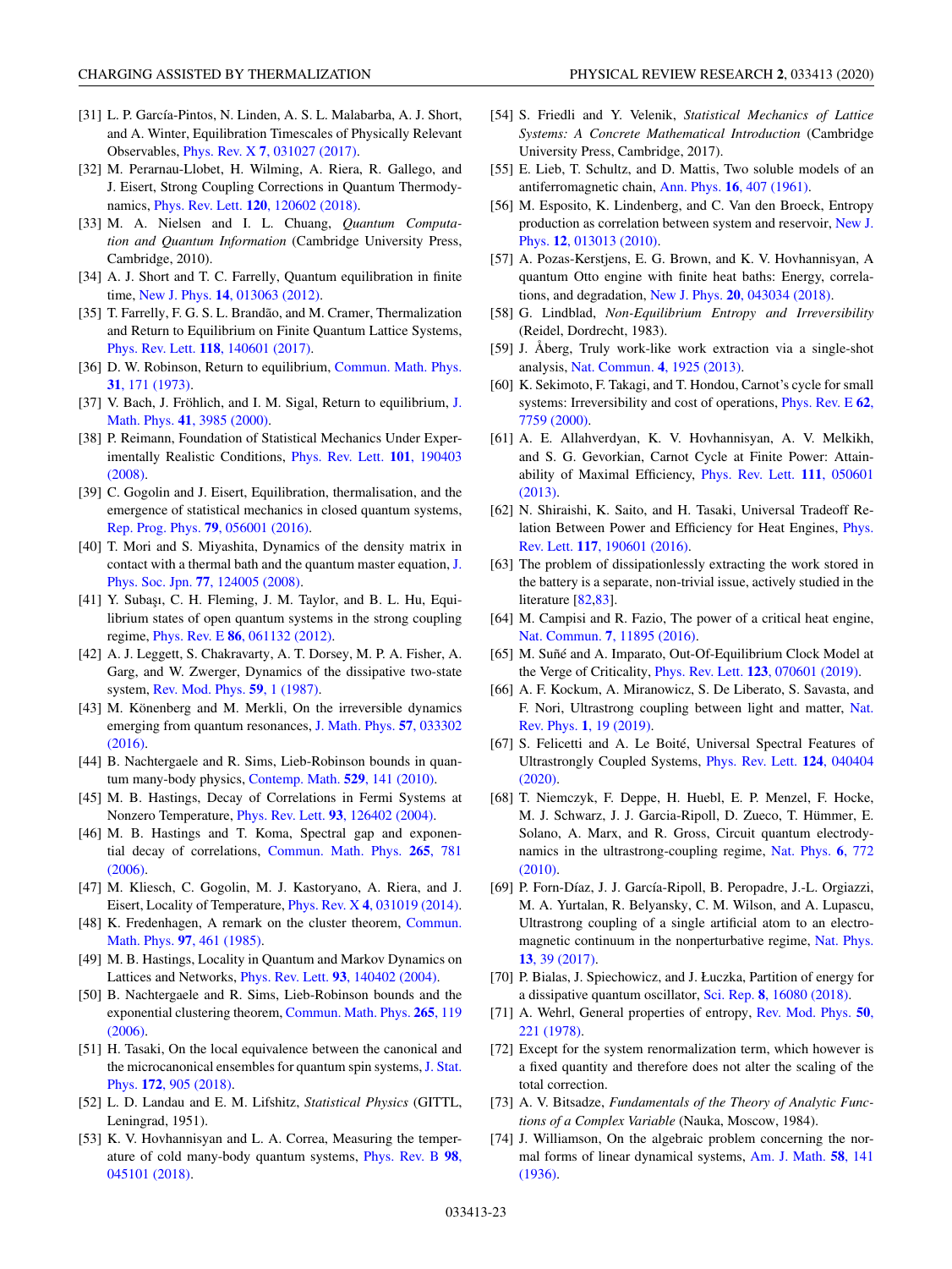[31] L. P. García-Pintos, N. Linden, A. S. L. Malabarba, A. J. Short, and A. Winter, Equilibration Timescales of Physically Relevant Observables, Phys. Rev. X **7**, 031027 (2017).

[32] M. Perarnau-Llobet, H. Wilming, A. Riera, R. Gallego, and J. Eisert, Strong Coupling Corrections in Quantum Thermodynamics, Phys. Rev. Lett. **120**, 120602 (2018).

[33] M. A. Nielsen and I. L. Chuang, *Quantum Computation and Quantum Information* (Cambridge University Press, Cambridge, 2010).

[34] A. J. Short and T. C. Farrelly, Quantum equilibration in finite time, New J. Phys. **14**, 013063 (2012).

[35] T. Farrelly, F. G. S. L. Brandão, and M. Cramer, Thermalization and Return to Equilibrium on Finite Quantum Lattice Systems, Phys. Rev. Lett. **118**, 140601 (2017).

[36] D. W. Robinson, Return to equilibrium, Commun. Math. Phys. **31**, 171 (1973).

[37] V. Bach, J. Fröhlich, and I. M. Sigal, Return to equilibrium, J. Math. Phys. **41**, 3985 (2000).

[38] P. Reimann, Foundation of Statistical Mechanics Under Experimentally Realistic Conditions, Phys. Rev. Lett. **101**, 190403 (2008).

[39] C. Gogolin and J. Eisert, Equilibration, thermalisation, and the emergence of statistical mechanics in closed quantum systems, Rep. Prog. Phys. **79**, 056001 (2016).

[40] T. Mori and S. Miyashita, Dynamics of the density matrix in contact with a thermal bath and the quantum master equation, J. Phys. Soc. Jpn. **77**, 124005 (2008).

[41] Y. Subaşı, C. H. Fleming, J. M. Taylor, and B. L. Hu, Equilibrium states of open quantum systems in the strong coupling regime, Phys. Rev. E **86**, 061132 (2012).

[42] A. J. Leggett, S. Chakravarty, A. T. Dorsey, M. P. A. Fisher, A. Garg, and W. Zwerger, Dynamics of the dissipative two-state system, Rev. Mod. Phys. **59**, 1 (1987).

[43] M. Könenberg and M. Merkli, On the irreversible dynamics emerging from quantum resonances, J. Math. Phys. **57**, 033302 (2016).

[44] B. Nachtergaele and R. Sims, Lieb-Robinson bounds in quantum many-body physics, Contemp. Math. **529**, 141 (2010).

[45] M. B. Hastings, Decay of Correlations in Fermi Systems at Nonzero Temperature, Phys. Rev. Lett. **93**, 126402 (2004).

[46] M. B. Hastings and T. Koma, Spectral gap and exponential decay of correlations, Commun. Math. Phys. **265**, 781 (2006).

[47] M. Kliesch, C. Gogolin, M. J. Kastoryano, A. Riera, and J. Eisert, Locality of Temperature, Phys. Rev. X **4**, 031019 (2014).

[48] K. Fredenhagen, A remark on the cluster theorem, Commun. Math. Phys. **97**, 461 (1985).

[49] M. B. Hastings, Locality in Quantum and Markov Dynamics on Lattices and Networks, Phys. Rev. Lett. **93**, 140402 (2004).

[50] B. Nachtergaele and R. Sims, Lieb-Robinson bounds and the exponential clustering theorem, Commun. Math. Phys. **265**, 119 (2006).

[51] H. Tasaki, On the local equivalence between the canonical and the microcanonical ensembles for quantum spin systems, J. Stat. Phys. **172**, 905 (2018).

[52] L. D. Landau and E. M. Lifshitz, *Statistical Physics* (GITTL, Leningrad, 1951).

[53] K. V. Hovhannisyan and L. A. Correa, Measuring the temperature of cold many-body quantum systems, Phys. Rev. B **98**, 045101 (2018).

[54] S. Friedli and Y. Velenik, *Statistical Mechanics of Lattice Systems: A Concrete Mathematical Introduction* (Cambridge University Press, Cambridge, 2017).

[55] E. Lieb, T. Schultz, and D. Mattis, Two soluble models of an antiferromagnetic chain, Ann. Phys. **16**, 407 (1961).

[56] M. Esposito, K. Lindenberg, and C. Van den Broeck, Entropy production as correlation between system and reservoir, New J. Phys. **12**, 013013 (2010).

[57] A. Pozas-Kerstjens, E. G. Brown, and K. V. Hovhannisyan, A quantum Otto engine with finite heat baths: Energy, correlations, and degradation, New J. Phys. **20**, 043034 (2018).

[58] G. Lindblad, *Non-Equilibrium Entropy and Irreversibility* (Reidel, Dordrecht, 1983).

[59] J. Åberg, Truly work-like work extraction via a single-shot analysis, Nat. Commun. **4**, 1925 (2013).

[60] K. Sekimoto, F. Takagi, and T. Hondou, Carnot's cycle for small systems: Irreversibility and cost of operations, Phys. Rev. E **62**, 7759 (2000).

[61] A. E. Allahverdyan, K. V. Hovhannisyan, A. V. Melkikh, and S. G. Gevorkian, Carnot Cycle at Finite Power: Attainability of Maximal Efficiency, Phys. Rev. Lett. **111**, 050601 (2013).

[62] N. Shiraishi, K. Saito, and H. Tasaki, Universal Tradeoff Relation Between Power and Efficiency for Heat Engines, Phys. Rev. Lett. **117**, 190601 (2016).

[63] The problem of dissipationlessly extracting the work stored in the battery is a separate, non-trivial issue, actively studied in the literature [82,83].

[64] M. Campisi and R. Fazio, The power of a critical heat engine, Nat. Commun. **7**, 11895 (2016).

[65] M. Suñé and A. Imparato, Out-Of-Equilibrium Clock Model at the Verge of Criticality, Phys. Rev. Lett. **123**, 070601 (2019).

[66] A. F. Kockum, A. Miranowicz, S. De Liberato, S. Savasta, and F. Nori, Ultrastrong coupling between light and matter, Nat. Rev. Phys. **1**, 19 (2019).

[67] S. Felicetti and A. Le Boité, Universal Spectral Features of Ultrastrongly Coupled Systems, Phys. Rev. Lett. **124**, 040404 (2020).

[68] T. Niemczyk, F. Deppe, H. Huebl, E. P. Menzel, F. Hocke, M. J. Schwarz, J. J. Garcia-Ripoll, D. Zueco, T. Hümmer, E. Solano, A. Marx, and R. Gross, Circuit quantum electrodynamics in the ultrastrong-coupling regime, Nat. Phys. **6**, 772 (2010).

[69] P. Forn-Díaz, J. J. García-Ripoll, B. Peropadre, J.-L. Orgiazzi, M. A. Yurtalan, R. Belyansky, C. M. Wilson, and A. Lupascu, Ultrastrong coupling of a single artificial atom to an electromagnetic continuum in the nonperturbative regime, Nat. Phys. **13**, 39 (2017).

[70] P. Bialas, J. Spiechowicz, and J. Łuczka, Partition of energy for a dissipative quantum oscillator, Sci. Rep. **8**, 16080 (2018).

[71] A. Wehrl, General properties of entropy, Rev. Mod. Phys. **50**, 221 (1978).

[72] Except for the system renormalization term, which however is a fixed quantity and therefore does not alter the scaling of the total correction.

[73] A. V. Bitsadze, *Fundamentals of the Theory of Analytic Functions of a Complex Variable* (Nauka, Moscow, 1984).

[74] J. Williamson, On the algebraic problem concerning the normal forms of linear dynamical systems, Am. J. Math. **58**, 141 (1936).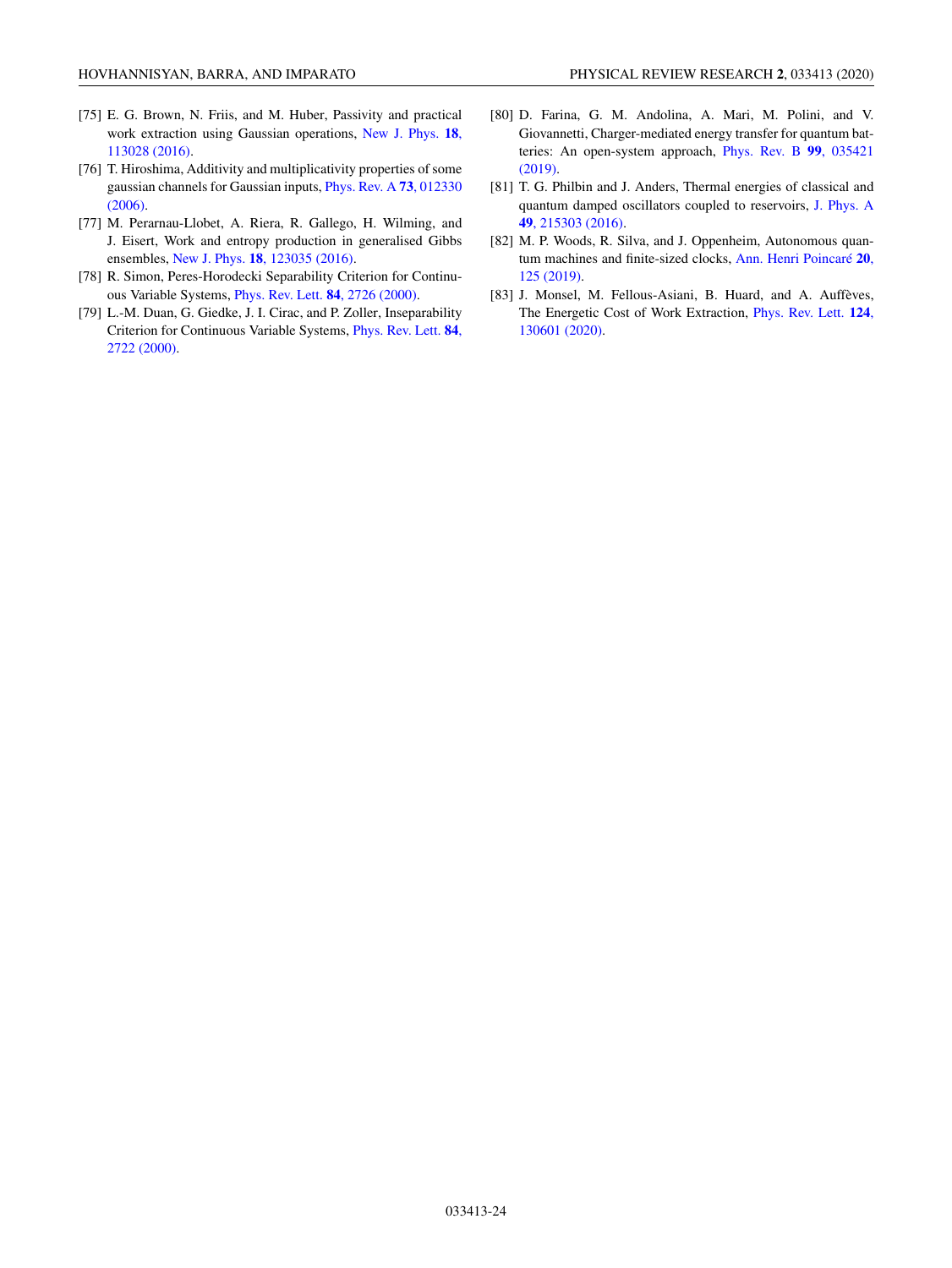[75] E. G. Brown, N. Friis, and M. Huber, Passivity and practical work extraction using Gaussian operations, New J. Phys. **18**, 113028 (2016).

[76] T. Hiroshima, Additivity and multiplicativity properties of some gaussian channels for Gaussian inputs, Phys. Rev. A **73**, 012330 (2006).

[77] M. Perarnau-Llobet, A. Riera, R. Gallego, H. Wilming, and J. Eisert, Work and entropy production in generalised Gibbs ensembles, New J. Phys. **18**, 123035 (2016).

[78] R. Simon, Peres-Horodecki Separability Criterion for Continuous Variable Systems, Phys. Rev. Lett. **84**, 2726 (2000).

[79] L.-M. Duan, G. Giedke, J. I. Cirac, and P. Zoller, Inseparability Criterion for Continuous Variable Systems, Phys. Rev. Lett. **84**, 2722 (2000).

[80] D. Farina, G. M. Andolina, A. Mari, M. Polini, and V. Giovannetti, Charger-mediated energy transfer for quantum batteries: An open-system approach, Phys. Rev. B **99**, 035421 (2019).

[81] T. G. Philbin and J. Anders, Thermal energies of classical and quantum damped oscillators coupled to reservoirs, J. Phys. A **49**, 215303 (2016).

[82] M. P. Woods, R. Silva, and J. Oppenheim, Autonomous quantum machines and finite-sized clocks, Ann. Henri Poincaré **20**, 125 (2019).

[83] J. Monsel, M. Fellous-Asiani, B. Huard, and A. Auffèves, The Energetic Cost of Work Extraction, Phys. Rev. Lett. **124**, 130601 (2020).